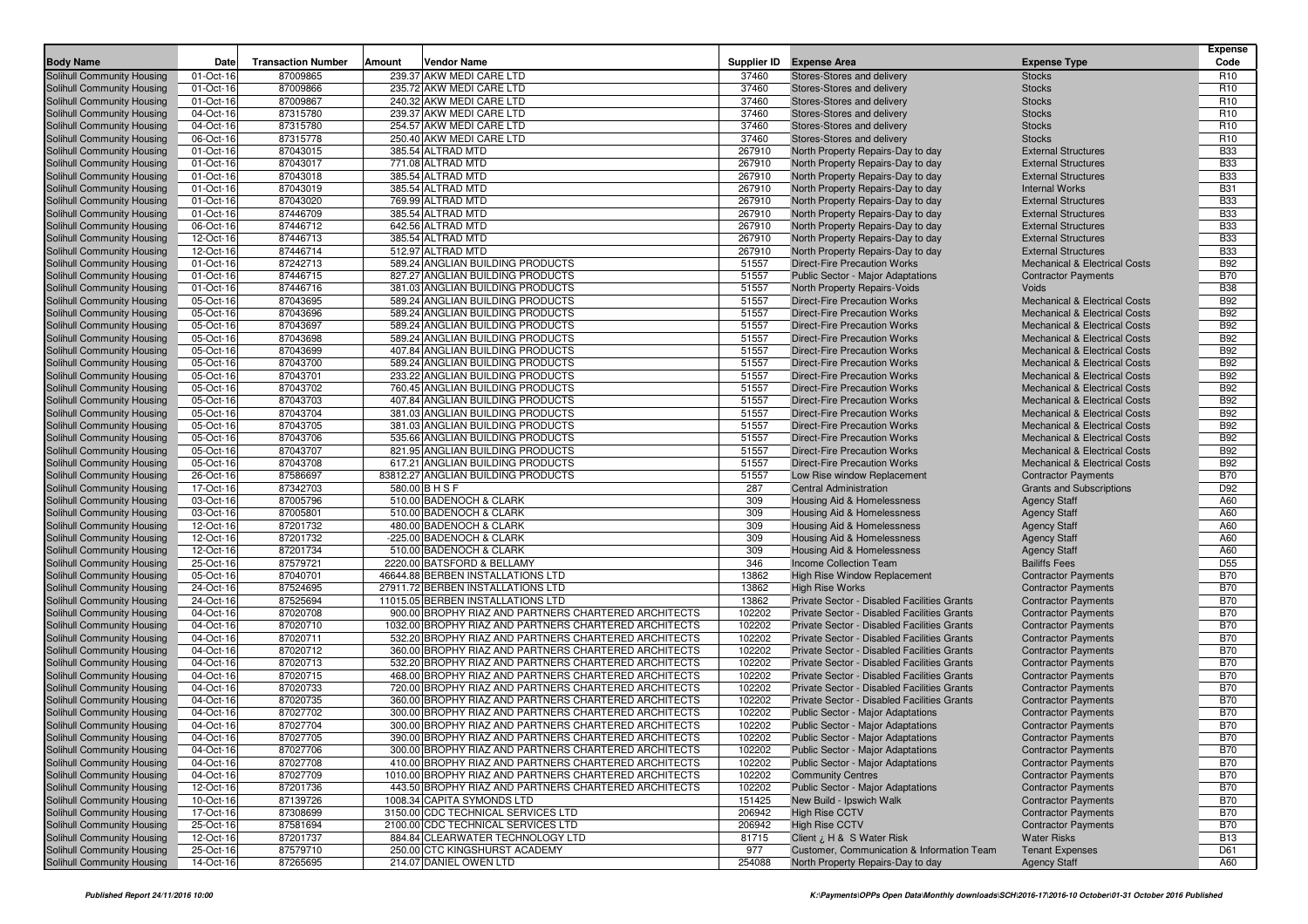| Body Name | Date | Transaction Number | Amount | Vendor Name | Supplier ID | Expense Area | Expense Type | Expense Code |
|---|---|---|---|---|---|---|---|---|
| Solihull Community Housing | 01-Oct-16 | 87009865 | 239.37 | AKW MEDI CARE LTD | 37460 | Stores-Stores and delivery | Stocks | R10 |
| Solihull Community Housing | 01-Oct-16 | 87009866 | 235.72 | AKW MEDI CARE LTD | 37460 | Stores-Stores and delivery | Stocks | R10 |
| Solihull Community Housing | 01-Oct-16 | 87009867 | 240.32 | AKW MEDI CARE LTD | 37460 | Stores-Stores and delivery | Stocks | R10 |
| Solihull Community Housing | 04-Oct-16 | 87315780 | 239.37 | AKW MEDI CARE LTD | 37460 | Stores-Stores and delivery | Stocks | R10 |
| Solihull Community Housing | 04-Oct-16 | 87315780 | 254.57 | AKW MEDI CARE LTD | 37460 | Stores-Stores and delivery | Stocks | R10 |
| Solihull Community Housing | 06-Oct-16 | 87315778 | 250.40 | AKW MEDI CARE LTD | 37460 | Stores-Stores and delivery | Stocks | R10 |
| Solihull Community Housing | 01-Oct-16 | 87043015 | 385.54 | ALTRAD MTD | 267910 | North Property Repairs-Day to day | External Structures | B33 |
| Solihull Community Housing | 01-Oct-16 | 87043017 | 771.08 | ALTRAD MTD | 267910 | North Property Repairs-Day to day | External Structures | B33 |
| Solihull Community Housing | 01-Oct-16 | 87043018 | 385.54 | ALTRAD MTD | 267910 | North Property Repairs-Day to day | External Structures | B33 |
| Solihull Community Housing | 01-Oct-16 | 87043019 | 385.54 | ALTRAD MTD | 267910 | North Property Repairs-Day to day | Internal Works | B31 |
| Solihull Community Housing | 01-Oct-16 | 87043020 | 769.99 | ALTRAD MTD | 267910 | North Property Repairs-Day to day | External Structures | B33 |
| Solihull Community Housing | 01-Oct-16 | 87446709 | 385.54 | ALTRAD MTD | 267910 | North Property Repairs-Day to day | External Structures | B33 |
| Solihull Community Housing | 06-Oct-16 | 87446712 | 642.56 | ALTRAD MTD | 267910 | North Property Repairs-Day to day | External Structures | B33 |
| Solihull Community Housing | 12-Oct-16 | 87446713 | 385.54 | ALTRAD MTD | 267910 | North Property Repairs-Day to day | External Structures | B33 |
| Solihull Community Housing | 12-Oct-16 | 87446714 | 512.97 | ALTRAD MTD | 267910 | North Property Repairs-Day to day | External Structures | B33 |
| Solihull Community Housing | 01-Oct-16 | 87242713 | 589.24 | ANGLIAN BUILDING PRODUCTS | 51557 | Direct-Fire Precaution Works | Mechanical & Electrical Costs | B92 |
| Solihull Community Housing | 01-Oct-16 | 87446715 | 827.27 | ANGLIAN BUILDING PRODUCTS | 51557 | Public Sector - Major Adaptations | Contractor Payments | B70 |
| Solihull Community Housing | 01-Oct-16 | 87446716 | 381.03 | ANGLIAN BUILDING PRODUCTS | 51557 | North Property Repairs-Voids | Voids | B38 |
| Solihull Community Housing | 05-Oct-16 | 87043695 | 589.24 | ANGLIAN BUILDING PRODUCTS | 51557 | Direct-Fire Precaution Works | Mechanical & Electrical Costs | B92 |
| Solihull Community Housing | 05-Oct-16 | 87043696 | 589.24 | ANGLIAN BUILDING PRODUCTS | 51557 | Direct-Fire Precaution Works | Mechanical & Electrical Costs | B92 |
| Solihull Community Housing | 05-Oct-16 | 87043697 | 589.24 | ANGLIAN BUILDING PRODUCTS | 51557 | Direct-Fire Precaution Works | Mechanical & Electrical Costs | B92 |
| Solihull Community Housing | 05-Oct-16 | 87043698 | 589.24 | ANGLIAN BUILDING PRODUCTS | 51557 | Direct-Fire Precaution Works | Mechanical & Electrical Costs | B92 |
| Solihull Community Housing | 05-Oct-16 | 87043699 | 407.84 | ANGLIAN BUILDING PRODUCTS | 51557 | Direct-Fire Precaution Works | Mechanical & Electrical Costs | B92 |
| Solihull Community Housing | 05-Oct-16 | 87043700 | 589.24 | ANGLIAN BUILDING PRODUCTS | 51557 | Direct-Fire Precaution Works | Mechanical & Electrical Costs | B92 |
| Solihull Community Housing | 05-Oct-16 | 87043701 | 233.22 | ANGLIAN BUILDING PRODUCTS | 51557 | Direct-Fire Precaution Works | Mechanical & Electrical Costs | B92 |
| Solihull Community Housing | 05-Oct-16 | 87043702 | 760.45 | ANGLIAN BUILDING PRODUCTS | 51557 | Direct-Fire Precaution Works | Mechanical & Electrical Costs | B92 |
| Solihull Community Housing | 05-Oct-16 | 87043703 | 407.84 | ANGLIAN BUILDING PRODUCTS | 51557 | Direct-Fire Precaution Works | Mechanical & Electrical Costs | B92 |
| Solihull Community Housing | 05-Oct-16 | 87043704 | 381.03 | ANGLIAN BUILDING PRODUCTS | 51557 | Direct-Fire Precaution Works | Mechanical & Electrical Costs | B92 |
| Solihull Community Housing | 05-Oct-16 | 87043705 | 381.03 | ANGLIAN BUILDING PRODUCTS | 51557 | Direct-Fire Precaution Works | Mechanical & Electrical Costs | B92 |
| Solihull Community Housing | 05-Oct-16 | 87043706 | 535.66 | ANGLIAN BUILDING PRODUCTS | 51557 | Direct-Fire Precaution Works | Mechanical & Electrical Costs | B92 |
| Solihull Community Housing | 05-Oct-16 | 87043707 | 821.95 | ANGLIAN BUILDING PRODUCTS | 51557 | Direct-Fire Precaution Works | Mechanical & Electrical Costs | B92 |
| Solihull Community Housing | 05-Oct-16 | 87043708 | 617.21 | ANGLIAN BUILDING PRODUCTS | 51557 | Direct-Fire Precaution Works | Mechanical & Electrical Costs | B92 |
| Solihull Community Housing | 26-Oct-16 | 87586697 | 83812.27 | ANGLIAN BUILDING PRODUCTS | 51557 | Low Rise window Replacement | Contractor Payments | B70 |
| Solihull Community Housing | 17-Oct-16 | 87342703 | 580.00 | B H S F | 287 | Central Administration | Grants and Subscriptions | D92 |
| Solihull Community Housing | 03-Oct-16 | 87005796 | 510.00 | BADENOCH & CLARK | 309 | Housing Aid & Homelessness | Agency Staff | A60 |
| Solihull Community Housing | 03-Oct-16 | 87005801 | 510.00 | BADENOCH & CLARK | 309 | Housing Aid & Homelessness | Agency Staff | A60 |
| Solihull Community Housing | 12-Oct-16 | 87201732 | 480.00 | BADENOCH & CLARK | 309 | Housing Aid & Homelessness | Agency Staff | A60 |
| Solihull Community Housing | 12-Oct-16 | 87201732 | -225.00 | BADENOCH & CLARK | 309 | Housing Aid & Homelessness | Agency Staff | A60 |
| Solihull Community Housing | 12-Oct-16 | 87201734 | 510.00 | BADENOCH & CLARK | 309 | Housing Aid & Homelessness | Agency Staff | A60 |
| Solihull Community Housing | 25-Oct-16 | 87579721 | 2220.00 | BATSFORD & BELLAMY | 346 | Income Collection Team | Bailiffs Fees | D55 |
| Solihull Community Housing | 05-Oct-16 | 87040701 | 46644.88 | BERBEN INSTALLATIONS LTD | 13862 | High Rise Window Replacement | Contractor Payments | B70 |
| Solihull Community Housing | 24-Oct-16 | 87524695 | 27911.72 | BERBEN INSTALLATIONS LTD | 13862 | High Rise Works | Contractor Payments | B70 |
| Solihull Community Housing | 24-Oct-16 | 87525694 | 11015.05 | BERBEN INSTALLATIONS LTD | 13862 | Private Sector - Disabled Facilities Grants | Contractor Payments | B70 |
| Solihull Community Housing | 04-Oct-16 | 87020708 | 900.00 | BROPHY RIAZ AND PARTNERS CHARTERED ARCHITECTS | 102202 | Private Sector - Disabled Facilities Grants | Contractor Payments | B70 |
| Solihull Community Housing | 04-Oct-16 | 87020710 | 1032.00 | BROPHY RIAZ AND PARTNERS CHARTERED ARCHITECTS | 102202 | Private Sector - Disabled Facilities Grants | Contractor Payments | B70 |
| Solihull Community Housing | 04-Oct-16 | 87020711 | 532.20 | BROPHY RIAZ AND PARTNERS CHARTERED ARCHITECTS | 102202 | Private Sector - Disabled Facilities Grants | Contractor Payments | B70 |
| Solihull Community Housing | 04-Oct-16 | 87020712 | 360.00 | BROPHY RIAZ AND PARTNERS CHARTERED ARCHITECTS | 102202 | Private Sector - Disabled Facilities Grants | Contractor Payments | B70 |
| Solihull Community Housing | 04-Oct-16 | 87020713 | 532.20 | BROPHY RIAZ AND PARTNERS CHARTERED ARCHITECTS | 102202 | Private Sector - Disabled Facilities Grants | Contractor Payments | B70 |
| Solihull Community Housing | 04-Oct-16 | 87020715 | 468.00 | BROPHY RIAZ AND PARTNERS CHARTERED ARCHITECTS | 102202 | Private Sector - Disabled Facilities Grants | Contractor Payments | B70 |
| Solihull Community Housing | 04-Oct-16 | 87020733 | 720.00 | BROPHY RIAZ AND PARTNERS CHARTERED ARCHITECTS | 102202 | Private Sector - Disabled Facilities Grants | Contractor Payments | B70 |
| Solihull Community Housing | 04-Oct-16 | 87020735 | 360.00 | BROPHY RIAZ AND PARTNERS CHARTERED ARCHITECTS | 102202 | Private Sector - Disabled Facilities Grants | Contractor Payments | B70 |
| Solihull Community Housing | 04-Oct-16 | 87027702 | 300.00 | BROPHY RIAZ AND PARTNERS CHARTERED ARCHITECTS | 102202 | Public Sector - Major Adaptations | Contractor Payments | B70 |
| Solihull Community Housing | 04-Oct-16 | 87027704 | 300.00 | BROPHY RIAZ AND PARTNERS CHARTERED ARCHITECTS | 102202 | Public Sector - Major Adaptations | Contractor Payments | B70 |
| Solihull Community Housing | 04-Oct-16 | 87027705 | 390.00 | BROPHY RIAZ AND PARTNERS CHARTERED ARCHITECTS | 102202 | Public Sector - Major Adaptations | Contractor Payments | B70 |
| Solihull Community Housing | 04-Oct-16 | 87027706 | 300.00 | BROPHY RIAZ AND PARTNERS CHARTERED ARCHITECTS | 102202 | Public Sector - Major Adaptations | Contractor Payments | B70 |
| Solihull Community Housing | 04-Oct-16 | 87027708 | 410.00 | BROPHY RIAZ AND PARTNERS CHARTERED ARCHITECTS | 102202 | Public Sector - Major Adaptations | Contractor Payments | B70 |
| Solihull Community Housing | 04-Oct-16 | 87027709 | 1010.00 | BROPHY RIAZ AND PARTNERS CHARTERED ARCHITECTS | 102202 | Community Centres | Contractor Payments | B70 |
| Solihull Community Housing | 12-Oct-16 | 87201736 | 443.50 | BROPHY RIAZ AND PARTNERS CHARTERED ARCHITECTS | 102202 | Public Sector - Major Adaptations | Contractor Payments | B70 |
| Solihull Community Housing | 10-Oct-16 | 87139726 | 1008.34 | CAPITA SYMONDS LTD | 151425 | New Build - Ipswich Walk | Contractor Payments | B70 |
| Solihull Community Housing | 17-Oct-16 | 87308699 | 3150.00 | CDC TECHNICAL SERVICES LTD | 206942 | High Rise CCTV | Contractor Payments | B70 |
| Solihull Community Housing | 25-Oct-16 | 87581694 | 2100.00 | CDC TECHNICAL SERVICES LTD | 206942 | High Rise CCTV | Contractor Payments | B70 |
| Solihull Community Housing | 12-Oct-16 | 87201737 | 884.84 | CLEARWATER TECHNOLOGY LTD | 81715 | Client ¿ H & S Water Risk | Water Risks | B13 |
| Solihull Community Housing | 25-Oct-16 | 87579710 | 250.00 | CTC KINGSHURST ACADEMY | 977 | Customer, Communication & Information Team | Tenant Expenses | D61 |
| Solihull Community Housing | 14-Oct-16 | 87265695 | 214.07 | DANIEL OWEN LTD | 254088 | North Property Repairs-Day to day | Agency Staff | A60 |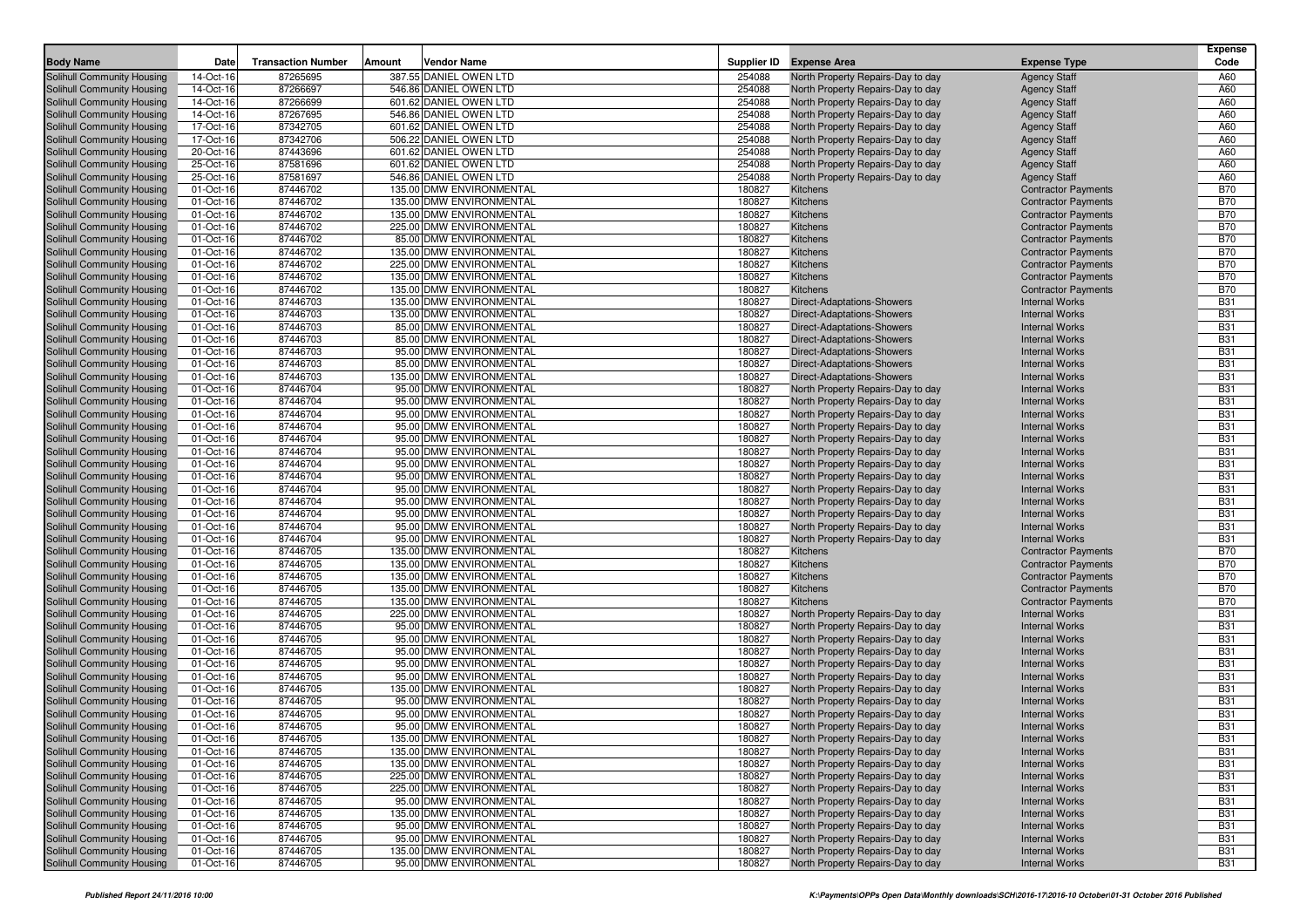| Body Name | Date | Transaction Number | Amount | Vendor Name | Supplier ID | Expense Area | Expense Type | Expense Code |
|---|---|---|---|---|---|---|---|---|
| Solihull Community Housing | 14-Oct-16 | 87265695 | 387.55 | DANIEL OWEN LTD | 254088 | North Property Repairs-Day to day | Agency Staff | A60 |
| Solihull Community Housing | 14-Oct-16 | 87266697 | 546.86 | DANIEL OWEN LTD | 254088 | North Property Repairs-Day to day | Agency Staff | A60 |
| Solihull Community Housing | 14-Oct-16 | 87266699 | 601.62 | DANIEL OWEN LTD | 254088 | North Property Repairs-Day to day | Agency Staff | A60 |
| Solihull Community Housing | 14-Oct-16 | 87267695 | 546.86 | DANIEL OWEN LTD | 254088 | North Property Repairs-Day to day | Agency Staff | A60 |
| Solihull Community Housing | 17-Oct-16 | 87342705 | 601.62 | DANIEL OWEN LTD | 254088 | North Property Repairs-Day to day | Agency Staff | A60 |
| Solihull Community Housing | 17-Oct-16 | 87342706 | 506.22 | DANIEL OWEN LTD | 254088 | North Property Repairs-Day to day | Agency Staff | A60 |
| Solihull Community Housing | 20-Oct-16 | 87443696 | 601.62 | DANIEL OWEN LTD | 254088 | North Property Repairs-Day to day | Agency Staff | A60 |
| Solihull Community Housing | 25-Oct-16 | 87581696 | 601.62 | DANIEL OWEN LTD | 254088 | North Property Repairs-Day to day | Agency Staff | A60 |
| Solihull Community Housing | 25-Oct-16 | 87581697 | 546.86 | DANIEL OWEN LTD | 254088 | North Property Repairs-Day to day | Agency Staff | A60 |
| Solihull Community Housing | 01-Oct-16 | 87446702 | 135.00 | DMW ENVIRONMENTAL | 180827 | Kitchens | Contractor Payments | B70 |
| Solihull Community Housing | 01-Oct-16 | 87446702 | 135.00 | DMW ENVIRONMENTAL | 180827 | Kitchens | Contractor Payments | B70 |
| Solihull Community Housing | 01-Oct-16 | 87446702 | 135.00 | DMW ENVIRONMENTAL | 180827 | Kitchens | Contractor Payments | B70 |
| Solihull Community Housing | 01-Oct-16 | 87446702 | 225.00 | DMW ENVIRONMENTAL | 180827 | Kitchens | Contractor Payments | B70 |
| Solihull Community Housing | 01-Oct-16 | 87446702 | 85.00 | DMW ENVIRONMENTAL | 180827 | Kitchens | Contractor Payments | B70 |
| Solihull Community Housing | 01-Oct-16 | 87446702 | 135.00 | DMW ENVIRONMENTAL | 180827 | Kitchens | Contractor Payments | B70 |
| Solihull Community Housing | 01-Oct-16 | 87446702 | 225.00 | DMW ENVIRONMENTAL | 180827 | Kitchens | Contractor Payments | B70 |
| Solihull Community Housing | 01-Oct-16 | 87446702 | 135.00 | DMW ENVIRONMENTAL | 180827 | Kitchens | Contractor Payments | B70 |
| Solihull Community Housing | 01-Oct-16 | 87446702 | 135.00 | DMW ENVIRONMENTAL | 180827 | Kitchens | Contractor Payments | B70 |
| Solihull Community Housing | 01-Oct-16 | 87446703 | 135.00 | DMW ENVIRONMENTAL | 180827 | Direct-Adaptations-Showers | Internal Works | B31 |
| Solihull Community Housing | 01-Oct-16 | 87446703 | 135.00 | DMW ENVIRONMENTAL | 180827 | Direct-Adaptations-Showers | Internal Works | B31 |
| Solihull Community Housing | 01-Oct-16 | 87446703 | 85.00 | DMW ENVIRONMENTAL | 180827 | Direct-Adaptations-Showers | Internal Works | B31 |
| Solihull Community Housing | 01-Oct-16 | 87446703 | 85.00 | DMW ENVIRONMENTAL | 180827 | Direct-Adaptations-Showers | Internal Works | B31 |
| Solihull Community Housing | 01-Oct-16 | 87446703 | 95.00 | DMW ENVIRONMENTAL | 180827 | Direct-Adaptations-Showers | Internal Works | B31 |
| Solihull Community Housing | 01-Oct-16 | 87446703 | 85.00 | DMW ENVIRONMENTAL | 180827 | Direct-Adaptations-Showers | Internal Works | B31 |
| Solihull Community Housing | 01-Oct-16 | 87446703 | 135.00 | DMW ENVIRONMENTAL | 180827 | Direct-Adaptations-Showers | Internal Works | B31 |
| Solihull Community Housing | 01-Oct-16 | 87446704 | 95.00 | DMW ENVIRONMENTAL | 180827 | North Property Repairs-Day to day | Internal Works | B31 |
| Solihull Community Housing | 01-Oct-16 | 87446704 | 95.00 | DMW ENVIRONMENTAL | 180827 | North Property Repairs-Day to day | Internal Works | B31 |
| Solihull Community Housing | 01-Oct-16 | 87446704 | 95.00 | DMW ENVIRONMENTAL | 180827 | North Property Repairs-Day to day | Internal Works | B31 |
| Solihull Community Housing | 01-Oct-16 | 87446704 | 95.00 | DMW ENVIRONMENTAL | 180827 | North Property Repairs-Day to day | Internal Works | B31 |
| Solihull Community Housing | 01-Oct-16 | 87446704 | 95.00 | DMW ENVIRONMENTAL | 180827 | North Property Repairs-Day to day | Internal Works | B31 |
| Solihull Community Housing | 01-Oct-16 | 87446704 | 95.00 | DMW ENVIRONMENTAL | 180827 | North Property Repairs-Day to day | Internal Works | B31 |
| Solihull Community Housing | 01-Oct-16 | 87446704 | 95.00 | DMW ENVIRONMENTAL | 180827 | North Property Repairs-Day to day | Internal Works | B31 |
| Solihull Community Housing | 01-Oct-16 | 87446704 | 95.00 | DMW ENVIRONMENTAL | 180827 | North Property Repairs-Day to day | Internal Works | B31 |
| Solihull Community Housing | 01-Oct-16 | 87446704 | 95.00 | DMW ENVIRONMENTAL | 180827 | North Property Repairs-Day to day | Internal Works | B31 |
| Solihull Community Housing | 01-Oct-16 | 87446704 | 95.00 | DMW ENVIRONMENTAL | 180827 | North Property Repairs-Day to day | Internal Works | B31 |
| Solihull Community Housing | 01-Oct-16 | 87446704 | 95.00 | DMW ENVIRONMENTAL | 180827 | North Property Repairs-Day to day | Internal Works | B31 |
| Solihull Community Housing | 01-Oct-16 | 87446704 | 95.00 | DMW ENVIRONMENTAL | 180827 | North Property Repairs-Day to day | Internal Works | B31 |
| Solihull Community Housing | 01-Oct-16 | 87446704 | 95.00 | DMW ENVIRONMENTAL | 180827 | North Property Repairs-Day to day | Internal Works | B31 |
| Solihull Community Housing | 01-Oct-16 | 87446705 | 135.00 | DMW ENVIRONMENTAL | 180827 | Kitchens | Contractor Payments | B70 |
| Solihull Community Housing | 01-Oct-16 | 87446705 | 135.00 | DMW ENVIRONMENTAL | 180827 | Kitchens | Contractor Payments | B70 |
| Solihull Community Housing | 01-Oct-16 | 87446705 | 135.00 | DMW ENVIRONMENTAL | 180827 | Kitchens | Contractor Payments | B70 |
| Solihull Community Housing | 01-Oct-16 | 87446705 | 135.00 | DMW ENVIRONMENTAL | 180827 | Kitchens | Contractor Payments | B70 |
| Solihull Community Housing | 01-Oct-16 | 87446705 | 135.00 | DMW ENVIRONMENTAL | 180827 | Kitchens | Contractor Payments | B70 |
| Solihull Community Housing | 01-Oct-16 | 87446705 | 225.00 | DMW ENVIRONMENTAL | 180827 | North Property Repairs-Day to day | Internal Works | B31 |
| Solihull Community Housing | 01-Oct-16 | 87446705 | 95.00 | DMW ENVIRONMENTAL | 180827 | North Property Repairs-Day to day | Internal Works | B31 |
| Solihull Community Housing | 01-Oct-16 | 87446705 | 95.00 | DMW ENVIRONMENTAL | 180827 | North Property Repairs-Day to day | Internal Works | B31 |
| Solihull Community Housing | 01-Oct-16 | 87446705 | 95.00 | DMW ENVIRONMENTAL | 180827 | North Property Repairs-Day to day | Internal Works | B31 |
| Solihull Community Housing | 01-Oct-16 | 87446705 | 95.00 | DMW ENVIRONMENTAL | 180827 | North Property Repairs-Day to day | Internal Works | B31 |
| Solihull Community Housing | 01-Oct-16 | 87446705 | 95.00 | DMW ENVIRONMENTAL | 180827 | North Property Repairs-Day to day | Internal Works | B31 |
| Solihull Community Housing | 01-Oct-16 | 87446705 | 135.00 | DMW ENVIRONMENTAL | 180827 | North Property Repairs-Day to day | Internal Works | B31 |
| Solihull Community Housing | 01-Oct-16 | 87446705 | 95.00 | DMW ENVIRONMENTAL | 180827 | North Property Repairs-Day to day | Internal Works | B31 |
| Solihull Community Housing | 01-Oct-16 | 87446705 | 95.00 | DMW ENVIRONMENTAL | 180827 | North Property Repairs-Day to day | Internal Works | B31 |
| Solihull Community Housing | 01-Oct-16 | 87446705 | 95.00 | DMW ENVIRONMENTAL | 180827 | North Property Repairs-Day to day | Internal Works | B31 |
| Solihull Community Housing | 01-Oct-16 | 87446705 | 135.00 | DMW ENVIRONMENTAL | 180827 | North Property Repairs-Day to day | Internal Works | B31 |
| Solihull Community Housing | 01-Oct-16 | 87446705 | 135.00 | DMW ENVIRONMENTAL | 180827 | North Property Repairs-Day to day | Internal Works | B31 |
| Solihull Community Housing | 01-Oct-16 | 87446705 | 135.00 | DMW ENVIRONMENTAL | 180827 | North Property Repairs-Day to day | Internal Works | B31 |
| Solihull Community Housing | 01-Oct-16 | 87446705 | 225.00 | DMW ENVIRONMENTAL | 180827 | North Property Repairs-Day to day | Internal Works | B31 |
| Solihull Community Housing | 01-Oct-16 | 87446705 | 225.00 | DMW ENVIRONMENTAL | 180827 | North Property Repairs-Day to day | Internal Works | B31 |
| Solihull Community Housing | 01-Oct-16 | 87446705 | 95.00 | DMW ENVIRONMENTAL | 180827 | North Property Repairs-Day to day | Internal Works | B31 |
| Solihull Community Housing | 01-Oct-16 | 87446705 | 135.00 | DMW ENVIRONMENTAL | 180827 | North Property Repairs-Day to day | Internal Works | B31 |
| Solihull Community Housing | 01-Oct-16 | 87446705 | 95.00 | DMW ENVIRONMENTAL | 180827 | North Property Repairs-Day to day | Internal Works | B31 |
| Solihull Community Housing | 01-Oct-16 | 87446705 | 95.00 | DMW ENVIRONMENTAL | 180827 | North Property Repairs-Day to day | Internal Works | B31 |
| Solihull Community Housing | 01-Oct-16 | 87446705 | 135.00 | DMW ENVIRONMENTAL | 180827 | North Property Repairs-Day to day | Internal Works | B31 |
| Solihull Community Housing | 01-Oct-16 | 87446705 | 95.00 | DMW ENVIRONMENTAL | 180827 | North Property Repairs-Day to day | Internal Works | B31 |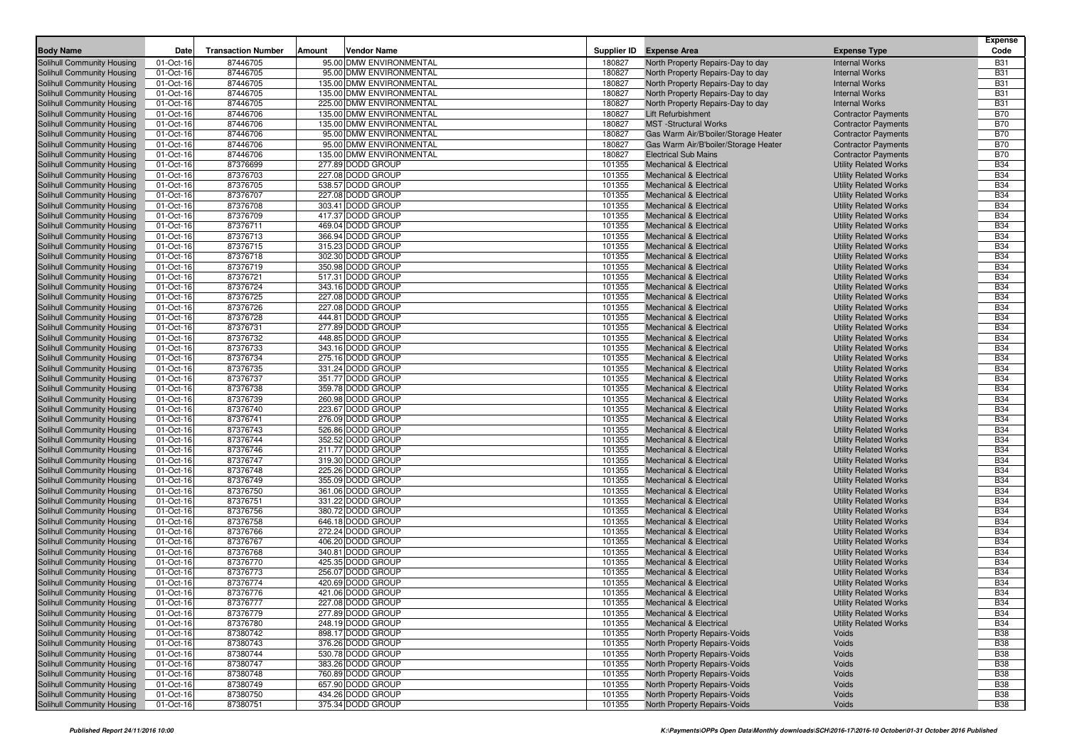| Body Name | Date | Transaction Number | Amount | Vendor Name | Supplier ID | Expense Area | Expense Type | Expense Code |
|---|---|---|---|---|---|---|---|---|
| Solihull Community Housing | 01-Oct-16 | 87446705 | 95.00 | DMW ENVIRONMENTAL | 180827 | North Property Repairs-Day to day | Internal Works | B31 |
| Solihull Community Housing | 01-Oct-16 | 87446705 | 95.00 | DMW ENVIRONMENTAL | 180827 | North Property Repairs-Day to day | Internal Works | B31 |
| Solihull Community Housing | 01-Oct-16 | 87446705 | 135.00 | DMW ENVIRONMENTAL | 180827 | North Property Repairs-Day to day | Internal Works | B31 |
| Solihull Community Housing | 01-Oct-16 | 87446705 | 135.00 | DMW ENVIRONMENTAL | 180827 | North Property Repairs-Day to day | Internal Works | B31 |
| Solihull Community Housing | 01-Oct-16 | 87446705 | 225.00 | DMW ENVIRONMENTAL | 180827 | North Property Repairs-Day to day | Internal Works | B31 |
| Solihull Community Housing | 01-Oct-16 | 87446706 | 135.00 | DMW ENVIRONMENTAL | 180827 | Lift Refurbishment | Contractor Payments | B70 |
| Solihull Community Housing | 01-Oct-16 | 87446706 | 135.00 | DMW ENVIRONMENTAL | 180827 | MST -Structural Works | Contractor Payments | B70 |
| Solihull Community Housing | 01-Oct-16 | 87446706 | 95.00 | DMW ENVIRONMENTAL | 180827 | Gas Warm Air/B'boiler/Storage Heater | Contractor Payments | B70 |
| Solihull Community Housing | 01-Oct-16 | 87446706 | 95.00 | DMW ENVIRONMENTAL | 180827 | Gas Warm Air/B'boiler/Storage Heater | Contractor Payments | B70 |
| Solihull Community Housing | 01-Oct-16 | 87446706 | 135.00 | DMW ENVIRONMENTAL | 180827 | Electrical Sub Mains | Contractor Payments | B70 |
| Solihull Community Housing | 01-Oct-16 | 87376699 | 277.89 | DODD GROUP | 101355 | Mechanical & Electrical | Utility Related Works | B34 |
| Solihull Community Housing | 01-Oct-16 | 87376703 | 227.08 | DODD GROUP | 101355 | Mechanical & Electrical | Utility Related Works | B34 |
| Solihull Community Housing | 01-Oct-16 | 87376705 | 538.57 | DODD GROUP | 101355 | Mechanical & Electrical | Utility Related Works | B34 |
| Solihull Community Housing | 01-Oct-16 | 87376707 | 227.08 | DODD GROUP | 101355 | Mechanical & Electrical | Utility Related Works | B34 |
| Solihull Community Housing | 01-Oct-16 | 87376708 | 303.41 | DODD GROUP | 101355 | Mechanical & Electrical | Utility Related Works | B34 |
| Solihull Community Housing | 01-Oct-16 | 87376709 | 417.37 | DODD GROUP | 101355 | Mechanical & Electrical | Utility Related Works | B34 |
| Solihull Community Housing | 01-Oct-16 | 87376711 | 469.04 | DODD GROUP | 101355 | Mechanical & Electrical | Utility Related Works | B34 |
| Solihull Community Housing | 01-Oct-16 | 87376713 | 366.94 | DODD GROUP | 101355 | Mechanical & Electrical | Utility Related Works | B34 |
| Solihull Community Housing | 01-Oct-16 | 87376715 | 315.23 | DODD GROUP | 101355 | Mechanical & Electrical | Utility Related Works | B34 |
| Solihull Community Housing | 01-Oct-16 | 87376718 | 302.30 | DODD GROUP | 101355 | Mechanical & Electrical | Utility Related Works | B34 |
| Solihull Community Housing | 01-Oct-16 | 87376719 | 350.98 | DODD GROUP | 101355 | Mechanical & Electrical | Utility Related Works | B34 |
| Solihull Community Housing | 01-Oct-16 | 87376721 | 517.31 | DODD GROUP | 101355 | Mechanical & Electrical | Utility Related Works | B34 |
| Solihull Community Housing | 01-Oct-16 | 87376724 | 343.16 | DODD GROUP | 101355 | Mechanical & Electrical | Utility Related Works | B34 |
| Solihull Community Housing | 01-Oct-16 | 87376725 | 227.08 | DODD GROUP | 101355 | Mechanical & Electrical | Utility Related Works | B34 |
| Solihull Community Housing | 01-Oct-16 | 87376726 | 227.08 | DODD GROUP | 101355 | Mechanical & Electrical | Utility Related Works | B34 |
| Solihull Community Housing | 01-Oct-16 | 87376728 | 444.81 | DODD GROUP | 101355 | Mechanical & Electrical | Utility Related Works | B34 |
| Solihull Community Housing | 01-Oct-16 | 87376731 | 277.89 | DODD GROUP | 101355 | Mechanical & Electrical | Utility Related Works | B34 |
| Solihull Community Housing | 01-Oct-16 | 87376732 | 448.85 | DODD GROUP | 101355 | Mechanical & Electrical | Utility Related Works | B34 |
| Solihull Community Housing | 01-Oct-16 | 87376733 | 343.16 | DODD GROUP | 101355 | Mechanical & Electrical | Utility Related Works | B34 |
| Solihull Community Housing | 01-Oct-16 | 87376734 | 275.16 | DODD GROUP | 101355 | Mechanical & Electrical | Utility Related Works | B34 |
| Solihull Community Housing | 01-Oct-16 | 87376735 | 331.24 | DODD GROUP | 101355 | Mechanical & Electrical | Utility Related Works | B34 |
| Solihull Community Housing | 01-Oct-16 | 87376737 | 351.77 | DODD GROUP | 101355 | Mechanical & Electrical | Utility Related Works | B34 |
| Solihull Community Housing | 01-Oct-16 | 87376738 | 359.78 | DODD GROUP | 101355 | Mechanical & Electrical | Utility Related Works | B34 |
| Solihull Community Housing | 01-Oct-16 | 87376739 | 260.98 | DODD GROUP | 101355 | Mechanical & Electrical | Utility Related Works | B34 |
| Solihull Community Housing | 01-Oct-16 | 87376740 | 223.67 | DODD GROUP | 101355 | Mechanical & Electrical | Utility Related Works | B34 |
| Solihull Community Housing | 01-Oct-16 | 87376741 | 276.09 | DODD GROUP | 101355 | Mechanical & Electrical | Utility Related Works | B34 |
| Solihull Community Housing | 01-Oct-16 | 87376743 | 526.86 | DODD GROUP | 101355 | Mechanical & Electrical | Utility Related Works | B34 |
| Solihull Community Housing | 01-Oct-16 | 87376744 | 352.52 | DODD GROUP | 101355 | Mechanical & Electrical | Utility Related Works | B34 |
| Solihull Community Housing | 01-Oct-16 | 87376746 | 211.77 | DODD GROUP | 101355 | Mechanical & Electrical | Utility Related Works | B34 |
| Solihull Community Housing | 01-Oct-16 | 87376747 | 319.30 | DODD GROUP | 101355 | Mechanical & Electrical | Utility Related Works | B34 |
| Solihull Community Housing | 01-Oct-16 | 87376748 | 225.26 | DODD GROUP | 101355 | Mechanical & Electrical | Utility Related Works | B34 |
| Solihull Community Housing | 01-Oct-16 | 87376749 | 355.09 | DODD GROUP | 101355 | Mechanical & Electrical | Utility Related Works | B34 |
| Solihull Community Housing | 01-Oct-16 | 87376750 | 361.06 | DODD GROUP | 101355 | Mechanical & Electrical | Utility Related Works | B34 |
| Solihull Community Housing | 01-Oct-16 | 87376751 | 331.22 | DODD GROUP | 101355 | Mechanical & Electrical | Utility Related Works | B34 |
| Solihull Community Housing | 01-Oct-16 | 87376756 | 380.72 | DODD GROUP | 101355 | Mechanical & Electrical | Utility Related Works | B34 |
| Solihull Community Housing | 01-Oct-16 | 87376758 | 646.18 | DODD GROUP | 101355 | Mechanical & Electrical | Utility Related Works | B34 |
| Solihull Community Housing | 01-Oct-16 | 87376766 | 272.24 | DODD GROUP | 101355 | Mechanical & Electrical | Utility Related Works | B34 |
| Solihull Community Housing | 01-Oct-16 | 87376767 | 406.20 | DODD GROUP | 101355 | Mechanical & Electrical | Utility Related Works | B34 |
| Solihull Community Housing | 01-Oct-16 | 87376768 | 340.81 | DODD GROUP | 101355 | Mechanical & Electrical | Utility Related Works | B34 |
| Solihull Community Housing | 01-Oct-16 | 87376770 | 425.35 | DODD GROUP | 101355 | Mechanical & Electrical | Utility Related Works | B34 |
| Solihull Community Housing | 01-Oct-16 | 87376773 | 256.07 | DODD GROUP | 101355 | Mechanical & Electrical | Utility Related Works | B34 |
| Solihull Community Housing | 01-Oct-16 | 87376774 | 420.69 | DODD GROUP | 101355 | Mechanical & Electrical | Utility Related Works | B34 |
| Solihull Community Housing | 01-Oct-16 | 87376776 | 421.06 | DODD GROUP | 101355 | Mechanical & Electrical | Utility Related Works | B34 |
| Solihull Community Housing | 01-Oct-16 | 87376777 | 227.08 | DODD GROUP | 101355 | Mechanical & Electrical | Utility Related Works | B34 |
| Solihull Community Housing | 01-Oct-16 | 87376779 | 277.89 | DODD GROUP | 101355 | Mechanical & Electrical | Utility Related Works | B34 |
| Solihull Community Housing | 01-Oct-16 | 87376780 | 248.19 | DODD GROUP | 101355 | Mechanical & Electrical | Utility Related Works | B34 |
| Solihull Community Housing | 01-Oct-16 | 87380742 | 898.17 | DODD GROUP | 101355 | North Property Repairs-Voids | Voids | B38 |
| Solihull Community Housing | 01-Oct-16 | 87380743 | 376.26 | DODD GROUP | 101355 | North Property Repairs-Voids | Voids | B38 |
| Solihull Community Housing | 01-Oct-16 | 87380744 | 530.78 | DODD GROUP | 101355 | North Property Repairs-Voids | Voids | B38 |
| Solihull Community Housing | 01-Oct-16 | 87380747 | 383.26 | DODD GROUP | 101355 | North Property Repairs-Voids | Voids | B38 |
| Solihull Community Housing | 01-Oct-16 | 87380748 | 760.89 | DODD GROUP | 101355 | North Property Repairs-Voids | Voids | B38 |
| Solihull Community Housing | 01-Oct-16 | 87380749 | 657.90 | DODD GROUP | 101355 | North Property Repairs-Voids | Voids | B38 |
| Solihull Community Housing | 01-Oct-16 | 87380750 | 434.26 | DODD GROUP | 101355 | North Property Repairs-Voids | Voids | B38 |
| Solihull Community Housing | 01-Oct-16 | 87380751 | 375.34 | DODD GROUP | 101355 | North Property Repairs-Voids | Voids | B38 |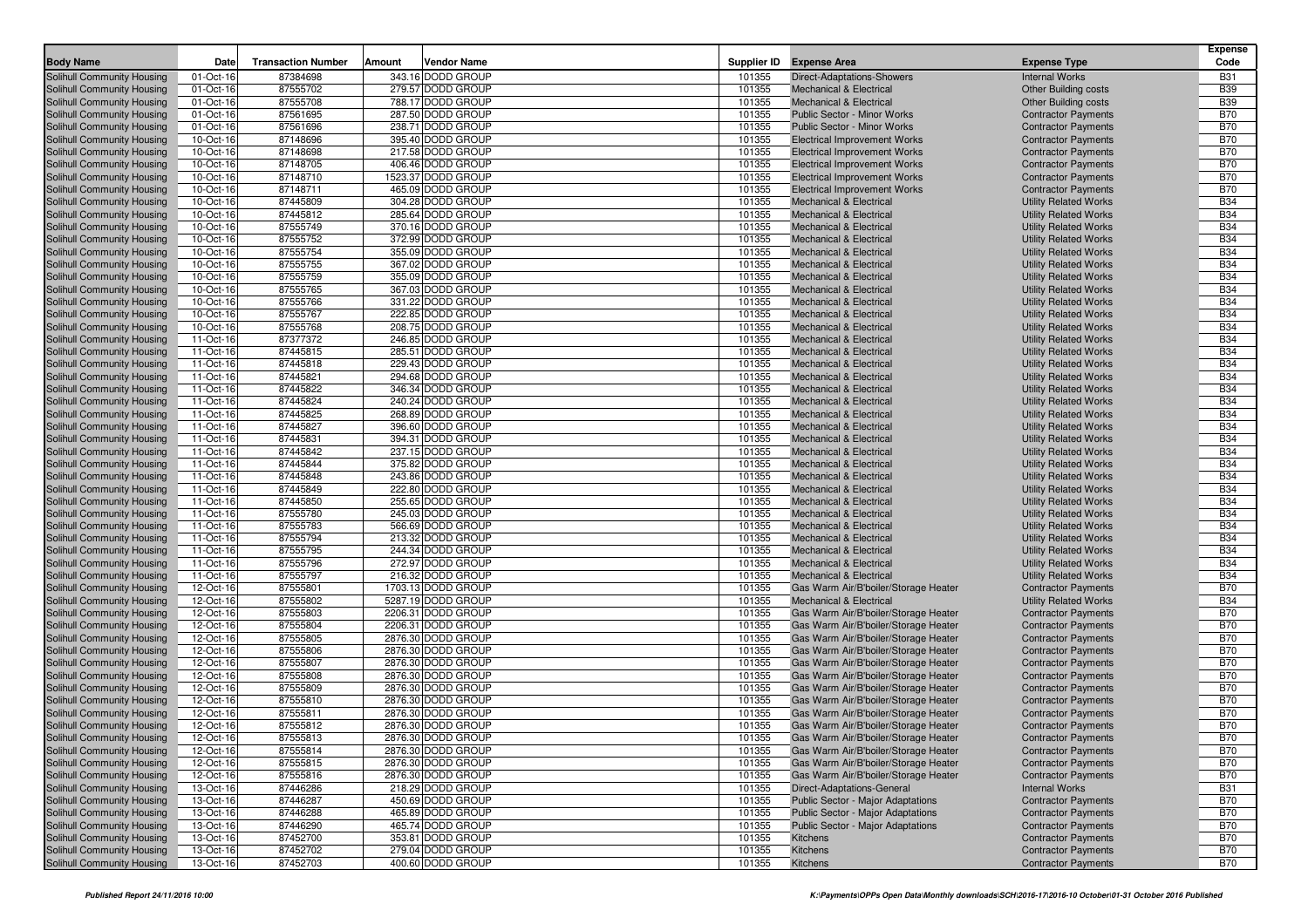| Body Name | Date | Transaction Number | Amount | Vendor Name | Supplier ID | Expense Area | Expense Type | Expense Code |
|---|---|---|---|---|---|---|---|---|
| Solihull Community Housing | 01-Oct-16 | 87384698 | 343.16 | DODD GROUP | 101355 | Direct-Adaptations-Showers | Internal Works | B31 |
| Solihull Community Housing | 01-Oct-16 | 87555702 | 279.57 | DODD GROUP | 101355 | Mechanical & Electrical | Other Building costs | B39 |
| Solihull Community Housing | 01-Oct-16 | 87555708 | 788.17 | DODD GROUP | 101355 | Mechanical & Electrical | Other Building costs | B39 |
| Solihull Community Housing | 01-Oct-16 | 87561695 | 287.50 | DODD GROUP | 101355 | Public Sector - Minor Works | Contractor Payments | B70 |
| Solihull Community Housing | 01-Oct-16 | 87561696 | 238.71 | DODD GROUP | 101355 | Public Sector - Minor Works | Contractor Payments | B70 |
| Solihull Community Housing | 10-Oct-16 | 87148696 | 395.40 | DODD GROUP | 101355 | Electrical Improvement Works | Contractor Payments | B70 |
| Solihull Community Housing | 10-Oct-16 | 87148698 | 217.58 | DODD GROUP | 101355 | Electrical Improvement Works | Contractor Payments | B70 |
| Solihull Community Housing | 10-Oct-16 | 87148705 | 406.46 | DODD GROUP | 101355 | Electrical Improvement Works | Contractor Payments | B70 |
| Solihull Community Housing | 10-Oct-16 | 87148710 | 1523.37 | DODD GROUP | 101355 | Electrical Improvement Works | Contractor Payments | B70 |
| Solihull Community Housing | 10-Oct-16 | 87148711 | 465.09 | DODD GROUP | 101355 | Electrical Improvement Works | Contractor Payments | B70 |
| Solihull Community Housing | 10-Oct-16 | 87445809 | 304.28 | DODD GROUP | 101355 | Mechanical & Electrical | Utility Related Works | B34 |
| Solihull Community Housing | 10-Oct-16 | 87445812 | 285.64 | DODD GROUP | 101355 | Mechanical & Electrical | Utility Related Works | B34 |
| Solihull Community Housing | 10-Oct-16 | 87555749 | 370.16 | DODD GROUP | 101355 | Mechanical & Electrical | Utility Related Works | B34 |
| Solihull Community Housing | 10-Oct-16 | 87555752 | 372.99 | DODD GROUP | 101355 | Mechanical & Electrical | Utility Related Works | B34 |
| Solihull Community Housing | 10-Oct-16 | 87555754 | 355.09 | DODD GROUP | 101355 | Mechanical & Electrical | Utility Related Works | B34 |
| Solihull Community Housing | 10-Oct-16 | 87555755 | 367.02 | DODD GROUP | 101355 | Mechanical & Electrical | Utility Related Works | B34 |
| Solihull Community Housing | 10-Oct-16 | 87555759 | 355.09 | DODD GROUP | 101355 | Mechanical & Electrical | Utility Related Works | B34 |
| Solihull Community Housing | 10-Oct-16 | 87555765 | 367.03 | DODD GROUP | 101355 | Mechanical & Electrical | Utility Related Works | B34 |
| Solihull Community Housing | 10-Oct-16 | 87555766 | 331.22 | DODD GROUP | 101355 | Mechanical & Electrical | Utility Related Works | B34 |
| Solihull Community Housing | 10-Oct-16 | 87555767 | 222.85 | DODD GROUP | 101355 | Mechanical & Electrical | Utility Related Works | B34 |
| Solihull Community Housing | 10-Oct-16 | 87555768 | 208.75 | DODD GROUP | 101355 | Mechanical & Electrical | Utility Related Works | B34 |
| Solihull Community Housing | 11-Oct-16 | 87377372 | 246.85 | DODD GROUP | 101355 | Mechanical & Electrical | Utility Related Works | B34 |
| Solihull Community Housing | 11-Oct-16 | 87445815 | 285.51 | DODD GROUP | 101355 | Mechanical & Electrical | Utility Related Works | B34 |
| Solihull Community Housing | 11-Oct-16 | 87445818 | 229.43 | DODD GROUP | 101355 | Mechanical & Electrical | Utility Related Works | B34 |
| Solihull Community Housing | 11-Oct-16 | 87445821 | 294.68 | DODD GROUP | 101355 | Mechanical & Electrical | Utility Related Works | B34 |
| Solihull Community Housing | 11-Oct-16 | 87445822 | 346.34 | DODD GROUP | 101355 | Mechanical & Electrical | Utility Related Works | B34 |
| Solihull Community Housing | 11-Oct-16 | 87445824 | 240.24 | DODD GROUP | 101355 | Mechanical & Electrical | Utility Related Works | B34 |
| Solihull Community Housing | 11-Oct-16 | 87445825 | 268.89 | DODD GROUP | 101355 | Mechanical & Electrical | Utility Related Works | B34 |
| Solihull Community Housing | 11-Oct-16 | 87445827 | 396.60 | DODD GROUP | 101355 | Mechanical & Electrical | Utility Related Works | B34 |
| Solihull Community Housing | 11-Oct-16 | 87445831 | 394.31 | DODD GROUP | 101355 | Mechanical & Electrical | Utility Related Works | B34 |
| Solihull Community Housing | 11-Oct-16 | 87445842 | 237.15 | DODD GROUP | 101355 | Mechanical & Electrical | Utility Related Works | B34 |
| Solihull Community Housing | 11-Oct-16 | 87445844 | 375.82 | DODD GROUP | 101355 | Mechanical & Electrical | Utility Related Works | B34 |
| Solihull Community Housing | 11-Oct-16 | 87445848 | 243.86 | DODD GROUP | 101355 | Mechanical & Electrical | Utility Related Works | B34 |
| Solihull Community Housing | 11-Oct-16 | 87445849 | 222.80 | DODD GROUP | 101355 | Mechanical & Electrical | Utility Related Works | B34 |
| Solihull Community Housing | 11-Oct-16 | 87445850 | 255.65 | DODD GROUP | 101355 | Mechanical & Electrical | Utility Related Works | B34 |
| Solihull Community Housing | 11-Oct-16 | 87555780 | 245.03 | DODD GROUP | 101355 | Mechanical & Electrical | Utility Related Works | B34 |
| Solihull Community Housing | 11-Oct-16 | 87555783 | 566.69 | DODD GROUP | 101355 | Mechanical & Electrical | Utility Related Works | B34 |
| Solihull Community Housing | 11-Oct-16 | 87555794 | 213.32 | DODD GROUP | 101355 | Mechanical & Electrical | Utility Related Works | B34 |
| Solihull Community Housing | 11-Oct-16 | 87555795 | 244.34 | DODD GROUP | 101355 | Mechanical & Electrical | Utility Related Works | B34 |
| Solihull Community Housing | 11-Oct-16 | 87555796 | 272.97 | DODD GROUP | 101355 | Mechanical & Electrical | Utility Related Works | B34 |
| Solihull Community Housing | 11-Oct-16 | 87555797 | 216.32 | DODD GROUP | 101355 | Mechanical & Electrical | Utility Related Works | B34 |
| Solihull Community Housing | 12-Oct-16 | 87555801 | 1703.13 | DODD GROUP | 101355 | Gas Warm Air/B'boiler/Storage Heater | Contractor Payments | B70 |
| Solihull Community Housing | 12-Oct-16 | 87555802 | 5287.19 | DODD GROUP | 101355 | Mechanical & Electrical | Utility Related Works | B34 |
| Solihull Community Housing | 12-Oct-16 | 87555803 | 2206.31 | DODD GROUP | 101355 | Gas Warm Air/B'boiler/Storage Heater | Contractor Payments | B70 |
| Solihull Community Housing | 12-Oct-16 | 87555804 | 2206.31 | DODD GROUP | 101355 | Gas Warm Air/B'boiler/Storage Heater | Contractor Payments | B70 |
| Solihull Community Housing | 12-Oct-16 | 87555805 | 2876.30 | DODD GROUP | 101355 | Gas Warm Air/B'boiler/Storage Heater | Contractor Payments | B70 |
| Solihull Community Housing | 12-Oct-16 | 87555806 | 2876.30 | DODD GROUP | 101355 | Gas Warm Air/B'boiler/Storage Heater | Contractor Payments | B70 |
| Solihull Community Housing | 12-Oct-16 | 87555807 | 2876.30 | DODD GROUP | 101355 | Gas Warm Air/B'boiler/Storage Heater | Contractor Payments | B70 |
| Solihull Community Housing | 12-Oct-16 | 87555808 | 2876.30 | DODD GROUP | 101355 | Gas Warm Air/B'boiler/Storage Heater | Contractor Payments | B70 |
| Solihull Community Housing | 12-Oct-16 | 87555809 | 2876.30 | DODD GROUP | 101355 | Gas Warm Air/B'boiler/Storage Heater | Contractor Payments | B70 |
| Solihull Community Housing | 12-Oct-16 | 87555810 | 2876.30 | DODD GROUP | 101355 | Gas Warm Air/B'boiler/Storage Heater | Contractor Payments | B70 |
| Solihull Community Housing | 12-Oct-16 | 87555811 | 2876.30 | DODD GROUP | 101355 | Gas Warm Air/B'boiler/Storage Heater | Contractor Payments | B70 |
| Solihull Community Housing | 12-Oct-16 | 87555812 | 2876.30 | DODD GROUP | 101355 | Gas Warm Air/B'boiler/Storage Heater | Contractor Payments | B70 |
| Solihull Community Housing | 12-Oct-16 | 87555813 | 2876.30 | DODD GROUP | 101355 | Gas Warm Air/B'boiler/Storage Heater | Contractor Payments | B70 |
| Solihull Community Housing | 12-Oct-16 | 87555814 | 2876.30 | DODD GROUP | 101355 | Gas Warm Air/B'boiler/Storage Heater | Contractor Payments | B70 |
| Solihull Community Housing | 12-Oct-16 | 87555815 | 2876.30 | DODD GROUP | 101355 | Gas Warm Air/B'boiler/Storage Heater | Contractor Payments | B70 |
| Solihull Community Housing | 12-Oct-16 | 87555816 | 2876.30 | DODD GROUP | 101355 | Gas Warm Air/B'boiler/Storage Heater | Contractor Payments | B70 |
| Solihull Community Housing | 13-Oct-16 | 87446286 | 218.29 | DODD GROUP | 101355 | Direct-Adaptations-General | Internal Works | B31 |
| Solihull Community Housing | 13-Oct-16 | 87446287 | 450.69 | DODD GROUP | 101355 | Public Sector - Major Adaptations | Contractor Payments | B70 |
| Solihull Community Housing | 13-Oct-16 | 87446288 | 465.89 | DODD GROUP | 101355 | Public Sector - Major Adaptations | Contractor Payments | B70 |
| Solihull Community Housing | 13-Oct-16 | 87446290 | 465.74 | DODD GROUP | 101355 | Public Sector - Major Adaptations | Contractor Payments | B70 |
| Solihull Community Housing | 13-Oct-16 | 87452700 | 353.81 | DODD GROUP | 101355 | Kitchens | Contractor Payments | B70 |
| Solihull Community Housing | 13-Oct-16 | 87452702 | 279.04 | DODD GROUP | 101355 | Kitchens | Contractor Payments | B70 |
| Solihull Community Housing | 13-Oct-16 | 87452703 | 400.60 | DODD GROUP | 101355 | Kitchens | Contractor Payments | B70 |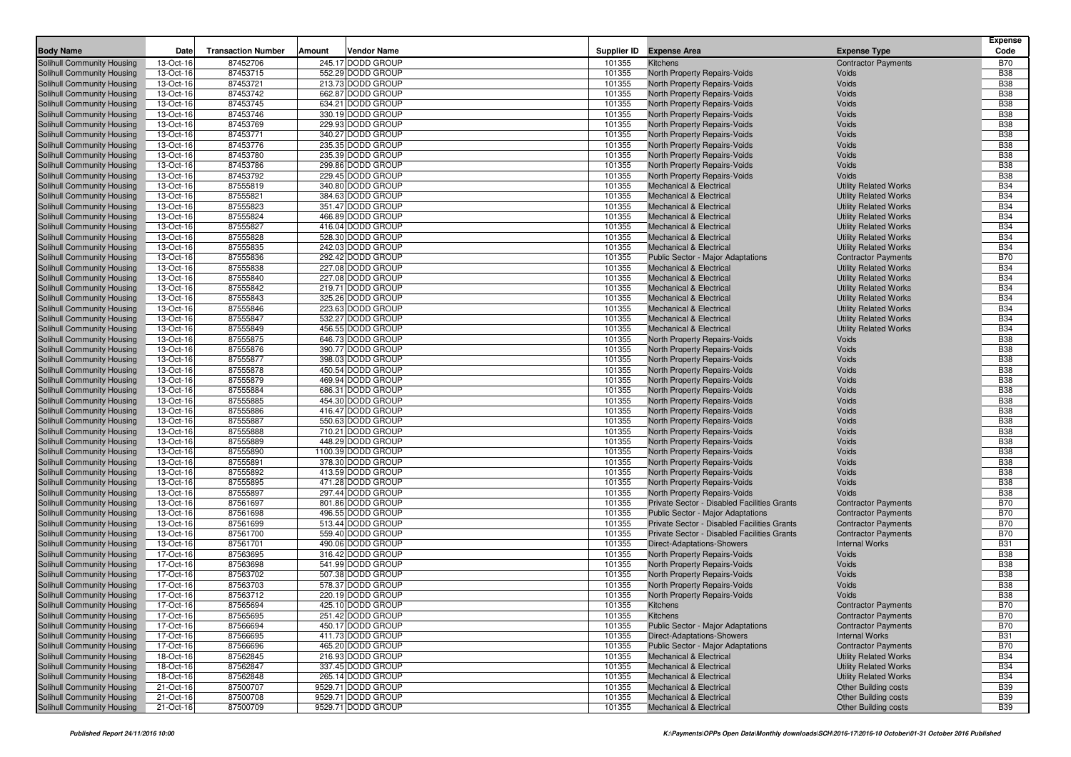| Body Name | Date | Transaction Number | Amount | Vendor Name | Supplier ID | Expense Area | Expense Type | Expense Code |
|---|---|---|---|---|---|---|---|---|
| Solihull Community Housing | 13-Oct-16 | 87452706 | 245.17 | DODD GROUP | 101355 | Kitchens | Contractor Payments | B70 |
| Solihull Community Housing | 13-Oct-16 | 87453715 | 552.29 | DODD GROUP | 101355 | North Property Repairs-Voids | Voids | B38 |
| Solihull Community Housing | 13-Oct-16 | 87453721 | 213.73 | DODD GROUP | 101355 | North Property Repairs-Voids | Voids | B38 |
| Solihull Community Housing | 13-Oct-16 | 87453742 | 662.87 | DODD GROUP | 101355 | North Property Repairs-Voids | Voids | B38 |
| Solihull Community Housing | 13-Oct-16 | 87453745 | 634.21 | DODD GROUP | 101355 | North Property Repairs-Voids | Voids | B38 |
| Solihull Community Housing | 13-Oct-16 | 87453746 | 330.19 | DODD GROUP | 101355 | North Property Repairs-Voids | Voids | B38 |
| Solihull Community Housing | 13-Oct-16 | 87453769 | 229.93 | DODD GROUP | 101355 | North Property Repairs-Voids | Voids | B38 |
| Solihull Community Housing | 13-Oct-16 | 87453771 | 340.27 | DODD GROUP | 101355 | North Property Repairs-Voids | Voids | B38 |
| Solihull Community Housing | 13-Oct-16 | 87453776 | 235.35 | DODD GROUP | 101355 | North Property Repairs-Voids | Voids | B38 |
| Solihull Community Housing | 13-Oct-16 | 87453780 | 235.39 | DODD GROUP | 101355 | North Property Repairs-Voids | Voids | B38 |
| Solihull Community Housing | 13-Oct-16 | 87453786 | 299.86 | DODD GROUP | 101355 | North Property Repairs-Voids | Voids | B38 |
| Solihull Community Housing | 13-Oct-16 | 87453792 | 229.45 | DODD GROUP | 101355 | North Property Repairs-Voids | Voids | B38 |
| Solihull Community Housing | 13-Oct-16 | 87555819 | 340.80 | DODD GROUP | 101355 | Mechanical & Electrical | Utility Related Works | B34 |
| Solihull Community Housing | 13-Oct-16 | 87555821 | 384.63 | DODD GROUP | 101355 | Mechanical & Electrical | Utility Related Works | B34 |
| Solihull Community Housing | 13-Oct-16 | 87555823 | 351.47 | DODD GROUP | 101355 | Mechanical & Electrical | Utility Related Works | B34 |
| Solihull Community Housing | 13-Oct-16 | 87555824 | 466.89 | DODD GROUP | 101355 | Mechanical & Electrical | Utility Related Works | B34 |
| Solihull Community Housing | 13-Oct-16 | 87555827 | 416.04 | DODD GROUP | 101355 | Mechanical & Electrical | Utility Related Works | B34 |
| Solihull Community Housing | 13-Oct-16 | 87555828 | 528.30 | DODD GROUP | 101355 | Mechanical & Electrical | Utility Related Works | B34 |
| Solihull Community Housing | 13-Oct-16 | 87555835 | 242.03 | DODD GROUP | 101355 | Mechanical & Electrical | Utility Related Works | B34 |
| Solihull Community Housing | 13-Oct-16 | 87555836 | 292.42 | DODD GROUP | 101355 | Public Sector - Major Adaptations | Contractor Payments | B70 |
| Solihull Community Housing | 13-Oct-16 | 87555838 | 227.08 | DODD GROUP | 101355 | Mechanical & Electrical | Utility Related Works | B34 |
| Solihull Community Housing | 13-Oct-16 | 87555840 | 227.08 | DODD GROUP | 101355 | Mechanical & Electrical | Utility Related Works | B34 |
| Solihull Community Housing | 13-Oct-16 | 87555842 | 219.71 | DODD GROUP | 101355 | Mechanical & Electrical | Utility Related Works | B34 |
| Solihull Community Housing | 13-Oct-16 | 87555843 | 325.26 | DODD GROUP | 101355 | Mechanical & Electrical | Utility Related Works | B34 |
| Solihull Community Housing | 13-Oct-16 | 87555846 | 223.63 | DODD GROUP | 101355 | Mechanical & Electrical | Utility Related Works | B34 |
| Solihull Community Housing | 13-Oct-16 | 87555847 | 532.27 | DODD GROUP | 101355 | Mechanical & Electrical | Utility Related Works | B34 |
| Solihull Community Housing | 13-Oct-16 | 87555849 | 456.55 | DODD GROUP | 101355 | Mechanical & Electrical | Utility Related Works | B34 |
| Solihull Community Housing | 13-Oct-16 | 87555875 | 646.73 | DODD GROUP | 101355 | North Property Repairs-Voids | Voids | B38 |
| Solihull Community Housing | 13-Oct-16 | 87555876 | 390.77 | DODD GROUP | 101355 | North Property Repairs-Voids | Voids | B38 |
| Solihull Community Housing | 13-Oct-16 | 87555877 | 398.03 | DODD GROUP | 101355 | North Property Repairs-Voids | Voids | B38 |
| Solihull Community Housing | 13-Oct-16 | 87555878 | 450.54 | DODD GROUP | 101355 | North Property Repairs-Voids | Voids | B38 |
| Solihull Community Housing | 13-Oct-16 | 87555879 | 469.94 | DODD GROUP | 101355 | North Property Repairs-Voids | Voids | B38 |
| Solihull Community Housing | 13-Oct-16 | 87555884 | 686.31 | DODD GROUP | 101355 | North Property Repairs-Voids | Voids | B38 |
| Solihull Community Housing | 13-Oct-16 | 87555885 | 454.30 | DODD GROUP | 101355 | North Property Repairs-Voids | Voids | B38 |
| Solihull Community Housing | 13-Oct-16 | 87555886 | 416.47 | DODD GROUP | 101355 | North Property Repairs-Voids | Voids | B38 |
| Solihull Community Housing | 13-Oct-16 | 87555887 | 550.63 | DODD GROUP | 101355 | North Property Repairs-Voids | Voids | B38 |
| Solihull Community Housing | 13-Oct-16 | 87555888 | 710.21 | DODD GROUP | 101355 | North Property Repairs-Voids | Voids | B38 |
| Solihull Community Housing | 13-Oct-16 | 87555889 | 448.29 | DODD GROUP | 101355 | North Property Repairs-Voids | Voids | B38 |
| Solihull Community Housing | 13-Oct-16 | 87555890 | 1100.39 | DODD GROUP | 101355 | North Property Repairs-Voids | Voids | B38 |
| Solihull Community Housing | 13-Oct-16 | 87555891 | 378.30 | DODD GROUP | 101355 | North Property Repairs-Voids | Voids | B38 |
| Solihull Community Housing | 13-Oct-16 | 87555892 | 413.59 | DODD GROUP | 101355 | North Property Repairs-Voids | Voids | B38 |
| Solihull Community Housing | 13-Oct-16 | 87555895 | 471.28 | DODD GROUP | 101355 | North Property Repairs-Voids | Voids | B38 |
| Solihull Community Housing | 13-Oct-16 | 87555897 | 297.44 | DODD GROUP | 101355 | North Property Repairs-Voids | Voids | B38 |
| Solihull Community Housing | 13-Oct-16 | 87561697 | 801.86 | DODD GROUP | 101355 | Private Sector - Disabled Facilities Grants | Contractor Payments | B70 |
| Solihull Community Housing | 13-Oct-16 | 87561698 | 496.55 | DODD GROUP | 101355 | Public Sector - Major Adaptations | Contractor Payments | B70 |
| Solihull Community Housing | 13-Oct-16 | 87561699 | 513.44 | DODD GROUP | 101355 | Private Sector - Disabled Facilities Grants | Contractor Payments | B70 |
| Solihull Community Housing | 13-Oct-16 | 87561700 | 559.40 | DODD GROUP | 101355 | Private Sector - Disabled Facilities Grants | Contractor Payments | B70 |
| Solihull Community Housing | 13-Oct-16 | 87561701 | 490.06 | DODD GROUP | 101355 | Direct-Adaptations-Showers | Internal Works | B31 |
| Solihull Community Housing | 17-Oct-16 | 87563695 | 316.42 | DODD GROUP | 101355 | North Property Repairs-Voids | Voids | B38 |
| Solihull Community Housing | 17-Oct-16 | 87563698 | 541.99 | DODD GROUP | 101355 | North Property Repairs-Voids | Voids | B38 |
| Solihull Community Housing | 17-Oct-16 | 87563702 | 507.38 | DODD GROUP | 101355 | North Property Repairs-Voids | Voids | B38 |
| Solihull Community Housing | 17-Oct-16 | 87563703 | 578.37 | DODD GROUP | 101355 | North Property Repairs-Voids | Voids | B38 |
| Solihull Community Housing | 17-Oct-16 | 87563712 | 220.19 | DODD GROUP | 101355 | North Property Repairs-Voids | Voids | B38 |
| Solihull Community Housing | 17-Oct-16 | 87565694 | 425.10 | DODD GROUP | 101355 | Kitchens | Contractor Payments | B70 |
| Solihull Community Housing | 17-Oct-16 | 87565695 | 251.42 | DODD GROUP | 101355 | Kitchens | Contractor Payments | B70 |
| Solihull Community Housing | 17-Oct-16 | 87566694 | 450.17 | DODD GROUP | 101355 | Public Sector - Major Adaptations | Contractor Payments | B70 |
| Solihull Community Housing | 17-Oct-16 | 87566695 | 411.73 | DODD GROUP | 101355 | Direct-Adaptations-Showers | Internal Works | B31 |
| Solihull Community Housing | 17-Oct-16 | 87566696 | 465.20 | DODD GROUP | 101355 | Public Sector - Major Adaptations | Contractor Payments | B70 |
| Solihull Community Housing | 18-Oct-16 | 87562845 | 216.93 | DODD GROUP | 101355 | Mechanical & Electrical | Utility Related Works | B34 |
| Solihull Community Housing | 18-Oct-16 | 87562847 | 337.45 | DODD GROUP | 101355 | Mechanical & Electrical | Utility Related Works | B34 |
| Solihull Community Housing | 18-Oct-16 | 87562848 | 265.14 | DODD GROUP | 101355 | Mechanical & Electrical | Utility Related Works | B34 |
| Solihull Community Housing | 21-Oct-16 | 87500707 | 9529.71 | DODD GROUP | 101355 | Mechanical & Electrical | Other Building costs | B39 |
| Solihull Community Housing | 21-Oct-16 | 87500708 | 9529.71 | DODD GROUP | 101355 | Mechanical & Electrical | Other Building costs | B39 |
| Solihull Community Housing | 21-Oct-16 | 87500709 | 9529.71 | DODD GROUP | 101355 | Mechanical & Electrical | Other Building costs | B39 |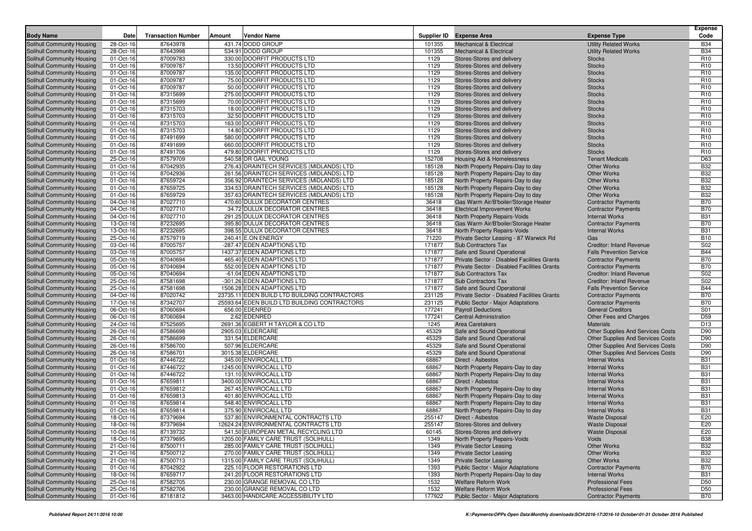| Body Name | Date | Transaction Number | Amount | Vendor Name | Supplier ID | Expense Area | Expense Type | Expense Code |
|---|---|---|---|---|---|---|---|---|
| Solihull Community Housing | 28-Oct-16 | 87643978 | 431.74 | DODD GROUP | 101355 | Mechanical & Electrical | Utility Related Works | B34 |
| Solihull Community Housing | 28-Oct-16 | 87643998 | 534.91 | DODD GROUP | 101355 | Mechanical & Electrical | Utility Related Works | B34 |
| Solihull Community Housing | 01-Oct-16 | 87009783 | 330.00 | DOORFIT PRODUCTS LTD | 1129 | Stores-Stores and delivery | Stocks | R10 |
| Solihull Community Housing | 01-Oct-16 | 87009787 | 13.50 | DOORFIT PRODUCTS LTD | 1129 | Stores-Stores and delivery | Stocks | R10 |
| Solihull Community Housing | 01-Oct-16 | 87009787 | 135.00 | DOORFIT PRODUCTS LTD | 1129 | Stores-Stores and delivery | Stocks | R10 |
| Solihull Community Housing | 01-Oct-16 | 87009787 | 75.00 | DOORFIT PRODUCTS LTD | 1129 | Stores-Stores and delivery | Stocks | R10 |
| Solihull Community Housing | 01-Oct-16 | 87009787 | 50.00 | DOORFIT PRODUCTS LTD | 1129 | Stores-Stores and delivery | Stocks | R10 |
| Solihull Community Housing | 01-Oct-16 | 87315699 | 275.00 | DOORFIT PRODUCTS LTD | 1129 | Stores-Stores and delivery | Stocks | R10 |
| Solihull Community Housing | 01-Oct-16 | 87315699 | 70.00 | DOORFIT PRODUCTS LTD | 1129 | Stores-Stores and delivery | Stocks | R10 |
| Solihull Community Housing | 01-Oct-16 | 87315703 | 18.00 | DOORFIT PRODUCTS LTD | 1129 | Stores-Stores and delivery | Stocks | R10 |
| Solihull Community Housing | 01-Oct-16 | 87315703 | 32.50 | DOORFIT PRODUCTS LTD | 1129 | Stores-Stores and delivery | Stocks | R10 |
| Solihull Community Housing | 01-Oct-16 | 87315703 | 163.00 | DOORFIT PRODUCTS LTD | 1129 | Stores-Stores and delivery | Stocks | R10 |
| Solihull Community Housing | 01-Oct-16 | 87315703 | 14.80 | DOORFIT PRODUCTS LTD | 1129 | Stores-Stores and delivery | Stocks | R10 |
| Solihull Community Housing | 01-Oct-16 | 87491699 | 580.00 | DOORFIT PRODUCTS LTD | 1129 | Stores-Stores and delivery | Stocks | R10 |
| Solihull Community Housing | 01-Oct-16 | 87491699 | 660.00 | DOORFIT PRODUCTS LTD | 1129 | Stores-Stores and delivery | Stocks | R10 |
| Solihull Community Housing | 01-Oct-16 | 87491706 | 479.80 | DOORFIT PRODUCTS LTD | 1129 | Stores-Stores and delivery | Stocks | R10 |
| Solihull Community Housing | 25-Oct-16 | 87579709 | 540.58 | DR GAIL YOUNG | 152708 | Housing Aid & Homelessness | Tenant Medicals | D63 |
| Solihull Community Housing | 01-Oct-16 | 87042935 | 276.43 | DRAINTECH SERVICES (MIDLANDS) LTD | 185128 | North Property Repairs-Day to day | Other Works | B32 |
| Solihull Community Housing | 01-Oct-16 | 87042936 | 261.56 | DRAINTECH SERVICES (MIDLANDS) LTD | 185128 | North Property Repairs-Day to day | Other Works | B32 |
| Solihull Community Housing | 01-Oct-16 | 87659724 | 356.92 | DRAINTECH SERVICES (MIDLANDS) LTD | 185128 | North Property Repairs-Day to day | Other Works | B32 |
| Solihull Community Housing | 01-Oct-16 | 87659725 | 334.53 | DRAINTECH SERVICES (MIDLANDS) LTD | 185128 | North Property Repairs-Day to day | Other Works | B32 |
| Solihull Community Housing | 01-Oct-16 | 87659729 | 357.63 | DRAINTECH SERVICES (MIDLANDS) LTD | 185128 | North Property Repairs-Day to day | Other Works | B32 |
| Solihull Community Housing | 04-Oct-16 | 87027710 | 470.60 | DULUX DECORATOR CENTRES | 36418 | Gas Warm Air/B'boiler/Storage Heater | Contractor Payments | B70 |
| Solihull Community Housing | 04-Oct-16 | 87027710 | 34.72 | DULUX DECORATOR CENTRES | 36418 | Electrical Improvement Works | Contractor Payments | B70 |
| Solihull Community Housing | 04-Oct-16 | 87027710 | 291.25 | DULUX DECORATOR CENTRES | 36418 | North Property Repairs-Voids | Internal Works | B31 |
| Solihull Community Housing | 13-Oct-16 | 87232695 | 395.80 | DULUX DECORATOR CENTRES | 36418 | Gas Warm Air/B'boiler/Storage Heater | Contractor Payments | B70 |
| Solihull Community Housing | 13-Oct-16 | 87232695 | 398.55 | DULUX DECORATOR CENTRES | 36418 | North Property Repairs-Voids | Internal Works | B31 |
| Solihull Community Housing | 25-Oct-16 | 87579719 | 240.41 | E.ON ENERGY | 71220 | Private Sector Leasing - 87 Warwick Rd | Gas | B10 |
| Solihull Community Housing | 03-Oct-16 | 87005757 | -287.47 | EDEN ADAPTIONS LTD | 171877 | Sub Contractors Tax | Creditor: Inland Revenue | S02 |
| Solihull Community Housing | 03-Oct-16 | 87005757 | 1437.37 | EDEN ADAPTIONS LTD | 171877 | Safe and Sound Operational | Falls Prevention Service | B44 |
| Solihull Community Housing | 05-Oct-16 | 87040694 | 465.40 | EDEN ADAPTIONS LTD | 171877 | Private Sector - Disabled Facilities Grants | Contractor Payments | B70 |
| Solihull Community Housing | 05-Oct-16 | 87040694 | 552.00 | EDEN ADAPTIONS LTD | 171877 | Private Sector - Disabled Facilities Grants | Contractor Payments | B70 |
| Solihull Community Housing | 05-Oct-16 | 87040694 | -61.04 | EDEN ADAPTIONS LTD | 171877 | Sub Contractors Tax | Creditor: Inland Revenue | S02 |
| Solihull Community Housing | 25-Oct-16 | 87581698 | -301.26 | EDEN ADAPTIONS LTD | 171877 | Sub Contractors Tax | Creditor: Inland Revenue | S02 |
| Solihull Community Housing | 25-Oct-16 | 87581698 | 1506.28 | EDEN ADAPTIONS LTD | 171877 | Safe and Sound Operational | Falls Prevention Service | B44 |
| Solihull Community Housing | 04-Oct-16 | 87020742 | 23735.11 | EDEN BUILD LTD BUILDING CONTRACTORS | 231125 | Private Sector - Disabled Facilities Grants | Contractor Payments | B70 |
| Solihull Community Housing | 17-Oct-16 | 87342707 | 25593.64 | EDEN BUILD LTD BUILDING CONTRACTORS | 231125 | Public Sector - Major Adaptations | Contractor Payments | B70 |
| Solihull Community Housing | 06-Oct-16 | 87060694 | 656.00 | EDENRED | 177241 | Payroll Deductions | General Creditors | S01 |
| Solihull Community Housing | 06-Oct-16 | 87060694 | 2.62 | EDENRED | 177241 | Central Administration | Other Fees and Charges | D59 |
| Solihull Community Housing | 24-Oct-16 | 87525695 | 2691.36 | EGBERT H TAYLOR & CO LTD | 1245 | Area Caretakers | Materials | D13 |
| Solihull Community Housing | 26-Oct-16 | 87586698 | 2905.03 | ELDERCARE | 45329 | Safe and Sound Operational | Other Supplies And Services Costs | D90 |
| Solihull Community Housing | 26-Oct-16 | 87586699 | 331.54 | ELDERCARE | 45329 | Safe and Sound Operational | Other Supplies And Services Costs | D90 |
| Solihull Community Housing | 26-Oct-16 | 87586700 | 507.96 | ELDERCARE | 45329 | Safe and Sound Operational | Other Supplies And Services Costs | D90 |
| Solihull Community Housing | 26-Oct-16 | 87586701 | 3015.38 | ELDERCARE | 45329 | Safe and Sound Operational | Other Supplies And Services Costs | D90 |
| Solihull Community Housing | 01-Oct-16 | 87446722 | 345.00 | ENVIROCALL LTD | 68867 | Direct - Asbestos | Internal Works | B31 |
| Solihull Community Housing | 01-Oct-16 | 87446722 | 1245.00 | ENVIROCALL LTD | 68867 | North Property Repairs-Day to day | Internal Works | B31 |
| Solihull Community Housing | 01-Oct-16 | 87446722 | 131.10 | ENVIROCALL LTD | 68867 | North Property Repairs-Day to day | Internal Works | B31 |
| Solihull Community Housing | 01-Oct-16 | 87659811 | 3400.00 | ENVIROCALL LTD | 68867 | Direct - Asbestos | Internal Works | B31 |
| Solihull Community Housing | 01-Oct-16 | 87659812 | 267.45 | ENVIROCALL LTD | 68867 | North Property Repairs-Day to day | Internal Works | B31 |
| Solihull Community Housing | 01-Oct-16 | 87659813 | 401.80 | ENVIROCALL LTD | 68867 | North Property Repairs-Day to day | Internal Works | B31 |
| Solihull Community Housing | 01-Oct-16 | 87659814 | 548.40 | ENVIROCALL LTD | 68867 | North Property Repairs-Day to day | Internal Works | B31 |
| Solihull Community Housing | 01-Oct-16 | 87659814 | 375.90 | ENVIROCALL LTD | 68867 | North Property Repairs-Day to day | Internal Works | B31 |
| Solihull Community Housing | 18-Oct-16 | 87379694 | 537.80 | ENVIRONMENTAL CONTRACTS LTD | 255147 | Direct - Asbestos | Waste Disposal | E20 |
| Solihull Community Housing | 18-Oct-16 | 87379694 | 12624.24 | ENVIRONMENTAL CONTRACTS LTD | 255147 | Stores-Stores and delivery | Waste Disposal | E20 |
| Solihull Community Housing | 10-Oct-16 | 87139732 | 541.50 | EUROPEAN METAL RECYCLING LTD | 60145 | Stores-Stores and delivery | Waste Disposal | E20 |
| Solihull Community Housing | 18-Oct-16 | 87379695 | 1205.00 | FAMILY CARE TRUST (SOLIHULL) | 1349 | North Property Repairs-Voids | Voids | B38 |
| Solihull Community Housing | 21-Oct-16 | 87500711 | 285.00 | FAMILY CARE TRUST (SOLIHULL) | 1349 | Private Sector Leasing | Other Works | B32 |
| Solihull Community Housing | 21-Oct-16 | 87500712 | 270.00 | FAMILY CARE TRUST (SOLIHULL) | 1349 | Private Sector Leasing | Other Works | B32 |
| Solihull Community Housing | 21-Oct-16 | 87500713 | 1315.00 | FAMILY CARE TRUST (SOLIHULL) | 1349 | Private Sector Leasing | Other Works | B32 |
| Solihull Community Housing | 01-Oct-16 | 87042922 | 225.10 | FLOOR RESTORATIONS LTD | 1393 | Public Sector - Major Adaptations | Contractor Payments | B70 |
| Solihull Community Housing | 18-Oct-16 | 87659717 | 241.20 | FLOOR RESTORATIONS LTD | 1393 | North Property Repairs-Day to day | Internal Works | B31 |
| Solihull Community Housing | 25-Oct-16 | 87582705 | 230.00 | GRANGE REMOVAL CO LTD | 1532 | Welfare Reform Work | Professional Fees | D50 |
| Solihull Community Housing | 25-Oct-16 | 87582706 | 230.00 | GRANGE REMOVAL CO LTD | 1532 | Welfare Reform Work | Professional Fees | D50 |
| Solihull Community Housing | 01-Oct-16 | 87181812 | 3463.00 | HANDICARE ACCESSIBILITY LTD | 177922 | Public Sector - Major Adaptations | Contractor Payments | B70 |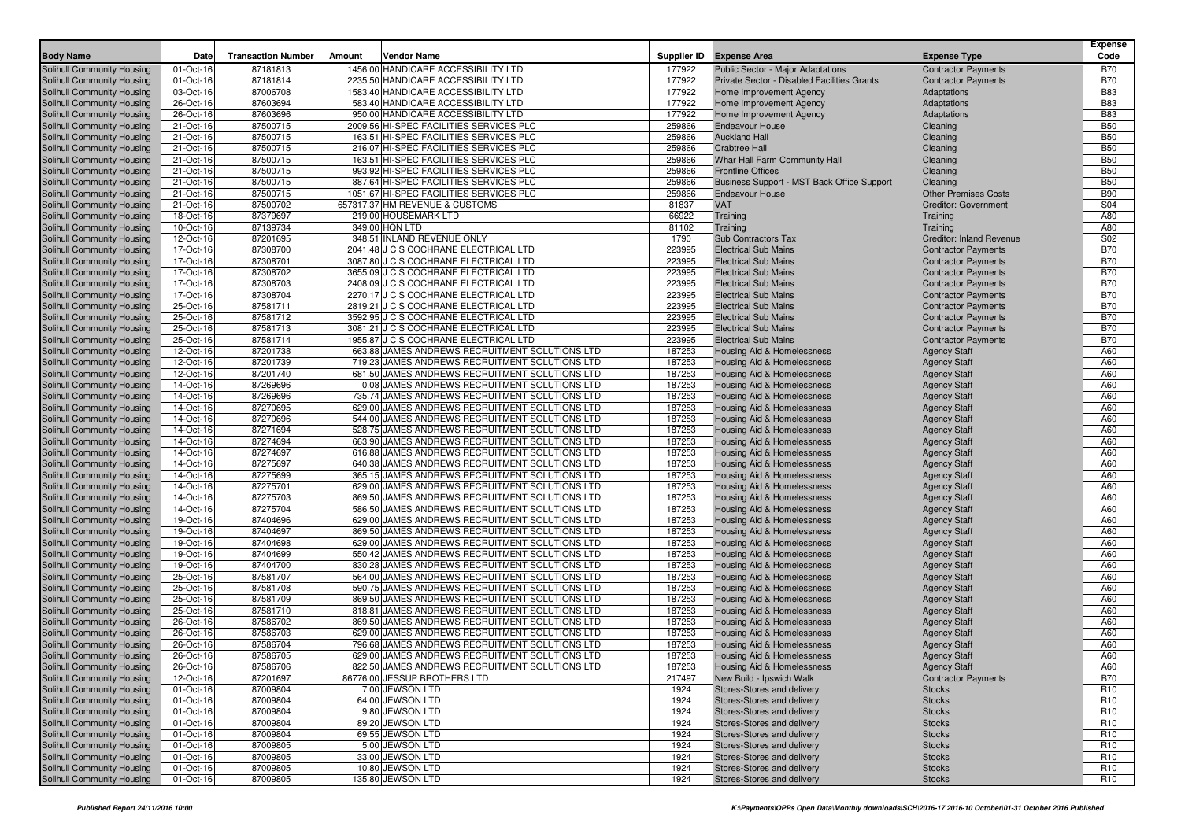| Body Name | Date | Transaction Number | Amount | Vendor Name | Supplier ID | Expense Area | Expense Type | Expense Code |
|---|---|---|---|---|---|---|---|---|
| Solihull Community Housing | 01-Oct-16 | 87181813 | 1456.00 | HANDICARE ACCESSIBILITY LTD | 177922 | Public Sector - Major Adaptations | Contractor Payments | B70 |
| Solihull Community Housing | 01-Oct-16 | 87181814 | 2235.50 | HANDICARE ACCESSIBILITY LTD | 177922 | Private Sector - Disabled Facilities Grants | Contractor Payments | B70 |
| Solihull Community Housing | 03-Oct-16 | 87006708 | 1583.40 | HANDICARE ACCESSIBILITY LTD | 177922 | Home Improvement Agency | Adaptations | B83 |
| Solihull Community Housing | 26-Oct-16 | 87603694 | 583.40 | HANDICARE ACCESSIBILITY LTD | 177922 | Home Improvement Agency | Adaptations | B83 |
| Solihull Community Housing | 26-Oct-16 | 87603696 | 950.00 | HANDICARE ACCESSIBILITY LTD | 177922 | Home Improvement Agency | Adaptations | B83 |
| Solihull Community Housing | 21-Oct-16 | 87500715 | 2009.56 | HI-SPEC FACILITIES SERVICES PLC | 259866 | Endeavour House | Cleaning | B50 |
| Solihull Community Housing | 21-Oct-16 | 87500715 | 163.51 | HI-SPEC FACILITIES SERVICES PLC | 259866 | Auckland Hall | Cleaning | B50 |
| Solihull Community Housing | 21-Oct-16 | 87500715 | 216.07 | HI-SPEC FACILITIES SERVICES PLC | 259866 | Crabtree Hall | Cleaning | B50 |
| Solihull Community Housing | 21-Oct-16 | 87500715 | 163.51 | HI-SPEC FACILITIES SERVICES PLC | 259866 | Whar Hall Farm Community Hall | Cleaning | B50 |
| Solihull Community Housing | 21-Oct-16 | 87500715 | 993.92 | HI-SPEC FACILITIES SERVICES PLC | 259866 | Frontline Offices | Cleaning | B50 |
| Solihull Community Housing | 21-Oct-16 | 87500715 | 887.64 | HI-SPEC FACILITIES SERVICES PLC | 259866 | Business Support - MST Back Office Support | Cleaning | B50 |
| Solihull Community Housing | 21-Oct-16 | 87500715 | 1051.67 | HI-SPEC FACILITIES SERVICES PLC | 259866 | Endeavour House | Other Premises Costs | B90 |
| Solihull Community Housing | 21-Oct-16 | 87500702 | 657317.37 | HM REVENUE & CUSTOMS | 81837 | VAT | Creditor: Government | S04 |
| Solihull Community Housing | 18-Oct-16 | 87379697 | 219.00 | HOUSEMARK LTD | 66922 | Training | Training | A80 |
| Solihull Community Housing | 10-Oct-16 | 87139734 | 349.00 | HQN LTD | 81102 | Training | Training | A80 |
| Solihull Community Housing | 12-Oct-16 | 87201695 | 348.51 | INLAND REVENUE ONLY | 1790 | Sub Contractors Tax | Creditor: Inland Revenue | S02 |
| Solihull Community Housing | 17-Oct-16 | 87308700 | 2041.48 | J C S COCHRANE ELECTRICAL LTD | 223995 | Electrical Sub Mains | Contractor Payments | B70 |
| Solihull Community Housing | 17-Oct-16 | 87308701 | 3087.80 | J C S COCHRANE ELECTRICAL LTD | 223995 | Electrical Sub Mains | Contractor Payments | B70 |
| Solihull Community Housing | 17-Oct-16 | 87308702 | 3655.09 | J C S COCHRANE ELECTRICAL LTD | 223995 | Electrical Sub Mains | Contractor Payments | B70 |
| Solihull Community Housing | 17-Oct-16 | 87308703 | 2408.09 | J C S COCHRANE ELECTRICAL LTD | 223995 | Electrical Sub Mains | Contractor Payments | B70 |
| Solihull Community Housing | 17-Oct-16 | 87308704 | 2270.17 | J C S COCHRANE ELECTRICAL LTD | 223995 | Electrical Sub Mains | Contractor Payments | B70 |
| Solihull Community Housing | 25-Oct-16 | 87581711 | 2819.21 | J C S COCHRANE ELECTRICAL LTD | 223995 | Electrical Sub Mains | Contractor Payments | B70 |
| Solihull Community Housing | 25-Oct-16 | 87581712 | 3592.95 | J C S COCHRANE ELECTRICAL LTD | 223995 | Electrical Sub Mains | Contractor Payments | B70 |
| Solihull Community Housing | 25-Oct-16 | 87581713 | 3081.21 | J C S COCHRANE ELECTRICAL LTD | 223995 | Electrical Sub Mains | Contractor Payments | B70 |
| Solihull Community Housing | 25-Oct-16 | 87581714 | 1955.87 | J C S COCHRANE ELECTRICAL LTD | 223995 | Electrical Sub Mains | Contractor Payments | B70 |
| Solihull Community Housing | 12-Oct-16 | 87201738 | 663.88 | JAMES ANDREWS RECRUITMENT SOLUTIONS LTD | 187253 | Housing Aid & Homelessness | Agency Staff | A60 |
| Solihull Community Housing | 12-Oct-16 | 87201739 | 719.23 | JAMES ANDREWS RECRUITMENT SOLUTIONS LTD | 187253 | Housing Aid & Homelessness | Agency Staff | A60 |
| Solihull Community Housing | 12-Oct-16 | 87201740 | 681.50 | JAMES ANDREWS RECRUITMENT SOLUTIONS LTD | 187253 | Housing Aid & Homelessness | Agency Staff | A60 |
| Solihull Community Housing | 14-Oct-16 | 87269696 | 0.08 | JAMES ANDREWS RECRUITMENT SOLUTIONS LTD | 187253 | Housing Aid & Homelessness | Agency Staff | A60 |
| Solihull Community Housing | 14-Oct-16 | 87269696 | 735.74 | JAMES ANDREWS RECRUITMENT SOLUTIONS LTD | 187253 | Housing Aid & Homelessness | Agency Staff | A60 |
| Solihull Community Housing | 14-Oct-16 | 87270695 | 629.00 | JAMES ANDREWS RECRUITMENT SOLUTIONS LTD | 187253 | Housing Aid & Homelessness | Agency Staff | A60 |
| Solihull Community Housing | 14-Oct-16 | 87270696 | 544.00 | JAMES ANDREWS RECRUITMENT SOLUTIONS LTD | 187253 | Housing Aid & Homelessness | Agency Staff | A60 |
| Solihull Community Housing | 14-Oct-16 | 87271694 | 528.75 | JAMES ANDREWS RECRUITMENT SOLUTIONS LTD | 187253 | Housing Aid & Homelessness | Agency Staff | A60 |
| Solihull Community Housing | 14-Oct-16 | 87274694 | 663.90 | JAMES ANDREWS RECRUITMENT SOLUTIONS LTD | 187253 | Housing Aid & Homelessness | Agency Staff | A60 |
| Solihull Community Housing | 14-Oct-16 | 87274697 | 616.88 | JAMES ANDREWS RECRUITMENT SOLUTIONS LTD | 187253 | Housing Aid & Homelessness | Agency Staff | A60 |
| Solihull Community Housing | 14-Oct-16 | 87275697 | 640.38 | JAMES ANDREWS RECRUITMENT SOLUTIONS LTD | 187253 | Housing Aid & Homelessness | Agency Staff | A60 |
| Solihull Community Housing | 14-Oct-16 | 87275699 | 365.15 | JAMES ANDREWS RECRUITMENT SOLUTIONS LTD | 187253 | Housing Aid & Homelessness | Agency Staff | A60 |
| Solihull Community Housing | 14-Oct-16 | 87275701 | 629.00 | JAMES ANDREWS RECRUITMENT SOLUTIONS LTD | 187253 | Housing Aid & Homelessness | Agency Staff | A60 |
| Solihull Community Housing | 14-Oct-16 | 87275703 | 869.50 | JAMES ANDREWS RECRUITMENT SOLUTIONS LTD | 187253 | Housing Aid & Homelessness | Agency Staff | A60 |
| Solihull Community Housing | 14-Oct-16 | 87275704 | 586.50 | JAMES ANDREWS RECRUITMENT SOLUTIONS LTD | 187253 | Housing Aid & Homelessness | Agency Staff | A60 |
| Solihull Community Housing | 19-Oct-16 | 87404696 | 629.00 | JAMES ANDREWS RECRUITMENT SOLUTIONS LTD | 187253 | Housing Aid & Homelessness | Agency Staff | A60 |
| Solihull Community Housing | 19-Oct-16 | 87404697 | 869.50 | JAMES ANDREWS RECRUITMENT SOLUTIONS LTD | 187253 | Housing Aid & Homelessness | Agency Staff | A60 |
| Solihull Community Housing | 19-Oct-16 | 87404698 | 629.00 | JAMES ANDREWS RECRUITMENT SOLUTIONS LTD | 187253 | Housing Aid & Homelessness | Agency Staff | A60 |
| Solihull Community Housing | 19-Oct-16 | 87404699 | 550.42 | JAMES ANDREWS RECRUITMENT SOLUTIONS LTD | 187253 | Housing Aid & Homelessness | Agency Staff | A60 |
| Solihull Community Housing | 19-Oct-16 | 87404700 | 830.28 | JAMES ANDREWS RECRUITMENT SOLUTIONS LTD | 187253 | Housing Aid & Homelessness | Agency Staff | A60 |
| Solihull Community Housing | 25-Oct-16 | 87581707 | 564.00 | JAMES ANDREWS RECRUITMENT SOLUTIONS LTD | 187253 | Housing Aid & Homelessness | Agency Staff | A60 |
| Solihull Community Housing | 25-Oct-16 | 87581708 | 590.75 | JAMES ANDREWS RECRUITMENT SOLUTIONS LTD | 187253 | Housing Aid & Homelessness | Agency Staff | A60 |
| Solihull Community Housing | 25-Oct-16 | 87581709 | 869.50 | JAMES ANDREWS RECRUITMENT SOLUTIONS LTD | 187253 | Housing Aid & Homelessness | Agency Staff | A60 |
| Solihull Community Housing | 25-Oct-16 | 87581710 | 818.81 | JAMES ANDREWS RECRUITMENT SOLUTIONS LTD | 187253 | Housing Aid & Homelessness | Agency Staff | A60 |
| Solihull Community Housing | 26-Oct-16 | 87586702 | 869.50 | JAMES ANDREWS RECRUITMENT SOLUTIONS LTD | 187253 | Housing Aid & Homelessness | Agency Staff | A60 |
| Solihull Community Housing | 26-Oct-16 | 87586703 | 629.00 | JAMES ANDREWS RECRUITMENT SOLUTIONS LTD | 187253 | Housing Aid & Homelessness | Agency Staff | A60 |
| Solihull Community Housing | 26-Oct-16 | 87586704 | 796.68 | JAMES ANDREWS RECRUITMENT SOLUTIONS LTD | 187253 | Housing Aid & Homelessness | Agency Staff | A60 |
| Solihull Community Housing | 26-Oct-16 | 87586705 | 629.00 | JAMES ANDREWS RECRUITMENT SOLUTIONS LTD | 187253 | Housing Aid & Homelessness | Agency Staff | A60 |
| Solihull Community Housing | 26-Oct-16 | 87586706 | 822.50 | JAMES ANDREWS RECRUITMENT SOLUTIONS LTD | 187253 | Housing Aid & Homelessness | Agency Staff | A60 |
| Solihull Community Housing | 12-Oct-16 | 87201697 | 86776.00 | JESSUP BROTHERS LTD | 217497 | New Build - Ipswich Walk | Contractor Payments | B70 |
| Solihull Community Housing | 01-Oct-16 | 87009804 | 7.00 | JEWSON LTD | 1924 | Stores-Stores and delivery | Stocks | R10 |
| Solihull Community Housing | 01-Oct-16 | 87009804 | 64.00 | JEWSON LTD | 1924 | Stores-Stores and delivery | Stocks | R10 |
| Solihull Community Housing | 01-Oct-16 | 87009804 | 9.80 | JEWSON LTD | 1924 | Stores-Stores and delivery | Stocks | R10 |
| Solihull Community Housing | 01-Oct-16 | 87009804 | 89.20 | JEWSON LTD | 1924 | Stores-Stores and delivery | Stocks | R10 |
| Solihull Community Housing | 01-Oct-16 | 87009804 | 69.55 | JEWSON LTD | 1924 | Stores-Stores and delivery | Stocks | R10 |
| Solihull Community Housing | 01-Oct-16 | 87009805 | 5.00 | JEWSON LTD | 1924 | Stores-Stores and delivery | Stocks | R10 |
| Solihull Community Housing | 01-Oct-16 | 87009805 | 33.00 | JEWSON LTD | 1924 | Stores-Stores and delivery | Stocks | R10 |
| Solihull Community Housing | 01-Oct-16 | 87009805 | 10.80 | JEWSON LTD | 1924 | Stores-Stores and delivery | Stocks | R10 |
| Solihull Community Housing | 01-Oct-16 | 87009805 | 135.80 | JEWSON LTD | 1924 | Stores-Stores and delivery | Stocks | R10 |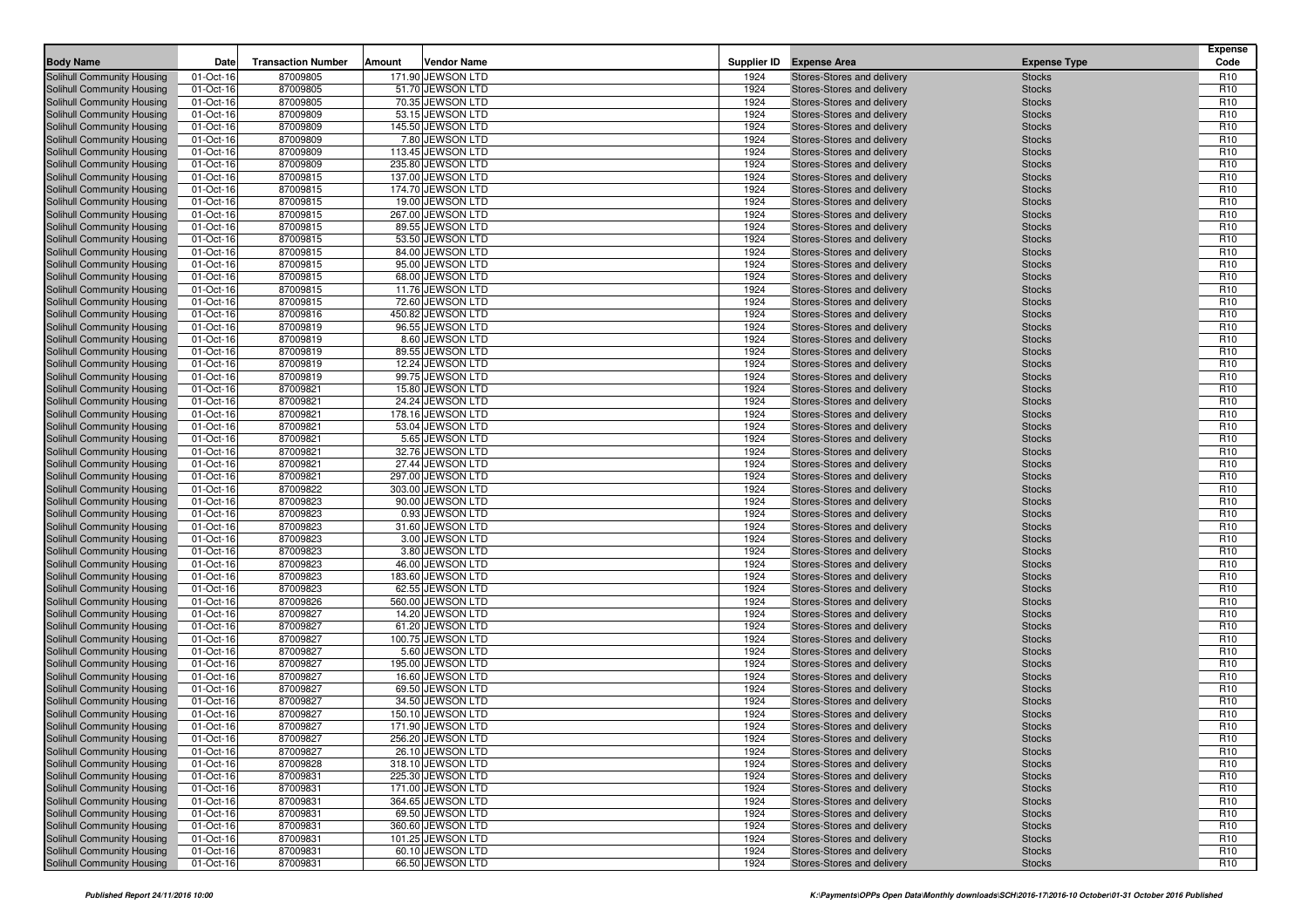| Body Name | Date | Transaction Number | Amount | Vendor Name | Supplier ID | Expense Area | Expense Type | Expense Code |
|---|---|---|---|---|---|---|---|---|
| Solihull Community Housing | 01-Oct-16 | 87009805 | 171.90 | JEWSON LTD | 1924 | Stores-Stores and delivery | Stocks | R10 |
| Solihull Community Housing | 01-Oct-16 | 87009805 | 51.70 | JEWSON LTD | 1924 | Stores-Stores and delivery | Stocks | R10 |
| Solihull Community Housing | 01-Oct-16 | 87009805 | 70.35 | JEWSON LTD | 1924 | Stores-Stores and delivery | Stocks | R10 |
| Solihull Community Housing | 01-Oct-16 | 87009809 | 53.15 | JEWSON LTD | 1924 | Stores-Stores and delivery | Stocks | R10 |
| Solihull Community Housing | 01-Oct-16 | 87009809 | 145.50 | JEWSON LTD | 1924 | Stores-Stores and delivery | Stocks | R10 |
| Solihull Community Housing | 01-Oct-16 | 87009809 | 7.80 | JEWSON LTD | 1924 | Stores-Stores and delivery | Stocks | R10 |
| Solihull Community Housing | 01-Oct-16 | 87009809 | 113.45 | JEWSON LTD | 1924 | Stores-Stores and delivery | Stocks | R10 |
| Solihull Community Housing | 01-Oct-16 | 87009809 | 235.80 | JEWSON LTD | 1924 | Stores-Stores and delivery | Stocks | R10 |
| Solihull Community Housing | 01-Oct-16 | 87009815 | 137.00 | JEWSON LTD | 1924 | Stores-Stores and delivery | Stocks | R10 |
| Solihull Community Housing | 01-Oct-16 | 87009815 | 174.70 | JEWSON LTD | 1924 | Stores-Stores and delivery | Stocks | R10 |
| Solihull Community Housing | 01-Oct-16 | 87009815 | 19.00 | JEWSON LTD | 1924 | Stores-Stores and delivery | Stocks | R10 |
| Solihull Community Housing | 01-Oct-16 | 87009815 | 267.00 | JEWSON LTD | 1924 | Stores-Stores and delivery | Stocks | R10 |
| Solihull Community Housing | 01-Oct-16 | 87009815 | 89.55 | JEWSON LTD | 1924 | Stores-Stores and delivery | Stocks | R10 |
| Solihull Community Housing | 01-Oct-16 | 87009815 | 53.50 | JEWSON LTD | 1924 | Stores-Stores and delivery | Stocks | R10 |
| Solihull Community Housing | 01-Oct-16 | 87009815 | 84.00 | JEWSON LTD | 1924 | Stores-Stores and delivery | Stocks | R10 |
| Solihull Community Housing | 01-Oct-16 | 87009815 | 95.00 | JEWSON LTD | 1924 | Stores-Stores and delivery | Stocks | R10 |
| Solihull Community Housing | 01-Oct-16 | 87009815 | 68.00 | JEWSON LTD | 1924 | Stores-Stores and delivery | Stocks | R10 |
| Solihull Community Housing | 01-Oct-16 | 87009815 | 11.76 | JEWSON LTD | 1924 | Stores-Stores and delivery | Stocks | R10 |
| Solihull Community Housing | 01-Oct-16 | 87009815 | 72.60 | JEWSON LTD | 1924 | Stores-Stores and delivery | Stocks | R10 |
| Solihull Community Housing | 01-Oct-16 | 87009816 | 450.82 | JEWSON LTD | 1924 | Stores-Stores and delivery | Stocks | R10 |
| Solihull Community Housing | 01-Oct-16 | 87009819 | 96.55 | JEWSON LTD | 1924 | Stores-Stores and delivery | Stocks | R10 |
| Solihull Community Housing | 01-Oct-16 | 87009819 | 8.60 | JEWSON LTD | 1924 | Stores-Stores and delivery | Stocks | R10 |
| Solihull Community Housing | 01-Oct-16 | 87009819 | 89.55 | JEWSON LTD | 1924 | Stores-Stores and delivery | Stocks | R10 |
| Solihull Community Housing | 01-Oct-16 | 87009819 | 12.24 | JEWSON LTD | 1924 | Stores-Stores and delivery | Stocks | R10 |
| Solihull Community Housing | 01-Oct-16 | 87009819 | 99.75 | JEWSON LTD | 1924 | Stores-Stores and delivery | Stocks | R10 |
| Solihull Community Housing | 01-Oct-16 | 87009821 | 15.80 | JEWSON LTD | 1924 | Stores-Stores and delivery | Stocks | R10 |
| Solihull Community Housing | 01-Oct-16 | 87009821 | 24.24 | JEWSON LTD | 1924 | Stores-Stores and delivery | Stocks | R10 |
| Solihull Community Housing | 01-Oct-16 | 87009821 | 178.16 | JEWSON LTD | 1924 | Stores-Stores and delivery | Stocks | R10 |
| Solihull Community Housing | 01-Oct-16 | 87009821 | 53.04 | JEWSON LTD | 1924 | Stores-Stores and delivery | Stocks | R10 |
| Solihull Community Housing | 01-Oct-16 | 87009821 | 5.65 | JEWSON LTD | 1924 | Stores-Stores and delivery | Stocks | R10 |
| Solihull Community Housing | 01-Oct-16 | 87009821 | 32.76 | JEWSON LTD | 1924 | Stores-Stores and delivery | Stocks | R10 |
| Solihull Community Housing | 01-Oct-16 | 87009821 | 27.44 | JEWSON LTD | 1924 | Stores-Stores and delivery | Stocks | R10 |
| Solihull Community Housing | 01-Oct-16 | 87009821 | 297.00 | JEWSON LTD | 1924 | Stores-Stores and delivery | Stocks | R10 |
| Solihull Community Housing | 01-Oct-16 | 87009822 | 303.00 | JEWSON LTD | 1924 | Stores-Stores and delivery | Stocks | R10 |
| Solihull Community Housing | 01-Oct-16 | 87009823 | 90.00 | JEWSON LTD | 1924 | Stores-Stores and delivery | Stocks | R10 |
| Solihull Community Housing | 01-Oct-16 | 87009823 | 0.93 | JEWSON LTD | 1924 | Stores-Stores and delivery | Stocks | R10 |
| Solihull Community Housing | 01-Oct-16 | 87009823 | 31.60 | JEWSON LTD | 1924 | Stores-Stores and delivery | Stocks | R10 |
| Solihull Community Housing | 01-Oct-16 | 87009823 | 3.00 | JEWSON LTD | 1924 | Stores-Stores and delivery | Stocks | R10 |
| Solihull Community Housing | 01-Oct-16 | 87009823 | 3.80 | JEWSON LTD | 1924 | Stores-Stores and delivery | Stocks | R10 |
| Solihull Community Housing | 01-Oct-16 | 87009823 | 46.00 | JEWSON LTD | 1924 | Stores-Stores and delivery | Stocks | R10 |
| Solihull Community Housing | 01-Oct-16 | 87009823 | 183.60 | JEWSON LTD | 1924 | Stores-Stores and delivery | Stocks | R10 |
| Solihull Community Housing | 01-Oct-16 | 87009823 | 62.55 | JEWSON LTD | 1924 | Stores-Stores and delivery | Stocks | R10 |
| Solihull Community Housing | 01-Oct-16 | 87009826 | 560.00 | JEWSON LTD | 1924 | Stores-Stores and delivery | Stocks | R10 |
| Solihull Community Housing | 01-Oct-16 | 87009827 | 14.20 | JEWSON LTD | 1924 | Stores-Stores and delivery | Stocks | R10 |
| Solihull Community Housing | 01-Oct-16 | 87009827 | 61.20 | JEWSON LTD | 1924 | Stores-Stores and delivery | Stocks | R10 |
| Solihull Community Housing | 01-Oct-16 | 87009827 | 100.75 | JEWSON LTD | 1924 | Stores-Stores and delivery | Stocks | R10 |
| Solihull Community Housing | 01-Oct-16 | 87009827 | 5.60 | JEWSON LTD | 1924 | Stores-Stores and delivery | Stocks | R10 |
| Solihull Community Housing | 01-Oct-16 | 87009827 | 195.00 | JEWSON LTD | 1924 | Stores-Stores and delivery | Stocks | R10 |
| Solihull Community Housing | 01-Oct-16 | 87009827 | 16.60 | JEWSON LTD | 1924 | Stores-Stores and delivery | Stocks | R10 |
| Solihull Community Housing | 01-Oct-16 | 87009827 | 69.50 | JEWSON LTD | 1924 | Stores-Stores and delivery | Stocks | R10 |
| Solihull Community Housing | 01-Oct-16 | 87009827 | 34.50 | JEWSON LTD | 1924 | Stores-Stores and delivery | Stocks | R10 |
| Solihull Community Housing | 01-Oct-16 | 87009827 | 150.10 | JEWSON LTD | 1924 | Stores-Stores and delivery | Stocks | R10 |
| Solihull Community Housing | 01-Oct-16 | 87009827 | 171.90 | JEWSON LTD | 1924 | Stores-Stores and delivery | Stocks | R10 |
| Solihull Community Housing | 01-Oct-16 | 87009827 | 256.20 | JEWSON LTD | 1924 | Stores-Stores and delivery | Stocks | R10 |
| Solihull Community Housing | 01-Oct-16 | 87009827 | 26.10 | JEWSON LTD | 1924 | Stores-Stores and delivery | Stocks | R10 |
| Solihull Community Housing | 01-Oct-16 | 87009828 | 318.10 | JEWSON LTD | 1924 | Stores-Stores and delivery | Stocks | R10 |
| Solihull Community Housing | 01-Oct-16 | 87009831 | 225.30 | JEWSON LTD | 1924 | Stores-Stores and delivery | Stocks | R10 |
| Solihull Community Housing | 01-Oct-16 | 87009831 | 171.00 | JEWSON LTD | 1924 | Stores-Stores and delivery | Stocks | R10 |
| Solihull Community Housing | 01-Oct-16 | 87009831 | 364.65 | JEWSON LTD | 1924 | Stores-Stores and delivery | Stocks | R10 |
| Solihull Community Housing | 01-Oct-16 | 87009831 | 69.50 | JEWSON LTD | 1924 | Stores-Stores and delivery | Stocks | R10 |
| Solihull Community Housing | 01-Oct-16 | 87009831 | 360.60 | JEWSON LTD | 1924 | Stores-Stores and delivery | Stocks | R10 |
| Solihull Community Housing | 01-Oct-16 | 87009831 | 101.25 | JEWSON LTD | 1924 | Stores-Stores and delivery | Stocks | R10 |
| Solihull Community Housing | 01-Oct-16 | 87009831 | 60.10 | JEWSON LTD | 1924 | Stores-Stores and delivery | Stocks | R10 |
| Solihull Community Housing | 01-Oct-16 | 87009831 | 66.50 | JEWSON LTD | 1924 | Stores-Stores and delivery | Stocks | R10 |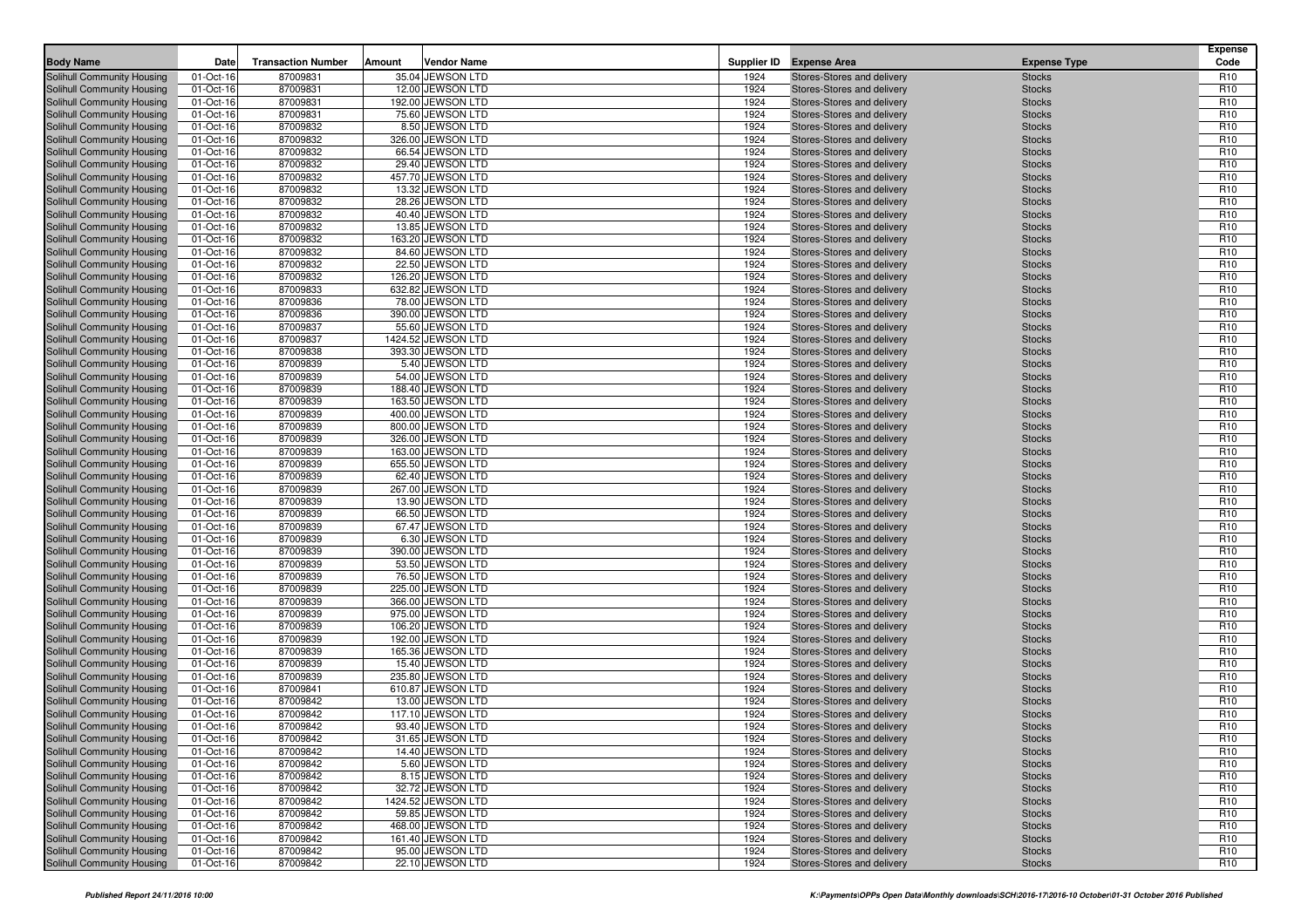| Body Name | Date | Transaction Number | Amount | Vendor Name | Supplier ID | Expense Area | Expense Type | Expense Code |
|---|---|---|---|---|---|---|---|---|
| Solihull Community Housing | 01-Oct-16 | 87009831 | 35.04 | JEWSON LTD | 1924 | Stores-Stores and delivery | Stocks | R10 |
| Solihull Community Housing | 01-Oct-16 | 87009831 | 12.00 | JEWSON LTD | 1924 | Stores-Stores and delivery | Stocks | R10 |
| Solihull Community Housing | 01-Oct-16 | 87009831 | 192.00 | JEWSON LTD | 1924 | Stores-Stores and delivery | Stocks | R10 |
| Solihull Community Housing | 01-Oct-16 | 87009831 | 75.60 | JEWSON LTD | 1924 | Stores-Stores and delivery | Stocks | R10 |
| Solihull Community Housing | 01-Oct-16 | 87009832 | 8.50 | JEWSON LTD | 1924 | Stores-Stores and delivery | Stocks | R10 |
| Solihull Community Housing | 01-Oct-16 | 87009832 | 326.00 | JEWSON LTD | 1924 | Stores-Stores and delivery | Stocks | R10 |
| Solihull Community Housing | 01-Oct-16 | 87009832 | 66.54 | JEWSON LTD | 1924 | Stores-Stores and delivery | Stocks | R10 |
| Solihull Community Housing | 01-Oct-16 | 87009832 | 29.40 | JEWSON LTD | 1924 | Stores-Stores and delivery | Stocks | R10 |
| Solihull Community Housing | 01-Oct-16 | 87009832 | 457.70 | JEWSON LTD | 1924 | Stores-Stores and delivery | Stocks | R10 |
| Solihull Community Housing | 01-Oct-16 | 87009832 | 13.32 | JEWSON LTD | 1924 | Stores-Stores and delivery | Stocks | R10 |
| Solihull Community Housing | 01-Oct-16 | 87009832 | 28.26 | JEWSON LTD | 1924 | Stores-Stores and delivery | Stocks | R10 |
| Solihull Community Housing | 01-Oct-16 | 87009832 | 40.40 | JEWSON LTD | 1924 | Stores-Stores and delivery | Stocks | R10 |
| Solihull Community Housing | 01-Oct-16 | 87009832 | 13.85 | JEWSON LTD | 1924 | Stores-Stores and delivery | Stocks | R10 |
| Solihull Community Housing | 01-Oct-16 | 87009832 | 163.20 | JEWSON LTD | 1924 | Stores-Stores and delivery | Stocks | R10 |
| Solihull Community Housing | 01-Oct-16 | 87009832 | 84.60 | JEWSON LTD | 1924 | Stores-Stores and delivery | Stocks | R10 |
| Solihull Community Housing | 01-Oct-16 | 87009832 | 22.50 | JEWSON LTD | 1924 | Stores-Stores and delivery | Stocks | R10 |
| Solihull Community Housing | 01-Oct-16 | 87009832 | 126.20 | JEWSON LTD | 1924 | Stores-Stores and delivery | Stocks | R10 |
| Solihull Community Housing | 01-Oct-16 | 87009833 | 632.82 | JEWSON LTD | 1924 | Stores-Stores and delivery | Stocks | R10 |
| Solihull Community Housing | 01-Oct-16 | 87009836 | 78.00 | JEWSON LTD | 1924 | Stores-Stores and delivery | Stocks | R10 |
| Solihull Community Housing | 01-Oct-16 | 87009836 | 390.00 | JEWSON LTD | 1924 | Stores-Stores and delivery | Stocks | R10 |
| Solihull Community Housing | 01-Oct-16 | 87009837 | 55.60 | JEWSON LTD | 1924 | Stores-Stores and delivery | Stocks | R10 |
| Solihull Community Housing | 01-Oct-16 | 87009837 | 1424.52 | JEWSON LTD | 1924 | Stores-Stores and delivery | Stocks | R10 |
| Solihull Community Housing | 01-Oct-16 | 87009838 | 393.30 | JEWSON LTD | 1924 | Stores-Stores and delivery | Stocks | R10 |
| Solihull Community Housing | 01-Oct-16 | 87009839 | 5.40 | JEWSON LTD | 1924 | Stores-Stores and delivery | Stocks | R10 |
| Solihull Community Housing | 01-Oct-16 | 87009839 | 54.00 | JEWSON LTD | 1924 | Stores-Stores and delivery | Stocks | R10 |
| Solihull Community Housing | 01-Oct-16 | 87009839 | 188.40 | JEWSON LTD | 1924 | Stores-Stores and delivery | Stocks | R10 |
| Solihull Community Housing | 01-Oct-16 | 87009839 | 163.50 | JEWSON LTD | 1924 | Stores-Stores and delivery | Stocks | R10 |
| Solihull Community Housing | 01-Oct-16 | 87009839 | 400.00 | JEWSON LTD | 1924 | Stores-Stores and delivery | Stocks | R10 |
| Solihull Community Housing | 01-Oct-16 | 87009839 | 800.00 | JEWSON LTD | 1924 | Stores-Stores and delivery | Stocks | R10 |
| Solihull Community Housing | 01-Oct-16 | 87009839 | 326.00 | JEWSON LTD | 1924 | Stores-Stores and delivery | Stocks | R10 |
| Solihull Community Housing | 01-Oct-16 | 87009839 | 163.00 | JEWSON LTD | 1924 | Stores-Stores and delivery | Stocks | R10 |
| Solihull Community Housing | 01-Oct-16 | 87009839 | 655.50 | JEWSON LTD | 1924 | Stores-Stores and delivery | Stocks | R10 |
| Solihull Community Housing | 01-Oct-16 | 87009839 | 62.40 | JEWSON LTD | 1924 | Stores-Stores and delivery | Stocks | R10 |
| Solihull Community Housing | 01-Oct-16 | 87009839 | 267.00 | JEWSON LTD | 1924 | Stores-Stores and delivery | Stocks | R10 |
| Solihull Community Housing | 01-Oct-16 | 87009839 | 13.90 | JEWSON LTD | 1924 | Stores-Stores and delivery | Stocks | R10 |
| Solihull Community Housing | 01-Oct-16 | 87009839 | 66.50 | JEWSON LTD | 1924 | Stores-Stores and delivery | Stocks | R10 |
| Solihull Community Housing | 01-Oct-16 | 87009839 | 67.47 | JEWSON LTD | 1924 | Stores-Stores and delivery | Stocks | R10 |
| Solihull Community Housing | 01-Oct-16 | 87009839 | 6.30 | JEWSON LTD | 1924 | Stores-Stores and delivery | Stocks | R10 |
| Solihull Community Housing | 01-Oct-16 | 87009839 | 390.00 | JEWSON LTD | 1924 | Stores-Stores and delivery | Stocks | R10 |
| Solihull Community Housing | 01-Oct-16 | 87009839 | 53.50 | JEWSON LTD | 1924 | Stores-Stores and delivery | Stocks | R10 |
| Solihull Community Housing | 01-Oct-16 | 87009839 | 76.50 | JEWSON LTD | 1924 | Stores-Stores and delivery | Stocks | R10 |
| Solihull Community Housing | 01-Oct-16 | 87009839 | 225.00 | JEWSON LTD | 1924 | Stores-Stores and delivery | Stocks | R10 |
| Solihull Community Housing | 01-Oct-16 | 87009839 | 366.00 | JEWSON LTD | 1924 | Stores-Stores and delivery | Stocks | R10 |
| Solihull Community Housing | 01-Oct-16 | 87009839 | 975.00 | JEWSON LTD | 1924 | Stores-Stores and delivery | Stocks | R10 |
| Solihull Community Housing | 01-Oct-16 | 87009839 | 106.20 | JEWSON LTD | 1924 | Stores-Stores and delivery | Stocks | R10 |
| Solihull Community Housing | 01-Oct-16 | 87009839 | 192.00 | JEWSON LTD | 1924 | Stores-Stores and delivery | Stocks | R10 |
| Solihull Community Housing | 01-Oct-16 | 87009839 | 165.36 | JEWSON LTD | 1924 | Stores-Stores and delivery | Stocks | R10 |
| Solihull Community Housing | 01-Oct-16 | 87009839 | 15.40 | JEWSON LTD | 1924 | Stores-Stores and delivery | Stocks | R10 |
| Solihull Community Housing | 01-Oct-16 | 87009839 | 235.80 | JEWSON LTD | 1924 | Stores-Stores and delivery | Stocks | R10 |
| Solihull Community Housing | 01-Oct-16 | 87009841 | 610.87 | JEWSON LTD | 1924 | Stores-Stores and delivery | Stocks | R10 |
| Solihull Community Housing | 01-Oct-16 | 87009842 | 13.00 | JEWSON LTD | 1924 | Stores-Stores and delivery | Stocks | R10 |
| Solihull Community Housing | 01-Oct-16 | 87009842 | 117.10 | JEWSON LTD | 1924 | Stores-Stores and delivery | Stocks | R10 |
| Solihull Community Housing | 01-Oct-16 | 87009842 | 93.40 | JEWSON LTD | 1924 | Stores-Stores and delivery | Stocks | R10 |
| Solihull Community Housing | 01-Oct-16 | 87009842 | 31.65 | JEWSON LTD | 1924 | Stores-Stores and delivery | Stocks | R10 |
| Solihull Community Housing | 01-Oct-16 | 87009842 | 14.40 | JEWSON LTD | 1924 | Stores-Stores and delivery | Stocks | R10 |
| Solihull Community Housing | 01-Oct-16 | 87009842 | 5.60 | JEWSON LTD | 1924 | Stores-Stores and delivery | Stocks | R10 |
| Solihull Community Housing | 01-Oct-16 | 87009842 | 8.15 | JEWSON LTD | 1924 | Stores-Stores and delivery | Stocks | R10 |
| Solihull Community Housing | 01-Oct-16 | 87009842 | 32.72 | JEWSON LTD | 1924 | Stores-Stores and delivery | Stocks | R10 |
| Solihull Community Housing | 01-Oct-16 | 87009842 | 1424.52 | JEWSON LTD | 1924 | Stores-Stores and delivery | Stocks | R10 |
| Solihull Community Housing | 01-Oct-16 | 87009842 | 59.85 | JEWSON LTD | 1924 | Stores-Stores and delivery | Stocks | R10 |
| Solihull Community Housing | 01-Oct-16 | 87009842 | 468.00 | JEWSON LTD | 1924 | Stores-Stores and delivery | Stocks | R10 |
| Solihull Community Housing | 01-Oct-16 | 87009842 | 161.40 | JEWSON LTD | 1924 | Stores-Stores and delivery | Stocks | R10 |
| Solihull Community Housing | 01-Oct-16 | 87009842 | 95.00 | JEWSON LTD | 1924 | Stores-Stores and delivery | Stocks | R10 |
| Solihull Community Housing | 01-Oct-16 | 87009842 | 22.10 | JEWSON LTD | 1924 | Stores-Stores and delivery | Stocks | R10 |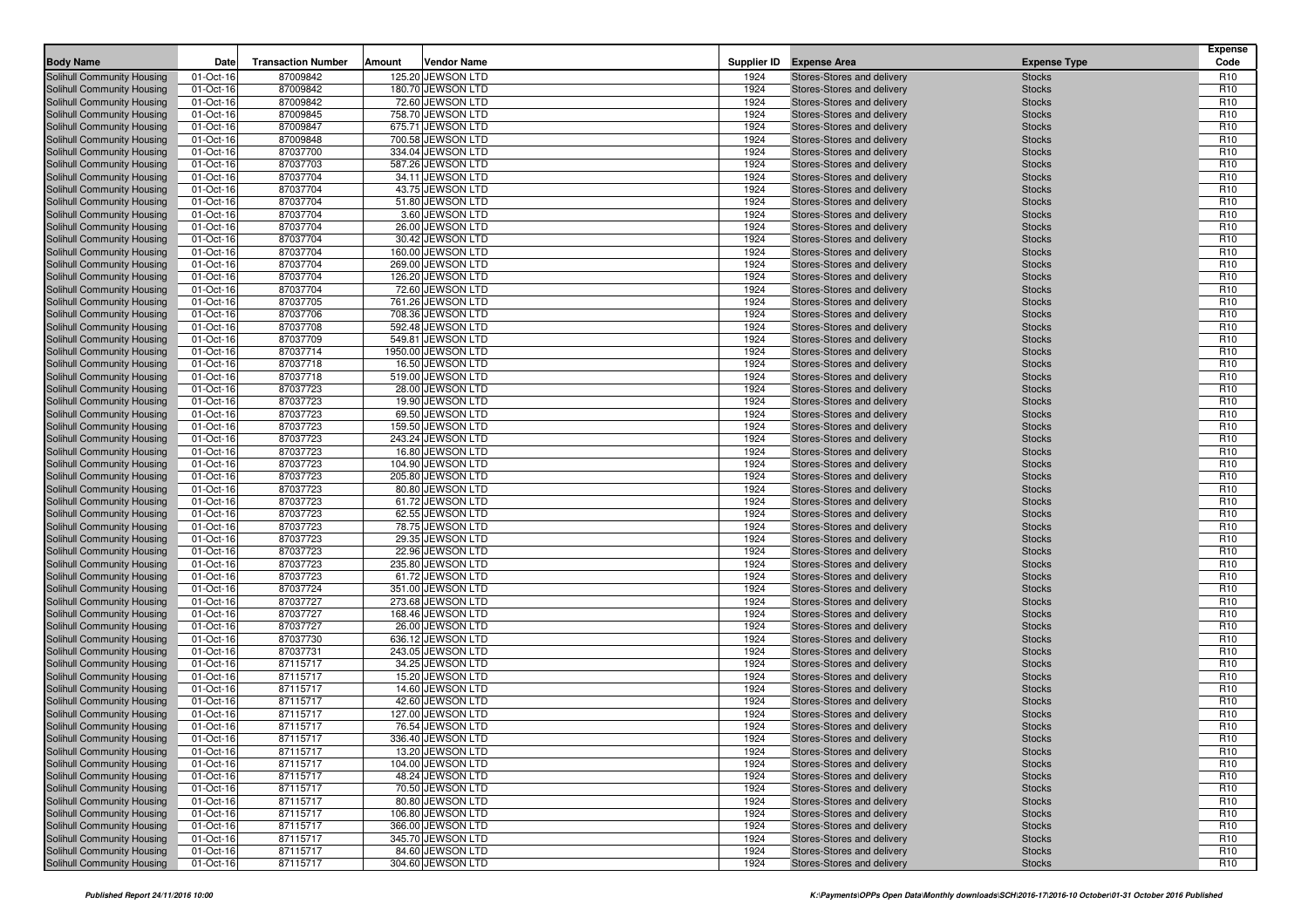| Body Name | Date | Transaction Number | Amount | Vendor Name | Supplier ID | Expense Area | Expense Type | Expense Code |
|---|---|---|---|---|---|---|---|---|
| Solihull Community Housing | 01-Oct-16 | 87009842 | 125.20 | JEWSON LTD | 1924 | Stores-Stores and delivery | Stocks | R10 |
| Solihull Community Housing | 01-Oct-16 | 87009842 | 180.70 | JEWSON LTD | 1924 | Stores-Stores and delivery | Stocks | R10 |
| Solihull Community Housing | 01-Oct-16 | 87009842 | 72.60 | JEWSON LTD | 1924 | Stores-Stores and delivery | Stocks | R10 |
| Solihull Community Housing | 01-Oct-16 | 87009845 | 758.70 | JEWSON LTD | 1924 | Stores-Stores and delivery | Stocks | R10 |
| Solihull Community Housing | 01-Oct-16 | 87009847 | 675.71 | JEWSON LTD | 1924 | Stores-Stores and delivery | Stocks | R10 |
| Solihull Community Housing | 01-Oct-16 | 87009848 | 700.58 | JEWSON LTD | 1924 | Stores-Stores and delivery | Stocks | R10 |
| Solihull Community Housing | 01-Oct-16 | 87037700 | 334.04 | JEWSON LTD | 1924 | Stores-Stores and delivery | Stocks | R10 |
| Solihull Community Housing | 01-Oct-16 | 87037703 | 587.26 | JEWSON LTD | 1924 | Stores-Stores and delivery | Stocks | R10 |
| Solihull Community Housing | 01-Oct-16 | 87037704 | 34.11 | JEWSON LTD | 1924 | Stores-Stores and delivery | Stocks | R10 |
| Solihull Community Housing | 01-Oct-16 | 87037704 | 43.75 | JEWSON LTD | 1924 | Stores-Stores and delivery | Stocks | R10 |
| Solihull Community Housing | 01-Oct-16 | 87037704 | 51.80 | JEWSON LTD | 1924 | Stores-Stores and delivery | Stocks | R10 |
| Solihull Community Housing | 01-Oct-16 | 87037704 | 3.60 | JEWSON LTD | 1924 | Stores-Stores and delivery | Stocks | R10 |
| Solihull Community Housing | 01-Oct-16 | 87037704 | 26.00 | JEWSON LTD | 1924 | Stores-Stores and delivery | Stocks | R10 |
| Solihull Community Housing | 01-Oct-16 | 87037704 | 30.42 | JEWSON LTD | 1924 | Stores-Stores and delivery | Stocks | R10 |
| Solihull Community Housing | 01-Oct-16 | 87037704 | 160.00 | JEWSON LTD | 1924 | Stores-Stores and delivery | Stocks | R10 |
| Solihull Community Housing | 01-Oct-16 | 87037704 | 269.00 | JEWSON LTD | 1924 | Stores-Stores and delivery | Stocks | R10 |
| Solihull Community Housing | 01-Oct-16 | 87037704 | 126.20 | JEWSON LTD | 1924 | Stores-Stores and delivery | Stocks | R10 |
| Solihull Community Housing | 01-Oct-16 | 87037704 | 72.60 | JEWSON LTD | 1924 | Stores-Stores and delivery | Stocks | R10 |
| Solihull Community Housing | 01-Oct-16 | 87037705 | 761.26 | JEWSON LTD | 1924 | Stores-Stores and delivery | Stocks | R10 |
| Solihull Community Housing | 01-Oct-16 | 87037706 | 708.36 | JEWSON LTD | 1924 | Stores-Stores and delivery | Stocks | R10 |
| Solihull Community Housing | 01-Oct-16 | 87037708 | 592.48 | JEWSON LTD | 1924 | Stores-Stores and delivery | Stocks | R10 |
| Solihull Community Housing | 01-Oct-16 | 87037709 | 549.81 | JEWSON LTD | 1924 | Stores-Stores and delivery | Stocks | R10 |
| Solihull Community Housing | 01-Oct-16 | 87037714 | 1950.00 | JEWSON LTD | 1924 | Stores-Stores and delivery | Stocks | R10 |
| Solihull Community Housing | 01-Oct-16 | 87037718 | 16.50 | JEWSON LTD | 1924 | Stores-Stores and delivery | Stocks | R10 |
| Solihull Community Housing | 01-Oct-16 | 87037718 | 519.00 | JEWSON LTD | 1924 | Stores-Stores and delivery | Stocks | R10 |
| Solihull Community Housing | 01-Oct-16 | 87037723 | 28.00 | JEWSON LTD | 1924 | Stores-Stores and delivery | Stocks | R10 |
| Solihull Community Housing | 01-Oct-16 | 87037723 | 19.90 | JEWSON LTD | 1924 | Stores-Stores and delivery | Stocks | R10 |
| Solihull Community Housing | 01-Oct-16 | 87037723 | 69.50 | JEWSON LTD | 1924 | Stores-Stores and delivery | Stocks | R10 |
| Solihull Community Housing | 01-Oct-16 | 87037723 | 159.50 | JEWSON LTD | 1924 | Stores-Stores and delivery | Stocks | R10 |
| Solihull Community Housing | 01-Oct-16 | 87037723 | 243.24 | JEWSON LTD | 1924 | Stores-Stores and delivery | Stocks | R10 |
| Solihull Community Housing | 01-Oct-16 | 87037723 | 16.80 | JEWSON LTD | 1924 | Stores-Stores and delivery | Stocks | R10 |
| Solihull Community Housing | 01-Oct-16 | 87037723 | 104.90 | JEWSON LTD | 1924 | Stores-Stores and delivery | Stocks | R10 |
| Solihull Community Housing | 01-Oct-16 | 87037723 | 205.80 | JEWSON LTD | 1924 | Stores-Stores and delivery | Stocks | R10 |
| Solihull Community Housing | 01-Oct-16 | 87037723 | 80.80 | JEWSON LTD | 1924 | Stores-Stores and delivery | Stocks | R10 |
| Solihull Community Housing | 01-Oct-16 | 87037723 | 61.72 | JEWSON LTD | 1924 | Stores-Stores and delivery | Stocks | R10 |
| Solihull Community Housing | 01-Oct-16 | 87037723 | 62.55 | JEWSON LTD | 1924 | Stores-Stores and delivery | Stocks | R10 |
| Solihull Community Housing | 01-Oct-16 | 87037723 | 78.75 | JEWSON LTD | 1924 | Stores-Stores and delivery | Stocks | R10 |
| Solihull Community Housing | 01-Oct-16 | 87037723 | 29.35 | JEWSON LTD | 1924 | Stores-Stores and delivery | Stocks | R10 |
| Solihull Community Housing | 01-Oct-16 | 87037723 | 22.96 | JEWSON LTD | 1924 | Stores-Stores and delivery | Stocks | R10 |
| Solihull Community Housing | 01-Oct-16 | 87037723 | 235.80 | JEWSON LTD | 1924 | Stores-Stores and delivery | Stocks | R10 |
| Solihull Community Housing | 01-Oct-16 | 87037723 | 61.72 | JEWSON LTD | 1924 | Stores-Stores and delivery | Stocks | R10 |
| Solihull Community Housing | 01-Oct-16 | 87037724 | 351.00 | JEWSON LTD | 1924 | Stores-Stores and delivery | Stocks | R10 |
| Solihull Community Housing | 01-Oct-16 | 87037727 | 273.68 | JEWSON LTD | 1924 | Stores-Stores and delivery | Stocks | R10 |
| Solihull Community Housing | 01-Oct-16 | 87037727 | 168.46 | JEWSON LTD | 1924 | Stores-Stores and delivery | Stocks | R10 |
| Solihull Community Housing | 01-Oct-16 | 87037727 | 26.00 | JEWSON LTD | 1924 | Stores-Stores and delivery | Stocks | R10 |
| Solihull Community Housing | 01-Oct-16 | 87037730 | 636.12 | JEWSON LTD | 1924 | Stores-Stores and delivery | Stocks | R10 |
| Solihull Community Housing | 01-Oct-16 | 87037731 | 243.05 | JEWSON LTD | 1924 | Stores-Stores and delivery | Stocks | R10 |
| Solihull Community Housing | 01-Oct-16 | 87115717 | 34.25 | JEWSON LTD | 1924 | Stores-Stores and delivery | Stocks | R10 |
| Solihull Community Housing | 01-Oct-16 | 87115717 | 15.20 | JEWSON LTD | 1924 | Stores-Stores and delivery | Stocks | R10 |
| Solihull Community Housing | 01-Oct-16 | 87115717 | 14.60 | JEWSON LTD | 1924 | Stores-Stores and delivery | Stocks | R10 |
| Solihull Community Housing | 01-Oct-16 | 87115717 | 42.60 | JEWSON LTD | 1924 | Stores-Stores and delivery | Stocks | R10 |
| Solihull Community Housing | 01-Oct-16 | 87115717 | 127.00 | JEWSON LTD | 1924 | Stores-Stores and delivery | Stocks | R10 |
| Solihull Community Housing | 01-Oct-16 | 87115717 | 76.54 | JEWSON LTD | 1924 | Stores-Stores and delivery | Stocks | R10 |
| Solihull Community Housing | 01-Oct-16 | 87115717 | 336.40 | JEWSON LTD | 1924 | Stores-Stores and delivery | Stocks | R10 |
| Solihull Community Housing | 01-Oct-16 | 87115717 | 13.20 | JEWSON LTD | 1924 | Stores-Stores and delivery | Stocks | R10 |
| Solihull Community Housing | 01-Oct-16 | 87115717 | 104.00 | JEWSON LTD | 1924 | Stores-Stores and delivery | Stocks | R10 |
| Solihull Community Housing | 01-Oct-16 | 87115717 | 48.24 | JEWSON LTD | 1924 | Stores-Stores and delivery | Stocks | R10 |
| Solihull Community Housing | 01-Oct-16 | 87115717 | 70.50 | JEWSON LTD | 1924 | Stores-Stores and delivery | Stocks | R10 |
| Solihull Community Housing | 01-Oct-16 | 87115717 | 80.80 | JEWSON LTD | 1924 | Stores-Stores and delivery | Stocks | R10 |
| Solihull Community Housing | 01-Oct-16 | 87115717 | 106.80 | JEWSON LTD | 1924 | Stores-Stores and delivery | Stocks | R10 |
| Solihull Community Housing | 01-Oct-16 | 87115717 | 366.00 | JEWSON LTD | 1924 | Stores-Stores and delivery | Stocks | R10 |
| Solihull Community Housing | 01-Oct-16 | 87115717 | 345.70 | JEWSON LTD | 1924 | Stores-Stores and delivery | Stocks | R10 |
| Solihull Community Housing | 01-Oct-16 | 87115717 | 84.60 | JEWSON LTD | 1924 | Stores-Stores and delivery | Stocks | R10 |
| Solihull Community Housing | 01-Oct-16 | 87115717 | 304.60 | JEWSON LTD | 1924 | Stores-Stores and delivery | Stocks | R10 |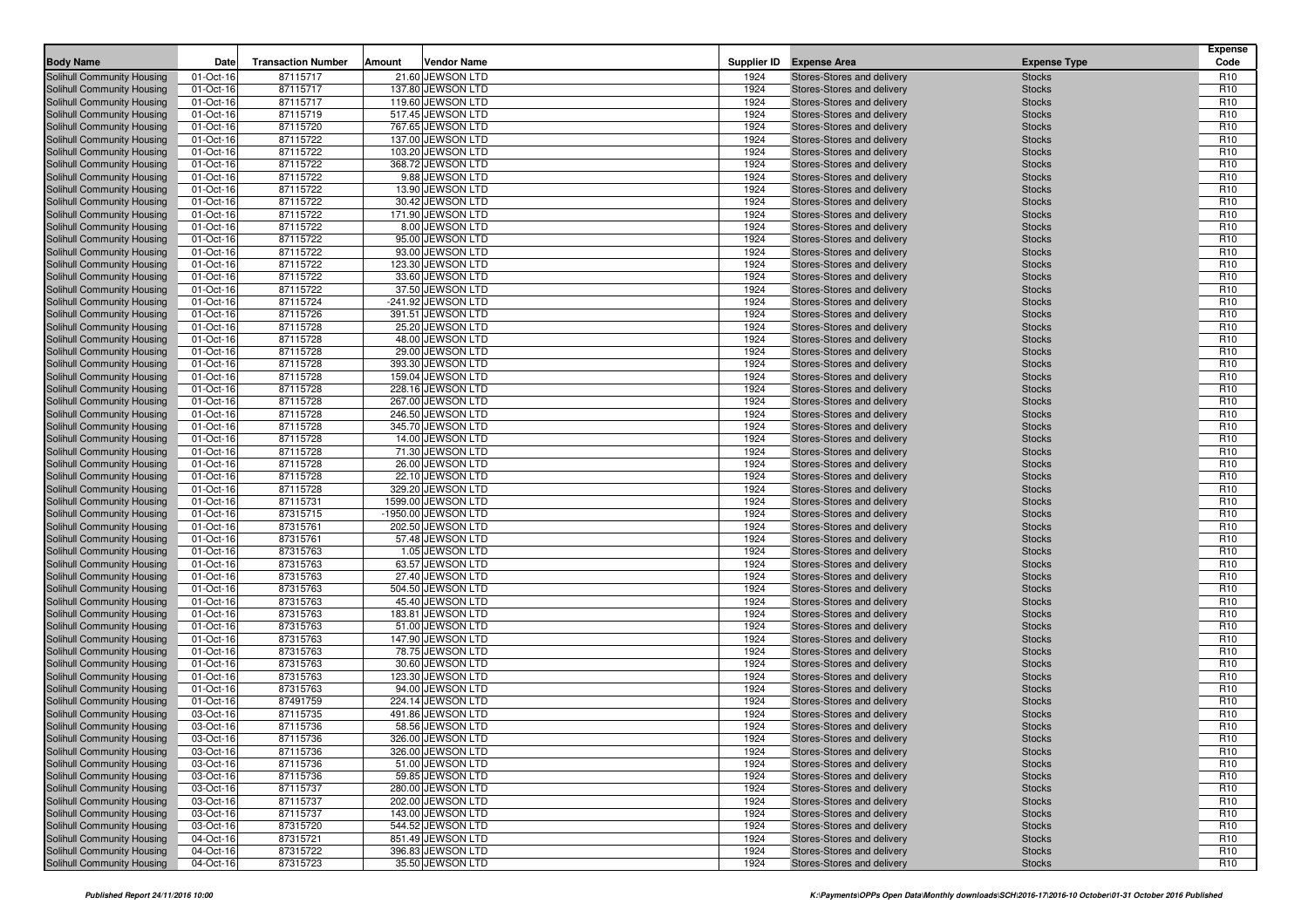| Body Name | Date | Transaction Number | Amount | Vendor Name | Supplier ID | Expense Area | Expense Type | Expense Code |
|---|---|---|---|---|---|---|---|---|
| Solihull Community Housing | 01-Oct-16 | 87115717 | 21.60 | JEWSON LTD | 1924 | Stores-Stores and delivery | Stocks | R10 |
| Solihull Community Housing | 01-Oct-16 | 87115717 | 137.80 | JEWSON LTD | 1924 | Stores-Stores and delivery | Stocks | R10 |
| Solihull Community Housing | 01-Oct-16 | 87115717 | 119.60 | JEWSON LTD | 1924 | Stores-Stores and delivery | Stocks | R10 |
| Solihull Community Housing | 01-Oct-16 | 87115719 | 517.45 | JEWSON LTD | 1924 | Stores-Stores and delivery | Stocks | R10 |
| Solihull Community Housing | 01-Oct-16 | 87115720 | 767.65 | JEWSON LTD | 1924 | Stores-Stores and delivery | Stocks | R10 |
| Solihull Community Housing | 01-Oct-16 | 87115722 | 137.00 | JEWSON LTD | 1924 | Stores-Stores and delivery | Stocks | R10 |
| Solihull Community Housing | 01-Oct-16 | 87115722 | 103.20 | JEWSON LTD | 1924 | Stores-Stores and delivery | Stocks | R10 |
| Solihull Community Housing | 01-Oct-16 | 87115722 | 368.72 | JEWSON LTD | 1924 | Stores-Stores and delivery | Stocks | R10 |
| Solihull Community Housing | 01-Oct-16 | 87115722 | 9.88 | JEWSON LTD | 1924 | Stores-Stores and delivery | Stocks | R10 |
| Solihull Community Housing | 01-Oct-16 | 87115722 | 13.90 | JEWSON LTD | 1924 | Stores-Stores and delivery | Stocks | R10 |
| Solihull Community Housing | 01-Oct-16 | 87115722 | 30.42 | JEWSON LTD | 1924 | Stores-Stores and delivery | Stocks | R10 |
| Solihull Community Housing | 01-Oct-16 | 87115722 | 171.90 | JEWSON LTD | 1924 | Stores-Stores and delivery | Stocks | R10 |
| Solihull Community Housing | 01-Oct-16 | 87115722 | 8.00 | JEWSON LTD | 1924 | Stores-Stores and delivery | Stocks | R10 |
| Solihull Community Housing | 01-Oct-16 | 87115722 | 95.00 | JEWSON LTD | 1924 | Stores-Stores and delivery | Stocks | R10 |
| Solihull Community Housing | 01-Oct-16 | 87115722 | 93.00 | JEWSON LTD | 1924 | Stores-Stores and delivery | Stocks | R10 |
| Solihull Community Housing | 01-Oct-16 | 87115722 | 123.30 | JEWSON LTD | 1924 | Stores-Stores and delivery | Stocks | R10 |
| Solihull Community Housing | 01-Oct-16 | 87115722 | 33.60 | JEWSON LTD | 1924 | Stores-Stores and delivery | Stocks | R10 |
| Solihull Community Housing | 01-Oct-16 | 87115722 | 37.50 | JEWSON LTD | 1924 | Stores-Stores and delivery | Stocks | R10 |
| Solihull Community Housing | 01-Oct-16 | 87115724 | -241.92 | JEWSON LTD | 1924 | Stores-Stores and delivery | Stocks | R10 |
| Solihull Community Housing | 01-Oct-16 | 87115726 | 391.51 | JEWSON LTD | 1924 | Stores-Stores and delivery | Stocks | R10 |
| Solihull Community Housing | 01-Oct-16 | 87115728 | 25.20 | JEWSON LTD | 1924 | Stores-Stores and delivery | Stocks | R10 |
| Solihull Community Housing | 01-Oct-16 | 87115728 | 48.00 | JEWSON LTD | 1924 | Stores-Stores and delivery | Stocks | R10 |
| Solihull Community Housing | 01-Oct-16 | 87115728 | 29.00 | JEWSON LTD | 1924 | Stores-Stores and delivery | Stocks | R10 |
| Solihull Community Housing | 01-Oct-16 | 87115728 | 393.30 | JEWSON LTD | 1924 | Stores-Stores and delivery | Stocks | R10 |
| Solihull Community Housing | 01-Oct-16 | 87115728 | 159.04 | JEWSON LTD | 1924 | Stores-Stores and delivery | Stocks | R10 |
| Solihull Community Housing | 01-Oct-16 | 87115728 | 228.16 | JEWSON LTD | 1924 | Stores-Stores and delivery | Stocks | R10 |
| Solihull Community Housing | 01-Oct-16 | 87115728 | 267.00 | JEWSON LTD | 1924 | Stores-Stores and delivery | Stocks | R10 |
| Solihull Community Housing | 01-Oct-16 | 87115728 | 246.50 | JEWSON LTD | 1924 | Stores-Stores and delivery | Stocks | R10 |
| Solihull Community Housing | 01-Oct-16 | 87115728 | 345.70 | JEWSON LTD | 1924 | Stores-Stores and delivery | Stocks | R10 |
| Solihull Community Housing | 01-Oct-16 | 87115728 | 14.00 | JEWSON LTD | 1924 | Stores-Stores and delivery | Stocks | R10 |
| Solihull Community Housing | 01-Oct-16 | 87115728 | 71.30 | JEWSON LTD | 1924 | Stores-Stores and delivery | Stocks | R10 |
| Solihull Community Housing | 01-Oct-16 | 87115728 | 26.00 | JEWSON LTD | 1924 | Stores-Stores and delivery | Stocks | R10 |
| Solihull Community Housing | 01-Oct-16 | 87115728 | 22.10 | JEWSON LTD | 1924 | Stores-Stores and delivery | Stocks | R10 |
| Solihull Community Housing | 01-Oct-16 | 87115728 | 329.20 | JEWSON LTD | 1924 | Stores-Stores and delivery | Stocks | R10 |
| Solihull Community Housing | 01-Oct-16 | 87115731 | 1599.00 | JEWSON LTD | 1924 | Stores-Stores and delivery | Stocks | R10 |
| Solihull Community Housing | 01-Oct-16 | 87315715 | -1950.00 | JEWSON LTD | 1924 | Stores-Stores and delivery | Stocks | R10 |
| Solihull Community Housing | 01-Oct-16 | 87315761 | 202.50 | JEWSON LTD | 1924 | Stores-Stores and delivery | Stocks | R10 |
| Solihull Community Housing | 01-Oct-16 | 87315761 | 57.48 | JEWSON LTD | 1924 | Stores-Stores and delivery | Stocks | R10 |
| Solihull Community Housing | 01-Oct-16 | 87315763 | 1.05 | JEWSON LTD | 1924 | Stores-Stores and delivery | Stocks | R10 |
| Solihull Community Housing | 01-Oct-16 | 87315763 | 63.57 | JEWSON LTD | 1924 | Stores-Stores and delivery | Stocks | R10 |
| Solihull Community Housing | 01-Oct-16 | 87315763 | 27.40 | JEWSON LTD | 1924 | Stores-Stores and delivery | Stocks | R10 |
| Solihull Community Housing | 01-Oct-16 | 87315763 | 504.50 | JEWSON LTD | 1924 | Stores-Stores and delivery | Stocks | R10 |
| Solihull Community Housing | 01-Oct-16 | 87315763 | 45.40 | JEWSON LTD | 1924 | Stores-Stores and delivery | Stocks | R10 |
| Solihull Community Housing | 01-Oct-16 | 87315763 | 183.81 | JEWSON LTD | 1924 | Stores-Stores and delivery | Stocks | R10 |
| Solihull Community Housing | 01-Oct-16 | 87315763 | 51.00 | JEWSON LTD | 1924 | Stores-Stores and delivery | Stocks | R10 |
| Solihull Community Housing | 01-Oct-16 | 87315763 | 147.90 | JEWSON LTD | 1924 | Stores-Stores and delivery | Stocks | R10 |
| Solihull Community Housing | 01-Oct-16 | 87315763 | 78.75 | JEWSON LTD | 1924 | Stores-Stores and delivery | Stocks | R10 |
| Solihull Community Housing | 01-Oct-16 | 87315763 | 30.60 | JEWSON LTD | 1924 | Stores-Stores and delivery | Stocks | R10 |
| Solihull Community Housing | 01-Oct-16 | 87315763 | 123.30 | JEWSON LTD | 1924 | Stores-Stores and delivery | Stocks | R10 |
| Solihull Community Housing | 01-Oct-16 | 87315763 | 94.00 | JEWSON LTD | 1924 | Stores-Stores and delivery | Stocks | R10 |
| Solihull Community Housing | 01-Oct-16 | 87491759 | 224.14 | JEWSON LTD | 1924 | Stores-Stores and delivery | Stocks | R10 |
| Solihull Community Housing | 03-Oct-16 | 87115735 | 491.86 | JEWSON LTD | 1924 | Stores-Stores and delivery | Stocks | R10 |
| Solihull Community Housing | 03-Oct-16 | 87115736 | 58.56 | JEWSON LTD | 1924 | Stores-Stores and delivery | Stocks | R10 |
| Solihull Community Housing | 03-Oct-16 | 87115736 | 326.00 | JEWSON LTD | 1924 | Stores-Stores and delivery | Stocks | R10 |
| Solihull Community Housing | 03-Oct-16 | 87115736 | 326.00 | JEWSON LTD | 1924 | Stores-Stores and delivery | Stocks | R10 |
| Solihull Community Housing | 03-Oct-16 | 87115736 | 51.00 | JEWSON LTD | 1924 | Stores-Stores and delivery | Stocks | R10 |
| Solihull Community Housing | 03-Oct-16 | 87115736 | 59.85 | JEWSON LTD | 1924 | Stores-Stores and delivery | Stocks | R10 |
| Solihull Community Housing | 03-Oct-16 | 87115737 | 280.00 | JEWSON LTD | 1924 | Stores-Stores and delivery | Stocks | R10 |
| Solihull Community Housing | 03-Oct-16 | 87115737 | 202.00 | JEWSON LTD | 1924 | Stores-Stores and delivery | Stocks | R10 |
| Solihull Community Housing | 03-Oct-16 | 87115737 | 143.00 | JEWSON LTD | 1924 | Stores-Stores and delivery | Stocks | R10 |
| Solihull Community Housing | 03-Oct-16 | 87315720 | 544.52 | JEWSON LTD | 1924 | Stores-Stores and delivery | Stocks | R10 |
| Solihull Community Housing | 04-Oct-16 | 87315721 | 851.49 | JEWSON LTD | 1924 | Stores-Stores and delivery | Stocks | R10 |
| Solihull Community Housing | 04-Oct-16 | 87315722 | 396.83 | JEWSON LTD | 1924 | Stores-Stores and delivery | Stocks | R10 |
| Solihull Community Housing | 04-Oct-16 | 87315723 | 35.50 | JEWSON LTD | 1924 | Stores-Stores and delivery | Stocks | R10 |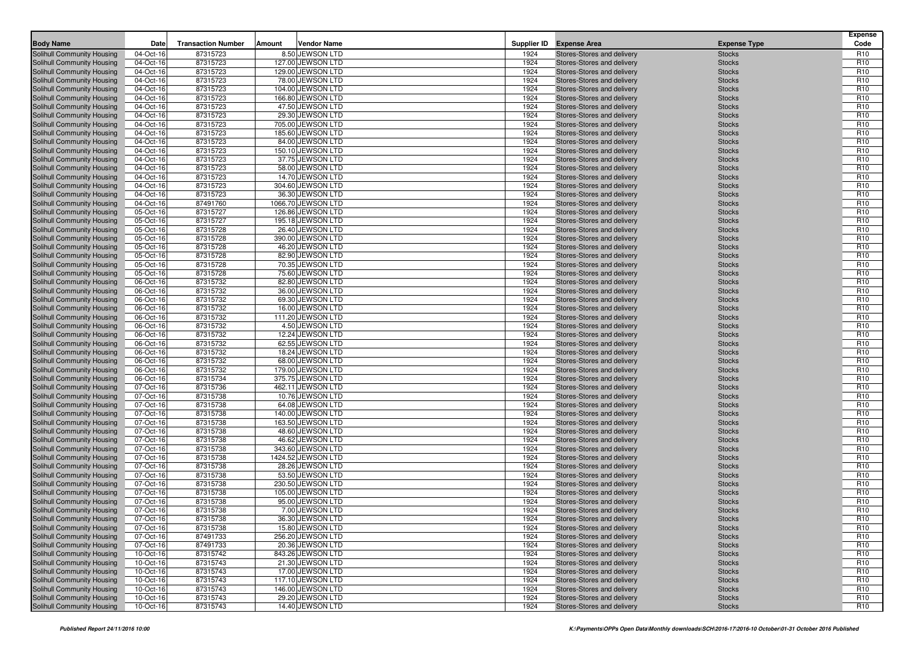| Body Name | Date | Transaction Number | Amount | Vendor Name | Supplier ID | Expense Area | Expense Type | Expense Code |
|---|---|---|---|---|---|---|---|---|
| Solihull Community Housing | 04-Oct-16 | 87315723 | 8.50 | JEWSON LTD | 1924 | Stores-Stores and delivery | Stocks | R10 |
| Solihull Community Housing | 04-Oct-16 | 87315723 | 127.00 | JEWSON LTD | 1924 | Stores-Stores and delivery | Stocks | R10 |
| Solihull Community Housing | 04-Oct-16 | 87315723 | 129.00 | JEWSON LTD | 1924 | Stores-Stores and delivery | Stocks | R10 |
| Solihull Community Housing | 04-Oct-16 | 87315723 | 78.00 | JEWSON LTD | 1924 | Stores-Stores and delivery | Stocks | R10 |
| Solihull Community Housing | 04-Oct-16 | 87315723 | 104.00 | JEWSON LTD | 1924 | Stores-Stores and delivery | Stocks | R10 |
| Solihull Community Housing | 04-Oct-16 | 87315723 | 166.80 | JEWSON LTD | 1924 | Stores-Stores and delivery | Stocks | R10 |
| Solihull Community Housing | 04-Oct-16 | 87315723 | 47.50 | JEWSON LTD | 1924 | Stores-Stores and delivery | Stocks | R10 |
| Solihull Community Housing | 04-Oct-16 | 87315723 | 29.30 | JEWSON LTD | 1924 | Stores-Stores and delivery | Stocks | R10 |
| Solihull Community Housing | 04-Oct-16 | 87315723 | 705.00 | JEWSON LTD | 1924 | Stores-Stores and delivery | Stocks | R10 |
| Solihull Community Housing | 04-Oct-16 | 87315723 | 185.60 | JEWSON LTD | 1924 | Stores-Stores and delivery | Stocks | R10 |
| Solihull Community Housing | 04-Oct-16 | 87315723 | 84.00 | JEWSON LTD | 1924 | Stores-Stores and delivery | Stocks | R10 |
| Solihull Community Housing | 04-Oct-16 | 87315723 | 150.10 | JEWSON LTD | 1924 | Stores-Stores and delivery | Stocks | R10 |
| Solihull Community Housing | 04-Oct-16 | 87315723 | 37.75 | JEWSON LTD | 1924 | Stores-Stores and delivery | Stocks | R10 |
| Solihull Community Housing | 04-Oct-16 | 87315723 | 58.00 | JEWSON LTD | 1924 | Stores-Stores and delivery | Stocks | R10 |
| Solihull Community Housing | 04-Oct-16 | 87315723 | 14.70 | JEWSON LTD | 1924 | Stores-Stores and delivery | Stocks | R10 |
| Solihull Community Housing | 04-Oct-16 | 87315723 | 304.60 | JEWSON LTD | 1924 | Stores-Stores and delivery | Stocks | R10 |
| Solihull Community Housing | 04-Oct-16 | 87315723 | 36.30 | JEWSON LTD | 1924 | Stores-Stores and delivery | Stocks | R10 |
| Solihull Community Housing | 04-Oct-16 | 87491760 | 1066.70 | JEWSON LTD | 1924 | Stores-Stores and delivery | Stocks | R10 |
| Solihull Community Housing | 05-Oct-16 | 87315727 | 126.86 | JEWSON LTD | 1924 | Stores-Stores and delivery | Stocks | R10 |
| Solihull Community Housing | 05-Oct-16 | 87315727 | 195.18 | JEWSON LTD | 1924 | Stores-Stores and delivery | Stocks | R10 |
| Solihull Community Housing | 05-Oct-16 | 87315728 | 26.40 | JEWSON LTD | 1924 | Stores-Stores and delivery | Stocks | R10 |
| Solihull Community Housing | 05-Oct-16 | 87315728 | 390.00 | JEWSON LTD | 1924 | Stores-Stores and delivery | Stocks | R10 |
| Solihull Community Housing | 05-Oct-16 | 87315728 | 46.20 | JEWSON LTD | 1924 | Stores-Stores and delivery | Stocks | R10 |
| Solihull Community Housing | 05-Oct-16 | 87315728 | 82.90 | JEWSON LTD | 1924 | Stores-Stores and delivery | Stocks | R10 |
| Solihull Community Housing | 05-Oct-16 | 87315728 | 70.35 | JEWSON LTD | 1924 | Stores-Stores and delivery | Stocks | R10 |
| Solihull Community Housing | 05-Oct-16 | 87315728 | 75.60 | JEWSON LTD | 1924 | Stores-Stores and delivery | Stocks | R10 |
| Solihull Community Housing | 06-Oct-16 | 87315732 | 82.80 | JEWSON LTD | 1924 | Stores-Stores and delivery | Stocks | R10 |
| Solihull Community Housing | 06-Oct-16 | 87315732 | 36.00 | JEWSON LTD | 1924 | Stores-Stores and delivery | Stocks | R10 |
| Solihull Community Housing | 06-Oct-16 | 87315732 | 69.30 | JEWSON LTD | 1924 | Stores-Stores and delivery | Stocks | R10 |
| Solihull Community Housing | 06-Oct-16 | 87315732 | 16.00 | JEWSON LTD | 1924 | Stores-Stores and delivery | Stocks | R10 |
| Solihull Community Housing | 06-Oct-16 | 87315732 | 111.20 | JEWSON LTD | 1924 | Stores-Stores and delivery | Stocks | R10 |
| Solihull Community Housing | 06-Oct-16 | 87315732 | 4.50 | JEWSON LTD | 1924 | Stores-Stores and delivery | Stocks | R10 |
| Solihull Community Housing | 06-Oct-16 | 87315732 | 12.24 | JEWSON LTD | 1924 | Stores-Stores and delivery | Stocks | R10 |
| Solihull Community Housing | 06-Oct-16 | 87315732 | 62.55 | JEWSON LTD | 1924 | Stores-Stores and delivery | Stocks | R10 |
| Solihull Community Housing | 06-Oct-16 | 87315732 | 18.24 | JEWSON LTD | 1924 | Stores-Stores and delivery | Stocks | R10 |
| Solihull Community Housing | 06-Oct-16 | 87315732 | 68.00 | JEWSON LTD | 1924 | Stores-Stores and delivery | Stocks | R10 |
| Solihull Community Housing | 06-Oct-16 | 87315732 | 179.00 | JEWSON LTD | 1924 | Stores-Stores and delivery | Stocks | R10 |
| Solihull Community Housing | 06-Oct-16 | 87315734 | 375.75 | JEWSON LTD | 1924 | Stores-Stores and delivery | Stocks | R10 |
| Solihull Community Housing | 07-Oct-16 | 87315736 | 462.11 | JEWSON LTD | 1924 | Stores-Stores and delivery | Stocks | R10 |
| Solihull Community Housing | 07-Oct-16 | 87315738 | 10.76 | JEWSON LTD | 1924 | Stores-Stores and delivery | Stocks | R10 |
| Solihull Community Housing | 07-Oct-16 | 87315738 | 64.08 | JEWSON LTD | 1924 | Stores-Stores and delivery | Stocks | R10 |
| Solihull Community Housing | 07-Oct-16 | 87315738 | 140.00 | JEWSON LTD | 1924 | Stores-Stores and delivery | Stocks | R10 |
| Solihull Community Housing | 07-Oct-16 | 87315738 | 163.50 | JEWSON LTD | 1924 | Stores-Stores and delivery | Stocks | R10 |
| Solihull Community Housing | 07-Oct-16 | 87315738 | 48.60 | JEWSON LTD | 1924 | Stores-Stores and delivery | Stocks | R10 |
| Solihull Community Housing | 07-Oct-16 | 87315738 | 46.62 | JEWSON LTD | 1924 | Stores-Stores and delivery | Stocks | R10 |
| Solihull Community Housing | 07-Oct-16 | 87315738 | 343.60 | JEWSON LTD | 1924 | Stores-Stores and delivery | Stocks | R10 |
| Solihull Community Housing | 07-Oct-16 | 87315738 | 1424.52 | JEWSON LTD | 1924 | Stores-Stores and delivery | Stocks | R10 |
| Solihull Community Housing | 07-Oct-16 | 87315738 | 28.26 | JEWSON LTD | 1924 | Stores-Stores and delivery | Stocks | R10 |
| Solihull Community Housing | 07-Oct-16 | 87315738 | 53.50 | JEWSON LTD | 1924 | Stores-Stores and delivery | Stocks | R10 |
| Solihull Community Housing | 07-Oct-16 | 87315738 | 230.50 | JEWSON LTD | 1924 | Stores-Stores and delivery | Stocks | R10 |
| Solihull Community Housing | 07-Oct-16 | 87315738 | 105.00 | JEWSON LTD | 1924 | Stores-Stores and delivery | Stocks | R10 |
| Solihull Community Housing | 07-Oct-16 | 87315738 | 95.00 | JEWSON LTD | 1924 | Stores-Stores and delivery | Stocks | R10 |
| Solihull Community Housing | 07-Oct-16 | 87315738 | 7.00 | JEWSON LTD | 1924 | Stores-Stores and delivery | Stocks | R10 |
| Solihull Community Housing | 07-Oct-16 | 87315738 | 36.30 | JEWSON LTD | 1924 | Stores-Stores and delivery | Stocks | R10 |
| Solihull Community Housing | 07-Oct-16 | 87315738 | 15.80 | JEWSON LTD | 1924 | Stores-Stores and delivery | Stocks | R10 |
| Solihull Community Housing | 07-Oct-16 | 87491733 | 256.20 | JEWSON LTD | 1924 | Stores-Stores and delivery | Stocks | R10 |
| Solihull Community Housing | 07-Oct-16 | 87491733 | 20.36 | JEWSON LTD | 1924 | Stores-Stores and delivery | Stocks | R10 |
| Solihull Community Housing | 10-Oct-16 | 87315742 | 843.26 | JEWSON LTD | 1924 | Stores-Stores and delivery | Stocks | R10 |
| Solihull Community Housing | 10-Oct-16 | 87315743 | 21.30 | JEWSON LTD | 1924 | Stores-Stores and delivery | Stocks | R10 |
| Solihull Community Housing | 10-Oct-16 | 87315743 | 17.00 | JEWSON LTD | 1924 | Stores-Stores and delivery | Stocks | R10 |
| Solihull Community Housing | 10-Oct-16 | 87315743 | 117.10 | JEWSON LTD | 1924 | Stores-Stores and delivery | Stocks | R10 |
| Solihull Community Housing | 10-Oct-16 | 87315743 | 146.00 | JEWSON LTD | 1924 | Stores-Stores and delivery | Stocks | R10 |
| Solihull Community Housing | 10-Oct-16 | 87315743 | 29.20 | JEWSON LTD | 1924 | Stores-Stores and delivery | Stocks | R10 |
| Solihull Community Housing | 10-Oct-16 | 87315743 | 14.40 | JEWSON LTD | 1924 | Stores-Stores and delivery | Stocks | R10 |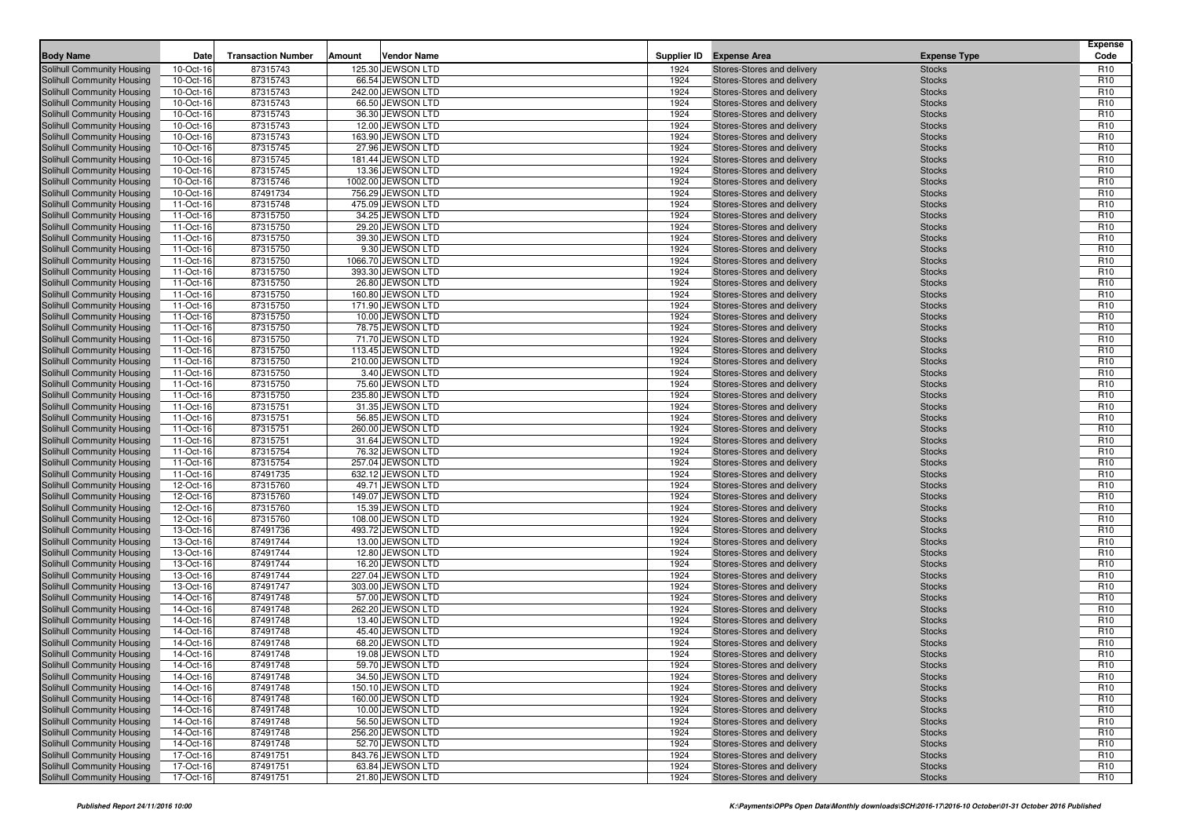| Body Name | Date | Transaction Number | Amount | Vendor Name | Supplier ID | Expense Area | Expense Type | Expense Code |
|---|---|---|---|---|---|---|---|---|
| Solihull Community Housing | 10-Oct-16 | 87315743 | 125.30 | JEWSON LTD | 1924 | Stores-Stores and delivery | Stocks | R10 |
| Solihull Community Housing | 10-Oct-16 | 87315743 | 66.54 | JEWSON LTD | 1924 | Stores-Stores and delivery | Stocks | R10 |
| Solihull Community Housing | 10-Oct-16 | 87315743 | 242.00 | JEWSON LTD | 1924 | Stores-Stores and delivery | Stocks | R10 |
| Solihull Community Housing | 10-Oct-16 | 87315743 | 66.50 | JEWSON LTD | 1924 | Stores-Stores and delivery | Stocks | R10 |
| Solihull Community Housing | 10-Oct-16 | 87315743 | 36.30 | JEWSON LTD | 1924 | Stores-Stores and delivery | Stocks | R10 |
| Solihull Community Housing | 10-Oct-16 | 87315743 | 12.00 | JEWSON LTD | 1924 | Stores-Stores and delivery | Stocks | R10 |
| Solihull Community Housing | 10-Oct-16 | 87315743 | 163.90 | JEWSON LTD | 1924 | Stores-Stores and delivery | Stocks | R10 |
| Solihull Community Housing | 10-Oct-16 | 87315745 | 27.96 | JEWSON LTD | 1924 | Stores-Stores and delivery | Stocks | R10 |
| Solihull Community Housing | 10-Oct-16 | 87315745 | 181.44 | JEWSON LTD | 1924 | Stores-Stores and delivery | Stocks | R10 |
| Solihull Community Housing | 10-Oct-16 | 87315745 | 13.36 | JEWSON LTD | 1924 | Stores-Stores and delivery | Stocks | R10 |
| Solihull Community Housing | 10-Oct-16 | 87315746 | 1002.00 | JEWSON LTD | 1924 | Stores-Stores and delivery | Stocks | R10 |
| Solihull Community Housing | 10-Oct-16 | 87491734 | 756.29 | JEWSON LTD | 1924 | Stores-Stores and delivery | Stocks | R10 |
| Solihull Community Housing | 11-Oct-16 | 87315748 | 475.09 | JEWSON LTD | 1924 | Stores-Stores and delivery | Stocks | R10 |
| Solihull Community Housing | 11-Oct-16 | 87315750 | 34.25 | JEWSON LTD | 1924 | Stores-Stores and delivery | Stocks | R10 |
| Solihull Community Housing | 11-Oct-16 | 87315750 | 29.20 | JEWSON LTD | 1924 | Stores-Stores and delivery | Stocks | R10 |
| Solihull Community Housing | 11-Oct-16 | 87315750 | 39.30 | JEWSON LTD | 1924 | Stores-Stores and delivery | Stocks | R10 |
| Solihull Community Housing | 11-Oct-16 | 87315750 | 9.30 | JEWSON LTD | 1924 | Stores-Stores and delivery | Stocks | R10 |
| Solihull Community Housing | 11-Oct-16 | 87315750 | 1066.70 | JEWSON LTD | 1924 | Stores-Stores and delivery | Stocks | R10 |
| Solihull Community Housing | 11-Oct-16 | 87315750 | 393.30 | JEWSON LTD | 1924 | Stores-Stores and delivery | Stocks | R10 |
| Solihull Community Housing | 11-Oct-16 | 87315750 | 26.80 | JEWSON LTD | 1924 | Stores-Stores and delivery | Stocks | R10 |
| Solihull Community Housing | 11-Oct-16 | 87315750 | 160.80 | JEWSON LTD | 1924 | Stores-Stores and delivery | Stocks | R10 |
| Solihull Community Housing | 11-Oct-16 | 87315750 | 171.90 | JEWSON LTD | 1924 | Stores-Stores and delivery | Stocks | R10 |
| Solihull Community Housing | 11-Oct-16 | 87315750 | 10.00 | JEWSON LTD | 1924 | Stores-Stores and delivery | Stocks | R10 |
| Solihull Community Housing | 11-Oct-16 | 87315750 | 78.75 | JEWSON LTD | 1924 | Stores-Stores and delivery | Stocks | R10 |
| Solihull Community Housing | 11-Oct-16 | 87315750 | 71.70 | JEWSON LTD | 1924 | Stores-Stores and delivery | Stocks | R10 |
| Solihull Community Housing | 11-Oct-16 | 87315750 | 113.45 | JEWSON LTD | 1924 | Stores-Stores and delivery | Stocks | R10 |
| Solihull Community Housing | 11-Oct-16 | 87315750 | 210.00 | JEWSON LTD | 1924 | Stores-Stores and delivery | Stocks | R10 |
| Solihull Community Housing | 11-Oct-16 | 87315750 | 3.40 | JEWSON LTD | 1924 | Stores-Stores and delivery | Stocks | R10 |
| Solihull Community Housing | 11-Oct-16 | 87315750 | 75.60 | JEWSON LTD | 1924 | Stores-Stores and delivery | Stocks | R10 |
| Solihull Community Housing | 11-Oct-16 | 87315750 | 235.80 | JEWSON LTD | 1924 | Stores-Stores and delivery | Stocks | R10 |
| Solihull Community Housing | 11-Oct-16 | 87315751 | 31.35 | JEWSON LTD | 1924 | Stores-Stores and delivery | Stocks | R10 |
| Solihull Community Housing | 11-Oct-16 | 87315751 | 56.85 | JEWSON LTD | 1924 | Stores-Stores and delivery | Stocks | R10 |
| Solihull Community Housing | 11-Oct-16 | 87315751 | 260.00 | JEWSON LTD | 1924 | Stores-Stores and delivery | Stocks | R10 |
| Solihull Community Housing | 11-Oct-16 | 87315751 | 31.64 | JEWSON LTD | 1924 | Stores-Stores and delivery | Stocks | R10 |
| Solihull Community Housing | 11-Oct-16 | 87315754 | 76.32 | JEWSON LTD | 1924 | Stores-Stores and delivery | Stocks | R10 |
| Solihull Community Housing | 11-Oct-16 | 87315754 | 257.04 | JEWSON LTD | 1924 | Stores-Stores and delivery | Stocks | R10 |
| Solihull Community Housing | 11-Oct-16 | 87491735 | 632.12 | JEWSON LTD | 1924 | Stores-Stores and delivery | Stocks | R10 |
| Solihull Community Housing | 12-Oct-16 | 87315760 | 49.71 | JEWSON LTD | 1924 | Stores-Stores and delivery | Stocks | R10 |
| Solihull Community Housing | 12-Oct-16 | 87315760 | 149.07 | JEWSON LTD | 1924 | Stores-Stores and delivery | Stocks | R10 |
| Solihull Community Housing | 12-Oct-16 | 87315760 | 15.39 | JEWSON LTD | 1924 | Stores-Stores and delivery | Stocks | R10 |
| Solihull Community Housing | 12-Oct-16 | 87315760 | 108.00 | JEWSON LTD | 1924 | Stores-Stores and delivery | Stocks | R10 |
| Solihull Community Housing | 13-Oct-16 | 87491736 | 493.72 | JEWSON LTD | 1924 | Stores-Stores and delivery | Stocks | R10 |
| Solihull Community Housing | 13-Oct-16 | 87491744 | 13.00 | JEWSON LTD | 1924 | Stores-Stores and delivery | Stocks | R10 |
| Solihull Community Housing | 13-Oct-16 | 87491744 | 12.80 | JEWSON LTD | 1924 | Stores-Stores and delivery | Stocks | R10 |
| Solihull Community Housing | 13-Oct-16 | 87491744 | 16.20 | JEWSON LTD | 1924 | Stores-Stores and delivery | Stocks | R10 |
| Solihull Community Housing | 13-Oct-16 | 87491744 | 227.04 | JEWSON LTD | 1924 | Stores-Stores and delivery | Stocks | R10 |
| Solihull Community Housing | 13-Oct-16 | 87491747 | 303.00 | JEWSON LTD | 1924 | Stores-Stores and delivery | Stocks | R10 |
| Solihull Community Housing | 14-Oct-16 | 87491748 | 57.00 | JEWSON LTD | 1924 | Stores-Stores and delivery | Stocks | R10 |
| Solihull Community Housing | 14-Oct-16 | 87491748 | 262.20 | JEWSON LTD | 1924 | Stores-Stores and delivery | Stocks | R10 |
| Solihull Community Housing | 14-Oct-16 | 87491748 | 13.40 | JEWSON LTD | 1924 | Stores-Stores and delivery | Stocks | R10 |
| Solihull Community Housing | 14-Oct-16 | 87491748 | 45.40 | JEWSON LTD | 1924 | Stores-Stores and delivery | Stocks | R10 |
| Solihull Community Housing | 14-Oct-16 | 87491748 | 68.20 | JEWSON LTD | 1924 | Stores-Stores and delivery | Stocks | R10 |
| Solihull Community Housing | 14-Oct-16 | 87491748 | 19.08 | JEWSON LTD | 1924 | Stores-Stores and delivery | Stocks | R10 |
| Solihull Community Housing | 14-Oct-16 | 87491748 | 59.70 | JEWSON LTD | 1924 | Stores-Stores and delivery | Stocks | R10 |
| Solihull Community Housing | 14-Oct-16 | 87491748 | 34.50 | JEWSON LTD | 1924 | Stores-Stores and delivery | Stocks | R10 |
| Solihull Community Housing | 14-Oct-16 | 87491748 | 150.10 | JEWSON LTD | 1924 | Stores-Stores and delivery | Stocks | R10 |
| Solihull Community Housing | 14-Oct-16 | 87491748 | 160.00 | JEWSON LTD | 1924 | Stores-Stores and delivery | Stocks | R10 |
| Solihull Community Housing | 14-Oct-16 | 87491748 | 10.00 | JEWSON LTD | 1924 | Stores-Stores and delivery | Stocks | R10 |
| Solihull Community Housing | 14-Oct-16 | 87491748 | 56.50 | JEWSON LTD | 1924 | Stores-Stores and delivery | Stocks | R10 |
| Solihull Community Housing | 14-Oct-16 | 87491748 | 256.20 | JEWSON LTD | 1924 | Stores-Stores and delivery | Stocks | R10 |
| Solihull Community Housing | 14-Oct-16 | 87491748 | 52.70 | JEWSON LTD | 1924 | Stores-Stores and delivery | Stocks | R10 |
| Solihull Community Housing | 17-Oct-16 | 87491751 | 843.76 | JEWSON LTD | 1924 | Stores-Stores and delivery | Stocks | R10 |
| Solihull Community Housing | 17-Oct-16 | 87491751 | 63.84 | JEWSON LTD | 1924 | Stores-Stores and delivery | Stocks | R10 |
| Solihull Community Housing | 17-Oct-16 | 87491751 | 21.80 | JEWSON LTD | 1924 | Stores-Stores and delivery | Stocks | R10 |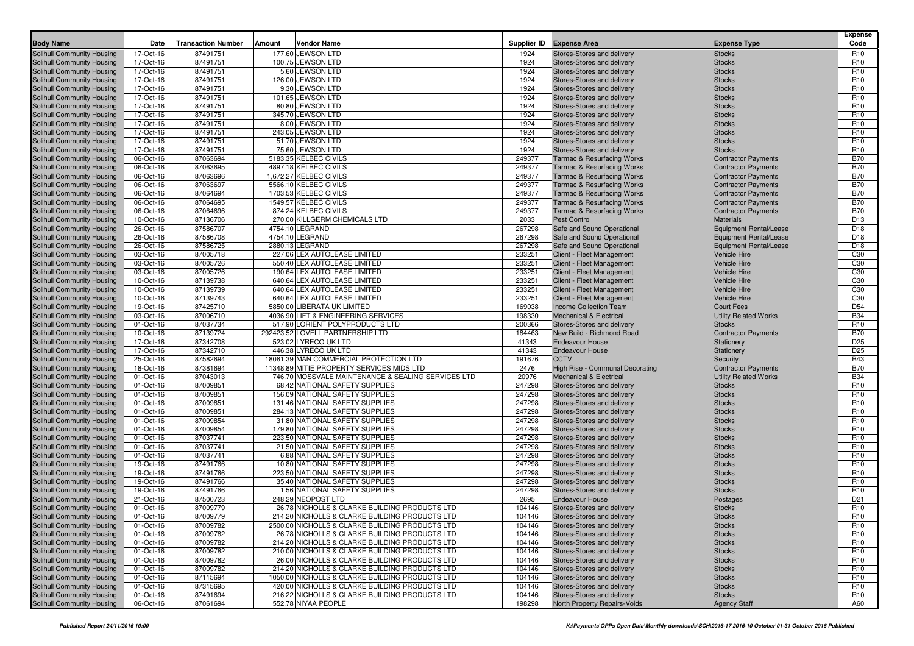| Body Name | Date | Transaction Number | Amount | Vendor Name | Supplier ID | Expense Area | Expense Type | Expense Code |
|---|---|---|---|---|---|---|---|---|
| Solihull Community Housing | 17-Oct-16 | 87491751 | 177.60 | JEWSON LTD | 1924 | Stores-Stores and delivery | Stocks | R10 |
| Solihull Community Housing | 17-Oct-16 | 87491751 | 100.75 | JEWSON LTD | 1924 | Stores-Stores and delivery | Stocks | R10 |
| Solihull Community Housing | 17-Oct-16 | 87491751 | 5.60 | JEWSON LTD | 1924 | Stores-Stores and delivery | Stocks | R10 |
| Solihull Community Housing | 17-Oct-16 | 87491751 | 126.00 | JEWSON LTD | 1924 | Stores-Stores and delivery | Stocks | R10 |
| Solihull Community Housing | 17-Oct-16 | 87491751 | 9.30 | JEWSON LTD | 1924 | Stores-Stores and delivery | Stocks | R10 |
| Solihull Community Housing | 17-Oct-16 | 87491751 | 101.65 | JEWSON LTD | 1924 | Stores-Stores and delivery | Stocks | R10 |
| Solihull Community Housing | 17-Oct-16 | 87491751 | 80.80 | JEWSON LTD | 1924 | Stores-Stores and delivery | Stocks | R10 |
| Solihull Community Housing | 17-Oct-16 | 87491751 | 345.70 | JEWSON LTD | 1924 | Stores-Stores and delivery | Stocks | R10 |
| Solihull Community Housing | 17-Oct-16 | 87491751 | 8.00 | JEWSON LTD | 1924 | Stores-Stores and delivery | Stocks | R10 |
| Solihull Community Housing | 17-Oct-16 | 87491751 | 243.05 | JEWSON LTD | 1924 | Stores-Stores and delivery | Stocks | R10 |
| Solihull Community Housing | 17-Oct-16 | 87491751 | 51.70 | JEWSON LTD | 1924 | Stores-Stores and delivery | Stocks | R10 |
| Solihull Community Housing | 17-Oct-16 | 87491751 | 75.60 | JEWSON LTD | 1924 | Stores-Stores and delivery | Stocks | R10 |
| Solihull Community Housing | 06-Oct-16 | 87063694 | 5183.35 | KELBEC CIVILS | 249377 | Tarmac & Resurfacing Works | Contractor Payments | B70 |
| Solihull Community Housing | 06-Oct-16 | 87063695 | 4897.18 | KELBEC CIVILS | 249377 | Tarmac & Resurfacing Works | Contractor Payments | B70 |
| Solihull Community Housing | 06-Oct-16 | 87063696 | 1,672.27 | KELBEC CIVILS | 249377 | Tarmac & Resurfacing Works | Contractor Payments | B70 |
| Solihull Community Housing | 06-Oct-16 | 87063697 | 5566.10 | KELBEC CIVILS | 249377 | Tarmac & Resurfacing Works | Contractor Payments | B70 |
| Solihull Community Housing | 06-Oct-16 | 87064694 | 1703.53 | KELBEC CIVILS | 249377 | Tarmac & Resurfacing Works | Contractor Payments | B70 |
| Solihull Community Housing | 06-Oct-16 | 87064695 | 1549.57 | KELBEC CIVILS | 249377 | Tarmac & Resurfacing Works | Contractor Payments | B70 |
| Solihull Community Housing | 06-Oct-16 | 87064696 | 874.24 | KELBEC CIVILS | 249377 | Tarmac & Resurfacing Works | Contractor Payments | B70 |
| Solihull Community Housing | 10-Oct-16 | 87136706 | 270.00 | KILLGERM CHEMICALS LTD | 2033 | Pest Control | Materials | D13 |
| Solihull Community Housing | 26-Oct-16 | 87586707 | 4754.10 | LEGRAND | 267298 | Safe and Sound Operational | Equipment Rental/Lease | D18 |
| Solihull Community Housing | 26-Oct-16 | 87586708 | 4754.10 | LEGRAND | 267298 | Safe and Sound Operational | Equipment Rental/Lease | D18 |
| Solihull Community Housing | 26-Oct-16 | 87586725 | 2880.13 | LEGRAND | 267298 | Safe and Sound Operational | Equipment Rental/Lease | D18 |
| Solihull Community Housing | 03-Oct-16 | 87005718 | 227.06 | LEX AUTOLEASE LIMITED | 233251 | Client - Fleet Management | Vehicle Hire | C30 |
| Solihull Community Housing | 03-Oct-16 | 87005726 | 550.40 | LEX AUTOLEASE LIMITED | 233251 | Client - Fleet Management | Vehicle Hire | C30 |
| Solihull Community Housing | 03-Oct-16 | 87005726 | 190.64 | LEX AUTOLEASE LIMITED | 233251 | Client - Fleet Management | Vehicle Hire | C30 |
| Solihull Community Housing | 10-Oct-16 | 87139738 | 640.64 | LEX AUTOLEASE LIMITED | 233251 | Client - Fleet Management | Vehicle Hire | C30 |
| Solihull Community Housing | 10-Oct-16 | 87139739 | 640.64 | LEX AUTOLEASE LIMITED | 233251 | Client - Fleet Management | Vehicle Hire | C30 |
| Solihull Community Housing | 10-Oct-16 | 87139743 | 640.64 | LEX AUTOLEASE LIMITED | 233251 | Client - Fleet Management | Vehicle Hire | C30 |
| Solihull Community Housing | 19-Oct-16 | 87425710 | 5850.00 | LIBERATA UK LIMITED | 169038 | Income Collection Team | Court Fees | D54 |
| Solihull Community Housing | 03-Oct-16 | 87006710 | 4036.90 | LIFT & ENGINEERING SERVICES | 198330 | Mechanical & Electrical | Utility Related Works | B34 |
| Solihull Community Housing | 01-Oct-16 | 87037734 | 517.90 | LORIENT POLYPRODUCTS LTD | 200366 | Stores-Stores and delivery | Stocks | R10 |
| Solihull Community Housing | 10-Oct-16 | 87139724 | 292423.52 | LOVELL PARTNERSHIP LTD | 184463 | New Build - Richmond Road | Contractor Payments | B70 |
| Solihull Community Housing | 17-Oct-16 | 87342708 | 523.02 | LYRECO UK LTD | 41343 | Endeavour House | Stationery | D25 |
| Solihull Community Housing | 17-Oct-16 | 87342710 | 446.38 | LYRECO UK LTD | 41343 | Endeavour House | Stationery | D25 |
| Solihull Community Housing | 25-Oct-16 | 87582694 | 18061.39 | MAN COMMERCIAL PROTECTION LTD | 191676 | CCTV | Security | B43 |
| Solihull Community Housing | 18-Oct-16 | 87381694 | 11348.89 | MITIE PROPERTY SERVICES MIDS LTD | 2476 | High Rise - Communal Decorating | Contractor Payments | B70 |
| Solihull Community Housing | 01-Oct-16 | 87043013 | 746.70 | MOSSVALE MAINTENANCE & SEALING SERVICES LTD | 20976 | Mechanical & Electrical | Utility Related Works | B34 |
| Solihull Community Housing | 01-Oct-16 | 87009851 | 68.42 | NATIONAL SAFETY SUPPLIES | 247298 | Stores-Stores and delivery | Stocks | R10 |
| Solihull Community Housing | 01-Oct-16 | 87009851 | 156.09 | NATIONAL SAFETY SUPPLIES | 247298 | Stores-Stores and delivery | Stocks | R10 |
| Solihull Community Housing | 01-Oct-16 | 87009851 | 131.46 | NATIONAL SAFETY SUPPLIES | 247298 | Stores-Stores and delivery | Stocks | R10 |
| Solihull Community Housing | 01-Oct-16 | 87009851 | 284.13 | NATIONAL SAFETY SUPPLIES | 247298 | Stores-Stores and delivery | Stocks | R10 |
| Solihull Community Housing | 01-Oct-16 | 87009854 | 31.80 | NATIONAL SAFETY SUPPLIES | 247298 | Stores-Stores and delivery | Stocks | R10 |
| Solihull Community Housing | 01-Oct-16 | 87009854 | 179.80 | NATIONAL SAFETY SUPPLIES | 247298 | Stores-Stores and delivery | Stocks | R10 |
| Solihull Community Housing | 01-Oct-16 | 87037741 | 223.50 | NATIONAL SAFETY SUPPLIES | 247298 | Stores-Stores and delivery | Stocks | R10 |
| Solihull Community Housing | 01-Oct-16 | 87037741 | 21.50 | NATIONAL SAFETY SUPPLIES | 247298 | Stores-Stores and delivery | Stocks | R10 |
| Solihull Community Housing | 01-Oct-16 | 87037741 | 6.88 | NATIONAL SAFETY SUPPLIES | 247298 | Stores-Stores and delivery | Stocks | R10 |
| Solihull Community Housing | 19-Oct-16 | 87491766 | 10.80 | NATIONAL SAFETY SUPPLIES | 247298 | Stores-Stores and delivery | Stocks | R10 |
| Solihull Community Housing | 19-Oct-16 | 87491766 | 223.50 | NATIONAL SAFETY SUPPLIES | 247298 | Stores-Stores and delivery | Stocks | R10 |
| Solihull Community Housing | 19-Oct-16 | 87491766 | 35.40 | NATIONAL SAFETY SUPPLIES | 247298 | Stores-Stores and delivery | Stocks | R10 |
| Solihull Community Housing | 19-Oct-16 | 87491766 | 1.56 | NATIONAL SAFETY SUPPLIES | 247298 | Stores-Stores and delivery | Stocks | R10 |
| Solihull Community Housing | 21-Oct-16 | 87500723 | 248.29 | NEOPOST LTD | 2695 | Endeavour House | Postages | D21 |
| Solihull Community Housing | 01-Oct-16 | 87009779 | 26.78 | NICHOLLS & CLARKE BUILDING PRODUCTS LTD | 104146 | Stores-Stores and delivery | Stocks | R10 |
| Solihull Community Housing | 01-Oct-16 | 87009779 | 214.20 | NICHOLLS & CLARKE BUILDING PRODUCTS LTD | 104146 | Stores-Stores and delivery | Stocks | R10 |
| Solihull Community Housing | 01-Oct-16 | 87009782 | 2500.00 | NICHOLLS & CLARKE BUILDING PRODUCTS LTD | 104146 | Stores-Stores and delivery | Stocks | R10 |
| Solihull Community Housing | 01-Oct-16 | 87009782 | 26.78 | NICHOLLS & CLARKE BUILDING PRODUCTS LTD | 104146 | Stores-Stores and delivery | Stocks | R10 |
| Solihull Community Housing | 01-Oct-16 | 87009782 | 214.20 | NICHOLLS & CLARKE BUILDING PRODUCTS LTD | 104146 | Stores-Stores and delivery | Stocks | R10 |
| Solihull Community Housing | 01-Oct-16 | 87009782 | 210.00 | NICHOLLS & CLARKE BUILDING PRODUCTS LTD | 104146 | Stores-Stores and delivery | Stocks | R10 |
| Solihull Community Housing | 01-Oct-16 | 87009782 | 26.00 | NICHOLLS & CLARKE BUILDING PRODUCTS LTD | 104146 | Stores-Stores and delivery | Stocks | R10 |
| Solihull Community Housing | 01-Oct-16 | 87009782 | 214.20 | NICHOLLS & CLARKE BUILDING PRODUCTS LTD | 104146 | Stores-Stores and delivery | Stocks | R10 |
| Solihull Community Housing | 01-Oct-16 | 87115694 | 1050.00 | NICHOLLS & CLARKE BUILDING PRODUCTS LTD | 104146 | Stores-Stores and delivery | Stocks | R10 |
| Solihull Community Housing | 01-Oct-16 | 87315695 | 420.00 | NICHOLLS & CLARKE BUILDING PRODUCTS LTD | 104146 | Stores-Stores and delivery | Stocks | R10 |
| Solihull Community Housing | 01-Oct-16 | 87491694 | 216.22 | NICHOLLS & CLARKE BUILDING PRODUCTS LTD | 104146 | Stores-Stores and delivery | Stocks | R10 |
| Solihull Community Housing | 06-Oct-16 | 87061694 | 552.78 | NIYAA PEOPLE | 198298 | North Property Repairs-Voids | Agency Staff | A60 |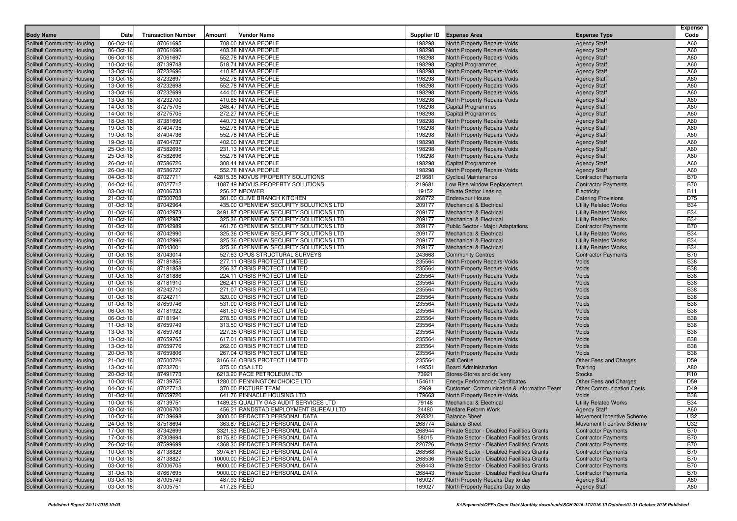| Body Name | Date | Transaction Number | Amount | Vendor Name | Supplier ID | Expense Area | Expense Type | Expense Code |
|---|---|---|---|---|---|---|---|---|
| Solihull Community Housing | 06-Oct-16 | 87061695 | 708.00 | NIYAA PEOPLE | 198298 | North Property Repairs-Voids | Agency Staff | A60 |
| Solihull Community Housing | 06-Oct-16 | 87061696 | 403.38 | NIYAA PEOPLE | 198298 | North Property Repairs-Voids | Agency Staff | A60 |
| Solihull Community Housing | 06-Oct-16 | 87061697 | 552.78 | NIYAA PEOPLE | 198298 | North Property Repairs-Voids | Agency Staff | A60 |
| Solihull Community Housing | 10-Oct-16 | 87139748 | 518.74 | NIYAA PEOPLE | 198298 | Capital Programmes | Agency Staff | A60 |
| Solihull Community Housing | 13-Oct-16 | 87232696 | 410.85 | NIYAA PEOPLE | 198298 | North Property Repairs-Voids | Agency Staff | A60 |
| Solihull Community Housing | 13-Oct-16 | 87232697 | 552.78 | NIYAA PEOPLE | 198298 | North Property Repairs-Voids | Agency Staff | A60 |
| Solihull Community Housing | 13-Oct-16 | 87232698 | 552.78 | NIYAA PEOPLE | 198298 | North Property Repairs-Voids | Agency Staff | A60 |
| Solihull Community Housing | 13-Oct-16 | 87232699 | 444.00 | NIYAA PEOPLE | 198298 | North Property Repairs-Voids | Agency Staff | A60 |
| Solihull Community Housing | 13-Oct-16 | 87232700 | 410.85 | NIYAA PEOPLE | 198298 | North Property Repairs-Voids | Agency Staff | A60 |
| Solihull Community Housing | 14-Oct-16 | 87275705 | 246.47 | NIYAA PEOPLE | 198298 | Capital Programmes | Agency Staff | A60 |
| Solihull Community Housing | 14-Oct-16 | 87275705 | 272.27 | NIYAA PEOPLE | 198298 | Capital Programmes | Agency Staff | A60 |
| Solihull Community Housing | 18-Oct-16 | 87381696 | 440.73 | NIYAA PEOPLE | 198298 | North Property Repairs-Voids | Agency Staff | A60 |
| Solihull Community Housing | 19-Oct-16 | 87404735 | 552.78 | NIYAA PEOPLE | 198298 | North Property Repairs-Voids | Agency Staff | A60 |
| Solihull Community Housing | 19-Oct-16 | 87404736 | 552.78 | NIYAA PEOPLE | 198298 | North Property Repairs-Voids | Agency Staff | A60 |
| Solihull Community Housing | 19-Oct-16 | 87404737 | 402.00 | NIYAA PEOPLE | 198298 | North Property Repairs-Voids | Agency Staff | A60 |
| Solihull Community Housing | 25-Oct-16 | 87582695 | 231.13 | NIYAA PEOPLE | 198298 | North Property Repairs-Voids | Agency Staff | A60 |
| Solihull Community Housing | 25-Oct-16 | 87582696 | 552.78 | NIYAA PEOPLE | 198298 | North Property Repairs-Voids | Agency Staff | A60 |
| Solihull Community Housing | 26-Oct-16 | 87586726 | 308.44 | NIYAA PEOPLE | 198298 | Capital Programmes | Agency Staff | A60 |
| Solihull Community Housing | 26-Oct-16 | 87586727 | 552.78 | NIYAA PEOPLE | 198298 | North Property Repairs-Voids | Agency Staff | A60 |
| Solihull Community Housing | 04-Oct-16 | 87027711 | 42815.35 | NOVUS PROPERTY SOLUTIONS | 219681 | Cyclical Maintenance | Contractor Payments | B70 |
| Solihull Community Housing | 04-Oct-16 | 87027712 | 1087.49 | NOVUS PROPERTY SOLUTIONS | 219681 | Low Rise window Replacement | Contractor Payments | B70 |
| Solihull Community Housing | 03-Oct-16 | 87006733 | 256.27 | NPOWER | 19152 | Private Sector Leasing | Electricity | B11 |
| Solihull Community Housing | 21-Oct-16 | 87500703 | 361.00 | OLIVE BRANCH KITCHEN | 268772 | Endeavour House | Catering Provisions | D75 |
| Solihull Community Housing | 01-Oct-16 | 87042964 | 435.00 | OPENVIEW SECURITY SOLUTIONS LTD | 209177 | Mechanical & Electrical | Utility Related Works | B34 |
| Solihull Community Housing | 01-Oct-16 | 87042973 | 3491.87 | OPENVIEW SECURITY SOLUTIONS LTD | 209177 | Mechanical & Electrical | Utility Related Works | B34 |
| Solihull Community Housing | 01-Oct-16 | 87042987 | 325.36 | OPENVIEW SECURITY SOLUTIONS LTD | 209177 | Mechanical & Electrical | Utility Related Works | B34 |
| Solihull Community Housing | 01-Oct-16 | 87042989 | 461.76 | OPENVIEW SECURITY SOLUTIONS LTD | 209177 | Public Sector - Major Adaptations | Contractor Payments | B70 |
| Solihull Community Housing | 01-Oct-16 | 87042990 | 325.36 | OPENVIEW SECURITY SOLUTIONS LTD | 209177 | Mechanical & Electrical | Utility Related Works | B34 |
| Solihull Community Housing | 01-Oct-16 | 87042996 | 325.36 | OPENVIEW SECURITY SOLUTIONS LTD | 209177 | Mechanical & Electrical | Utility Related Works | B34 |
| Solihull Community Housing | 01-Oct-16 | 87043001 | 325.36 | OPENVIEW SECURITY SOLUTIONS LTD | 209177 | Mechanical & Electrical | Utility Related Works | B34 |
| Solihull Community Housing | 01-Oct-16 | 87043014 | 527.63 | OPUS STRUCTURAL SURVEYS | 243668 | Community Centres | Contractor Payments | B70 |
| Solihull Community Housing | 01-Oct-16 | 87181855 | 277.11 | ORBIS PROTECT LIMITED | 235564 | North Property Repairs-Voids | Voids | B38 |
| Solihull Community Housing | 01-Oct-16 | 87181858 | 256.37 | ORBIS PROTECT LIMITED | 235564 | North Property Repairs-Voids | Voids | B38 |
| Solihull Community Housing | 01-Oct-16 | 87181886 | 224.11 | ORBIS PROTECT LIMITED | 235564 | North Property Repairs-Voids | Voids | B38 |
| Solihull Community Housing | 01-Oct-16 | 87181910 | 262.41 | ORBIS PROTECT LIMITED | 235564 | North Property Repairs-Voids | Voids | B38 |
| Solihull Community Housing | 01-Oct-16 | 87242710 | 271.07 | ORBIS PROTECT LIMITED | 235564 | North Property Repairs-Voids | Voids | B38 |
| Solihull Community Housing | 01-Oct-16 | 87242711 | 320.00 | ORBIS PROTECT LIMITED | 235564 | North Property Repairs-Voids | Voids | B38 |
| Solihull Community Housing | 01-Oct-16 | 87659746 | 531.00 | ORBIS PROTECT LIMITED | 235564 | North Property Repairs-Voids | Voids | B38 |
| Solihull Community Housing | 06-Oct-16 | 87181922 | 481.50 | ORBIS PROTECT LIMITED | 235564 | North Property Repairs-Voids | Voids | B38 |
| Solihull Community Housing | 06-Oct-16 | 87181941 | 278.50 | ORBIS PROTECT LIMITED | 235564 | North Property Repairs-Voids | Voids | B38 |
| Solihull Community Housing | 11-Oct-16 | 87659749 | 313.50 | ORBIS PROTECT LIMITED | 235564 | North Property Repairs-Voids | Voids | B38 |
| Solihull Community Housing | 13-Oct-16 | 87659763 | 227.35 | ORBIS PROTECT LIMITED | 235564 | North Property Repairs-Voids | Voids | B38 |
| Solihull Community Housing | 13-Oct-16 | 87659765 | 617.01 | ORBIS PROTECT LIMITED | 235564 | North Property Repairs-Voids | Voids | B38 |
| Solihull Community Housing | 13-Oct-16 | 87659776 | 262.00 | ORBIS PROTECT LIMITED | 235564 | North Property Repairs-Voids | Voids | B38 |
| Solihull Community Housing | 20-Oct-16 | 87659806 | 267.04 | ORBIS PROTECT LIMITED | 235564 | North Property Repairs-Voids | Voids | B38 |
| Solihull Community Housing | 21-Oct-16 | 87500726 | 3166.66 | ORBIS PROTECT LIMITED | 235564 | Call Centre | Other Fees and Charges | D59 |
| Solihull Community Housing | 13-Oct-16 | 87232701 | 375.00 | OSA LTD | 149551 | Board Administration | Training | A80 |
| Solihull Community Housing | 20-Oct-16 | 87491773 | 6213.20 | PACE PETROLEUM LTD | 73921 | Stores-Stores and delivery | Stocks | R10 |
| Solihull Community Housing | 10-Oct-16 | 87139750 | 1280.00 | PENNINGTON CHOICE LTD | 154611 | Energy Performance Certificates | Other Fees and Charges | D59 |
| Solihull Community Housing | 04-Oct-16 | 87027713 | 370.00 | PICTURE TEAM | 2969 | Customer, Communication & Information Team | Other Communication Costs | D49 |
| Solihull Community Housing | 01-Oct-16 | 87659720 | 641.76 | PINNACLE HOUSING LTD | 179663 | North Property Repairs-Voids | Voids | B38 |
| Solihull Community Housing | 10-Oct-16 | 87139751 | 1489.25 | QUALITY GAS AUDIT SERVICES LTD | 79148 | Mechanical & Electrical | Utility Related Works | B34 |
| Solihull Community Housing | 03-Oct-16 | 87006700 | 456.21 | RANDSTAD EMPLOYMENT BUREAU LTD | 24480 | Welfare Reform Work | Agency Staff | A60 |
| Solihull Community Housing | 10-Oct-16 | 87139698 | 3000.00 | REDACTED PERSONAL DATA | 268321 | Balance Sheet | Movement Incentive Scheme | U32 |
| Solihull Community Housing | 24-Oct-16 | 87518694 | 363.87 | REDACTED PERSONAL DATA | 268774 | Balance Sheet | Movement Incentive Scheme | U32 |
| Solihull Community Housing | 17-Oct-16 | 87342699 | 3321.53 | REDACTED PERSONAL DATA | 268944 | Private Sector - Disabled Facilities Grants | Contractor Payments | B70 |
| Solihull Community Housing | 17-Oct-16 | 87308694 | 8175.80 | REDACTED PERSONAL DATA | 58015 | Private Sector - Disabled Facilities Grants | Contractor Payments | B70 |
| Solihull Community Housing | 26-Oct-16 | 87599699 | 4368.30 | REDACTED PERSONAL DATA | 220726 | Private Sector - Disabled Facilities Grants | Contractor Payments | B70 |
| Solihull Community Housing | 10-Oct-16 | 87138828 | 3974.81 | REDACTED PERSONAL DATA | 268568 | Private Sector - Disabled Facilities Grants | Contractor Payments | B70 |
| Solihull Community Housing | 10-Oct-16 | 87138827 | 10000.00 | REDACTED PERSONAL DATA | 268536 | Private Sector - Disabled Facilities Grants | Contractor Payments | B70 |
| Solihull Community Housing | 03-Oct-16 | 87006705 | 9000.00 | REDACTED PERSONAL DATA | 268443 | Private Sector - Disabled Facilities Grants | Contractor Payments | B70 |
| Solihull Community Housing | 31-Oct-16 | 87667695 | 9000.00 | REDACTED PERSONAL DATA | 268443 | Private Sector - Disabled Facilities Grants | Contractor Payments | B70 |
| Solihull Community Housing | 03-Oct-16 | 87005749 | 487.93 | REED | 169027 | North Property Repairs-Day to day | Agency Staff | A60 |
| Solihull Community Housing | 03-Oct-16 | 87005751 | 417.26 | REED | 169027 | North Property Repairs-Day to day | Agency Staff | A60 |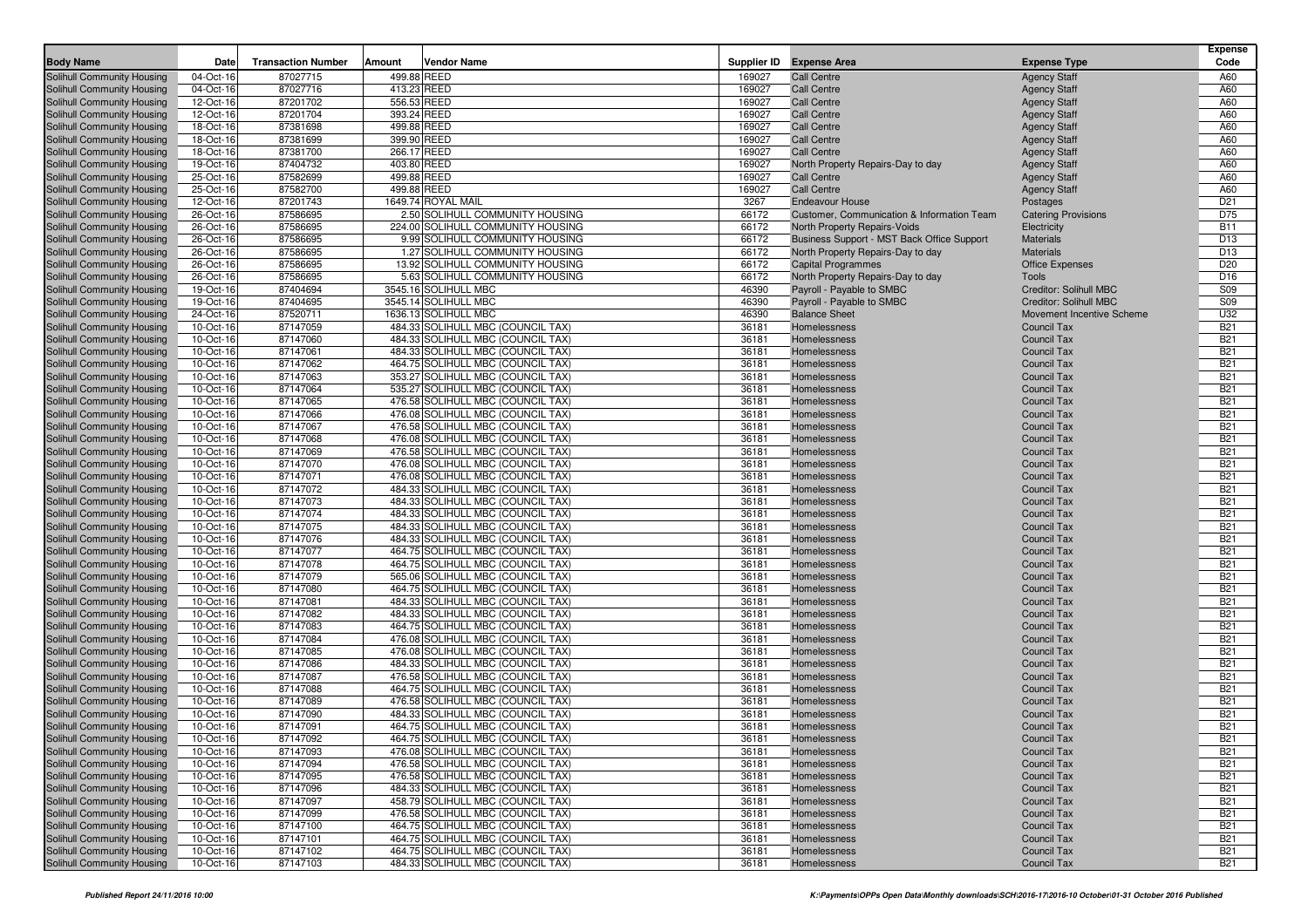| Body Name | Date | Transaction Number | Amount | Vendor Name | Supplier ID | Expense Area | Expense Type | Expense Code |
|---|---|---|---|---|---|---|---|---|
| Solihull Community Housing | 04-Oct-16 | 87027715 | 499.88 | REED | 169027 | Call Centre | Agency Staff | A60 |
| Solihull Community Housing | 04-Oct-16 | 87027716 | 413.23 | REED | 169027 | Call Centre | Agency Staff | A60 |
| Solihull Community Housing | 12-Oct-16 | 87201702 | 556.53 | REED | 169027 | Call Centre | Agency Staff | A60 |
| Solihull Community Housing | 12-Oct-16 | 87201704 | 393.24 | REED | 169027 | Call Centre | Agency Staff | A60 |
| Solihull Community Housing | 18-Oct-16 | 87381698 | 499.88 | REED | 169027 | Call Centre | Agency Staff | A60 |
| Solihull Community Housing | 18-Oct-16 | 87381699 | 399.90 | REED | 169027 | Call Centre | Agency Staff | A60 |
| Solihull Community Housing | 18-Oct-16 | 87381700 | 266.17 | REED | 169027 | Call Centre | Agency Staff | A60 |
| Solihull Community Housing | 19-Oct-16 | 87404732 | 403.80 | REED | 169027 | North Property Repairs-Day to day | Agency Staff | A60 |
| Solihull Community Housing | 25-Oct-16 | 87582699 | 499.88 | REED | 169027 | Call Centre | Agency Staff | A60 |
| Solihull Community Housing | 25-Oct-16 | 87582700 | 499.88 | REED | 169027 | Call Centre | Agency Staff | A60 |
| Solihull Community Housing | 12-Oct-16 | 87201743 | 1649.74 | ROYAL MAIL | 3267 | Endeavour House | Postages | D21 |
| Solihull Community Housing | 26-Oct-16 | 87586695 | 2.50 | SOLIHULL COMMUNITY HOUSING | 66172 | Customer, Communication & Information Team | Catering Provisions | D75 |
| Solihull Community Housing | 26-Oct-16 | 87586695 | 224.00 | SOLIHULL COMMUNITY HOUSING | 66172 | North Property Repairs-Voids | Electricity | B11 |
| Solihull Community Housing | 26-Oct-16 | 87586695 | 9.99 | SOLIHULL COMMUNITY HOUSING | 66172 | Business Support - MST Back Office Support | Materials | D13 |
| Solihull Community Housing | 26-Oct-16 | 87586695 | 1.27 | SOLIHULL COMMUNITY HOUSING | 66172 | North Property Repairs-Day to day | Materials | D13 |
| Solihull Community Housing | 26-Oct-16 | 87586695 | 13.92 | SOLIHULL COMMUNITY HOUSING | 66172 | Capital Programmes | Office Expenses | D20 |
| Solihull Community Housing | 26-Oct-16 | 87586695 | 5.63 | SOLIHULL COMMUNITY HOUSING | 66172 | North Property Repairs-Day to day | Tools | D16 |
| Solihull Community Housing | 19-Oct-16 | 87404694 | 3545.16 | SOLIHULL MBC | 46390 | Payroll - Payable to SMBC | Creditor: Solihull MBC | S09 |
| Solihull Community Housing | 19-Oct-16 | 87404695 | 3545.14 | SOLIHULL MBC | 46390 | Payroll - Payable to SMBC | Creditor: Solihull MBC | S09 |
| Solihull Community Housing | 24-Oct-16 | 87520711 | 1636.13 | SOLIHULL MBC | 46390 | Balance Sheet | Movement Incentive Scheme | U32 |
| Solihull Community Housing | 10-Oct-16 | 87147059 | 484.33 | SOLIHULL MBC (COUNCIL TAX) | 36181 | Homelessness | Council Tax | B21 |
| Solihull Community Housing | 10-Oct-16 | 87147060 | 484.33 | SOLIHULL MBC (COUNCIL TAX) | 36181 | Homelessness | Council Tax | B21 |
| Solihull Community Housing | 10-Oct-16 | 87147061 | 484.33 | SOLIHULL MBC (COUNCIL TAX) | 36181 | Homelessness | Council Tax | B21 |
| Solihull Community Housing | 10-Oct-16 | 87147062 | 464.75 | SOLIHULL MBC (COUNCIL TAX) | 36181 | Homelessness | Council Tax | B21 |
| Solihull Community Housing | 10-Oct-16 | 87147063 | 353.27 | SOLIHULL MBC (COUNCIL TAX) | 36181 | Homelessness | Council Tax | B21 |
| Solihull Community Housing | 10-Oct-16 | 87147064 | 535.27 | SOLIHULL MBC (COUNCIL TAX) | 36181 | Homelessness | Council Tax | B21 |
| Solihull Community Housing | 10-Oct-16 | 87147065 | 476.58 | SOLIHULL MBC (COUNCIL TAX) | 36181 | Homelessness | Council Tax | B21 |
| Solihull Community Housing | 10-Oct-16 | 87147066 | 476.08 | SOLIHULL MBC (COUNCIL TAX) | 36181 | Homelessness | Council Tax | B21 |
| Solihull Community Housing | 10-Oct-16 | 87147067 | 476.58 | SOLIHULL MBC (COUNCIL TAX) | 36181 | Homelessness | Council Tax | B21 |
| Solihull Community Housing | 10-Oct-16 | 87147068 | 476.08 | SOLIHULL MBC (COUNCIL TAX) | 36181 | Homelessness | Council Tax | B21 |
| Solihull Community Housing | 10-Oct-16 | 87147069 | 476.58 | SOLIHULL MBC (COUNCIL TAX) | 36181 | Homelessness | Council Tax | B21 |
| Solihull Community Housing | 10-Oct-16 | 87147070 | 476.08 | SOLIHULL MBC (COUNCIL TAX) | 36181 | Homelessness | Council Tax | B21 |
| Solihull Community Housing | 10-Oct-16 | 87147071 | 476.08 | SOLIHULL MBC (COUNCIL TAX) | 36181 | Homelessness | Council Tax | B21 |
| Solihull Community Housing | 10-Oct-16 | 87147072 | 484.33 | SOLIHULL MBC (COUNCIL TAX) | 36181 | Homelessness | Council Tax | B21 |
| Solihull Community Housing | 10-Oct-16 | 87147073 | 484.33 | SOLIHULL MBC (COUNCIL TAX) | 36181 | Homelessness | Council Tax | B21 |
| Solihull Community Housing | 10-Oct-16 | 87147074 | 484.33 | SOLIHULL MBC (COUNCIL TAX) | 36181 | Homelessness | Council Tax | B21 |
| Solihull Community Housing | 10-Oct-16 | 87147075 | 484.33 | SOLIHULL MBC (COUNCIL TAX) | 36181 | Homelessness | Council Tax | B21 |
| Solihull Community Housing | 10-Oct-16 | 87147076 | 484.33 | SOLIHULL MBC (COUNCIL TAX) | 36181 | Homelessness | Council Tax | B21 |
| Solihull Community Housing | 10-Oct-16 | 87147077 | 464.75 | SOLIHULL MBC (COUNCIL TAX) | 36181 | Homelessness | Council Tax | B21 |
| Solihull Community Housing | 10-Oct-16 | 87147078 | 464.75 | SOLIHULL MBC (COUNCIL TAX) | 36181 | Homelessness | Council Tax | B21 |
| Solihull Community Housing | 10-Oct-16 | 87147079 | 565.06 | SOLIHULL MBC (COUNCIL TAX) | 36181 | Homelessness | Council Tax | B21 |
| Solihull Community Housing | 10-Oct-16 | 87147080 | 464.75 | SOLIHULL MBC (COUNCIL TAX) | 36181 | Homelessness | Council Tax | B21 |
| Solihull Community Housing | 10-Oct-16 | 87147081 | 484.33 | SOLIHULL MBC (COUNCIL TAX) | 36181 | Homelessness | Council Tax | B21 |
| Solihull Community Housing | 10-Oct-16 | 87147082 | 484.33 | SOLIHULL MBC (COUNCIL TAX) | 36181 | Homelessness | Council Tax | B21 |
| Solihull Community Housing | 10-Oct-16 | 87147083 | 464.75 | SOLIHULL MBC (COUNCIL TAX) | 36181 | Homelessness | Council Tax | B21 |
| Solihull Community Housing | 10-Oct-16 | 87147084 | 476.08 | SOLIHULL MBC (COUNCIL TAX) | 36181 | Homelessness | Council Tax | B21 |
| Solihull Community Housing | 10-Oct-16 | 87147085 | 476.08 | SOLIHULL MBC (COUNCIL TAX) | 36181 | Homelessness | Council Tax | B21 |
| Solihull Community Housing | 10-Oct-16 | 87147086 | 484.33 | SOLIHULL MBC (COUNCIL TAX) | 36181 | Homelessness | Council Tax | B21 |
| Solihull Community Housing | 10-Oct-16 | 87147087 | 476.58 | SOLIHULL MBC (COUNCIL TAX) | 36181 | Homelessness | Council Tax | B21 |
| Solihull Community Housing | 10-Oct-16 | 87147088 | 464.75 | SOLIHULL MBC (COUNCIL TAX) | 36181 | Homelessness | Council Tax | B21 |
| Solihull Community Housing | 10-Oct-16 | 87147089 | 476.58 | SOLIHULL MBC (COUNCIL TAX) | 36181 | Homelessness | Council Tax | B21 |
| Solihull Community Housing | 10-Oct-16 | 87147090 | 484.33 | SOLIHULL MBC (COUNCIL TAX) | 36181 | Homelessness | Council Tax | B21 |
| Solihull Community Housing | 10-Oct-16 | 87147091 | 464.75 | SOLIHULL MBC (COUNCIL TAX) | 36181 | Homelessness | Council Tax | B21 |
| Solihull Community Housing | 10-Oct-16 | 87147092 | 464.75 | SOLIHULL MBC (COUNCIL TAX) | 36181 | Homelessness | Council Tax | B21 |
| Solihull Community Housing | 10-Oct-16 | 87147093 | 476.08 | SOLIHULL MBC (COUNCIL TAX) | 36181 | Homelessness | Council Tax | B21 |
| Solihull Community Housing | 10-Oct-16 | 87147094 | 476.58 | SOLIHULL MBC (COUNCIL TAX) | 36181 | Homelessness | Council Tax | B21 |
| Solihull Community Housing | 10-Oct-16 | 87147095 | 476.58 | SOLIHULL MBC (COUNCIL TAX) | 36181 | Homelessness | Council Tax | B21 |
| Solihull Community Housing | 10-Oct-16 | 87147096 | 484.33 | SOLIHULL MBC (COUNCIL TAX) | 36181 | Homelessness | Council Tax | B21 |
| Solihull Community Housing | 10-Oct-16 | 87147097 | 458.79 | SOLIHULL MBC (COUNCIL TAX) | 36181 | Homelessness | Council Tax | B21 |
| Solihull Community Housing | 10-Oct-16 | 87147099 | 476.58 | SOLIHULL MBC (COUNCIL TAX) | 36181 | Homelessness | Council Tax | B21 |
| Solihull Community Housing | 10-Oct-16 | 87147100 | 464.75 | SOLIHULL MBC (COUNCIL TAX) | 36181 | Homelessness | Council Tax | B21 |
| Solihull Community Housing | 10-Oct-16 | 87147101 | 464.75 | SOLIHULL MBC (COUNCIL TAX) | 36181 | Homelessness | Council Tax | B21 |
| Solihull Community Housing | 10-Oct-16 | 87147102 | 464.75 | SOLIHULL MBC (COUNCIL TAX) | 36181 | Homelessness | Council Tax | B21 |
| Solihull Community Housing | 10-Oct-16 | 87147103 | 484.33 | SOLIHULL MBC (COUNCIL TAX) | 36181 | Homelessness | Council Tax | B21 |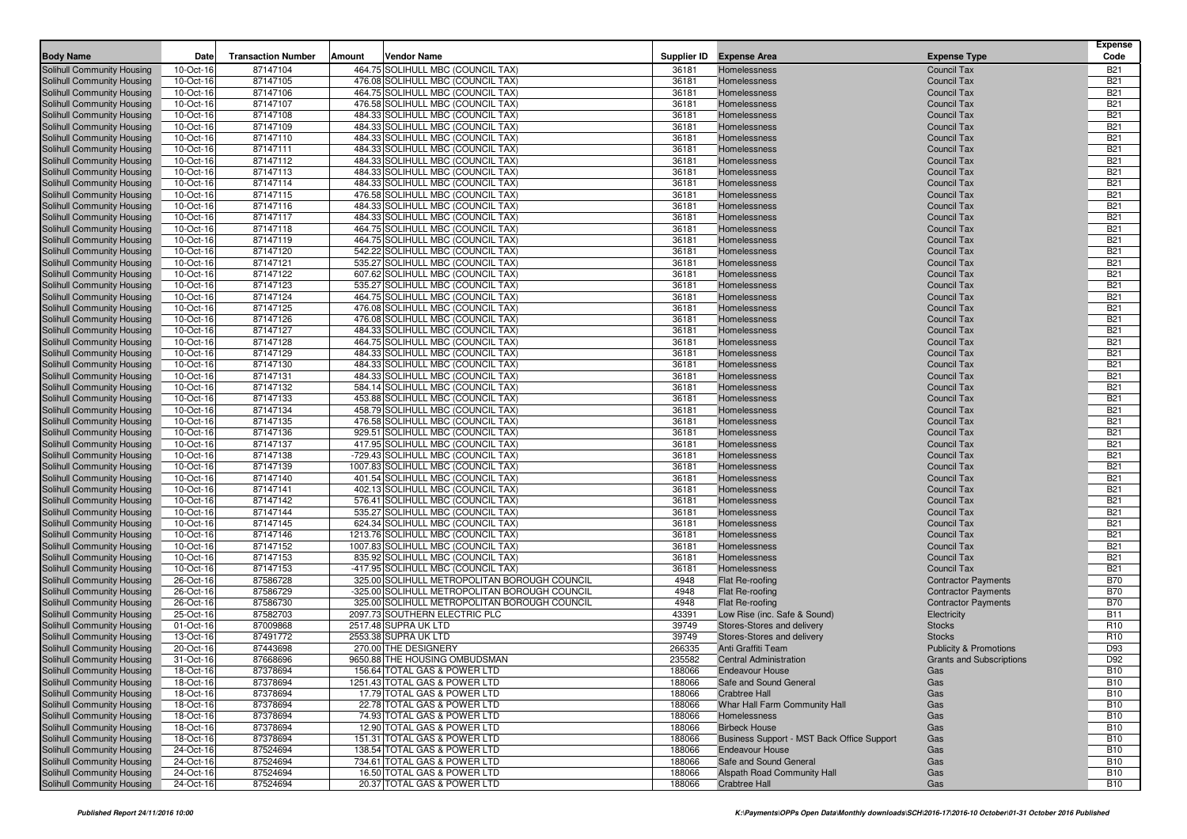| Body Name | Date | Transaction Number | Amount | Vendor Name | Supplier ID | Expense Area | Expense Type | Expense Code |
|---|---|---|---|---|---|---|---|---|
| Solihull Community Housing | 10-Oct-16 | 87147104 | 464.75 | SOLIHULL MBC (COUNCIL TAX) | 36181 | Homelessness | Council Tax | B21 |
| Solihull Community Housing | 10-Oct-16 | 87147105 | 476.08 | SOLIHULL MBC (COUNCIL TAX) | 36181 | Homelessness | Council Tax | B21 |
| Solihull Community Housing | 10-Oct-16 | 87147106 | 464.75 | SOLIHULL MBC (COUNCIL TAX) | 36181 | Homelessness | Council Tax | B21 |
| Solihull Community Housing | 10-Oct-16 | 87147107 | 476.58 | SOLIHULL MBC (COUNCIL TAX) | 36181 | Homelessness | Council Tax | B21 |
| Solihull Community Housing | 10-Oct-16 | 87147108 | 484.33 | SOLIHULL MBC (COUNCIL TAX) | 36181 | Homelessness | Council Tax | B21 |
| Solihull Community Housing | 10-Oct-16 | 87147109 | 484.33 | SOLIHULL MBC (COUNCIL TAX) | 36181 | Homelessness | Council Tax | B21 |
| Solihull Community Housing | 10-Oct-16 | 87147110 | 484.33 | SOLIHULL MBC (COUNCIL TAX) | 36181 | Homelessness | Council Tax | B21 |
| Solihull Community Housing | 10-Oct-16 | 87147111 | 484.33 | SOLIHULL MBC (COUNCIL TAX) | 36181 | Homelessness | Council Tax | B21 |
| Solihull Community Housing | 10-Oct-16 | 87147112 | 484.33 | SOLIHULL MBC (COUNCIL TAX) | 36181 | Homelessness | Council Tax | B21 |
| Solihull Community Housing | 10-Oct-16 | 87147113 | 484.33 | SOLIHULL MBC (COUNCIL TAX) | 36181 | Homelessness | Council Tax | B21 |
| Solihull Community Housing | 10-Oct-16 | 87147114 | 484.33 | SOLIHULL MBC (COUNCIL TAX) | 36181 | Homelessness | Council Tax | B21 |
| Solihull Community Housing | 10-Oct-16 | 87147115 | 476.58 | SOLIHULL MBC (COUNCIL TAX) | 36181 | Homelessness | Council Tax | B21 |
| Solihull Community Housing | 10-Oct-16 | 87147116 | 484.33 | SOLIHULL MBC (COUNCIL TAX) | 36181 | Homelessness | Council Tax | B21 |
| Solihull Community Housing | 10-Oct-16 | 87147117 | 484.33 | SOLIHULL MBC (COUNCIL TAX) | 36181 | Homelessness | Council Tax | B21 |
| Solihull Community Housing | 10-Oct-16 | 87147118 | 464.75 | SOLIHULL MBC (COUNCIL TAX) | 36181 | Homelessness | Council Tax | B21 |
| Solihull Community Housing | 10-Oct-16 | 87147119 | 464.75 | SOLIHULL MBC (COUNCIL TAX) | 36181 | Homelessness | Council Tax | B21 |
| Solihull Community Housing | 10-Oct-16 | 87147120 | 542.22 | SOLIHULL MBC (COUNCIL TAX) | 36181 | Homelessness | Council Tax | B21 |
| Solihull Community Housing | 10-Oct-16 | 87147121 | 535.27 | SOLIHULL MBC (COUNCIL TAX) | 36181 | Homelessness | Council Tax | B21 |
| Solihull Community Housing | 10-Oct-16 | 87147122 | 607.62 | SOLIHULL MBC (COUNCIL TAX) | 36181 | Homelessness | Council Tax | B21 |
| Solihull Community Housing | 10-Oct-16 | 87147123 | 535.27 | SOLIHULL MBC (COUNCIL TAX) | 36181 | Homelessness | Council Tax | B21 |
| Solihull Community Housing | 10-Oct-16 | 87147124 | 464.75 | SOLIHULL MBC (COUNCIL TAX) | 36181 | Homelessness | Council Tax | B21 |
| Solihull Community Housing | 10-Oct-16 | 87147125 | 476.08 | SOLIHULL MBC (COUNCIL TAX) | 36181 | Homelessness | Council Tax | B21 |
| Solihull Community Housing | 10-Oct-16 | 87147126 | 476.08 | SOLIHULL MBC (COUNCIL TAX) | 36181 | Homelessness | Council Tax | B21 |
| Solihull Community Housing | 10-Oct-16 | 87147127 | 484.33 | SOLIHULL MBC (COUNCIL TAX) | 36181 | Homelessness | Council Tax | B21 |
| Solihull Community Housing | 10-Oct-16 | 87147128 | 464.75 | SOLIHULL MBC (COUNCIL TAX) | 36181 | Homelessness | Council Tax | B21 |
| Solihull Community Housing | 10-Oct-16 | 87147129 | 484.33 | SOLIHULL MBC (COUNCIL TAX) | 36181 | Homelessness | Council Tax | B21 |
| Solihull Community Housing | 10-Oct-16 | 87147130 | 484.33 | SOLIHULL MBC (COUNCIL TAX) | 36181 | Homelessness | Council Tax | B21 |
| Solihull Community Housing | 10-Oct-16 | 87147131 | 484.33 | SOLIHULL MBC (COUNCIL TAX) | 36181 | Homelessness | Council Tax | B21 |
| Solihull Community Housing | 10-Oct-16 | 87147132 | 584.14 | SOLIHULL MBC (COUNCIL TAX) | 36181 | Homelessness | Council Tax | B21 |
| Solihull Community Housing | 10-Oct-16 | 87147133 | 453.88 | SOLIHULL MBC (COUNCIL TAX) | 36181 | Homelessness | Council Tax | B21 |
| Solihull Community Housing | 10-Oct-16 | 87147134 | 458.79 | SOLIHULL MBC (COUNCIL TAX) | 36181 | Homelessness | Council Tax | B21 |
| Solihull Community Housing | 10-Oct-16 | 87147135 | 476.58 | SOLIHULL MBC (COUNCIL TAX) | 36181 | Homelessness | Council Tax | B21 |
| Solihull Community Housing | 10-Oct-16 | 87147136 | 929.51 | SOLIHULL MBC (COUNCIL TAX) | 36181 | Homelessness | Council Tax | B21 |
| Solihull Community Housing | 10-Oct-16 | 87147137 | 417.95 | SOLIHULL MBC (COUNCIL TAX) | 36181 | Homelessness | Council Tax | B21 |
| Solihull Community Housing | 10-Oct-16 | 87147138 | -729.43 | SOLIHULL MBC (COUNCIL TAX) | 36181 | Homelessness | Council Tax | B21 |
| Solihull Community Housing | 10-Oct-16 | 87147139 | 1007.83 | SOLIHULL MBC (COUNCIL TAX) | 36181 | Homelessness | Council Tax | B21 |
| Solihull Community Housing | 10-Oct-16 | 87147140 | 401.54 | SOLIHULL MBC (COUNCIL TAX) | 36181 | Homelessness | Council Tax | B21 |
| Solihull Community Housing | 10-Oct-16 | 87147141 | 402.13 | SOLIHULL MBC (COUNCIL TAX) | 36181 | Homelessness | Council Tax | B21 |
| Solihull Community Housing | 10-Oct-16 | 87147142 | 576.41 | SOLIHULL MBC (COUNCIL TAX) | 36181 | Homelessness | Council Tax | B21 |
| Solihull Community Housing | 10-Oct-16 | 87147144 | 535.27 | SOLIHULL MBC (COUNCIL TAX) | 36181 | Homelessness | Council Tax | B21 |
| Solihull Community Housing | 10-Oct-16 | 87147145 | 624.34 | SOLIHULL MBC (COUNCIL TAX) | 36181 | Homelessness | Council Tax | B21 |
| Solihull Community Housing | 10-Oct-16 | 87147146 | 1213.76 | SOLIHULL MBC (COUNCIL TAX) | 36181 | Homelessness | Council Tax | B21 |
| Solihull Community Housing | 10-Oct-16 | 87147152 | 1007.83 | SOLIHULL MBC (COUNCIL TAX) | 36181 | Homelessness | Council Tax | B21 |
| Solihull Community Housing | 10-Oct-16 | 87147153 | 835.92 | SOLIHULL MBC (COUNCIL TAX) | 36181 | Homelessness | Council Tax | B21 |
| Solihull Community Housing | 10-Oct-16 | 87147153 | -417.95 | SOLIHULL MBC (COUNCIL TAX) | 36181 | Homelessness | Council Tax | B21 |
| Solihull Community Housing | 26-Oct-16 | 87586728 | 325.00 | SOLIHULL METROPOLITAN BOROUGH COUNCIL | 4948 | Flat Re-roofing | Contractor Payments | B70 |
| Solihull Community Housing | 26-Oct-16 | 87586729 | -325.00 | SOLIHULL METROPOLITAN BOROUGH COUNCIL | 4948 | Flat Re-roofing | Contractor Payments | B70 |
| Solihull Community Housing | 26-Oct-16 | 87586730 | 325.00 | SOLIHULL METROPOLITAN BOROUGH COUNCIL | 4948 | Flat Re-roofing | Contractor Payments | B70 |
| Solihull Community Housing | 25-Oct-16 | 87582703 | 2097.73 | SOUTHERN ELECTRIC PLC | 43391 | Low Rise (inc. Safe & Sound) | Electricity | B11 |
| Solihull Community Housing | 01-Oct-16 | 87009868 | 2517.48 | SUPRA UK LTD | 39749 | Stores-Stores and delivery | Stocks | R10 |
| Solihull Community Housing | 13-Oct-16 | 87491772 | 2553.38 | SUPRA UK LTD | 39749 | Stores-Stores and delivery | Stocks | R10 |
| Solihull Community Housing | 20-Oct-16 | 87443698 | 270.00 | THE DESIGNERY | 266335 | Anti Graffiti Team | Publicity & Promotions | D93 |
| Solihull Community Housing | 31-Oct-16 | 87668696 | 9650.88 | THE HOUSING OMBUDSMAN | 235582 | Central Administration | Grants and Subscriptions | D92 |
| Solihull Community Housing | 18-Oct-16 | 87378694 | 156.64 | TOTAL GAS & POWER LTD | 188066 | Endeavour House | Gas | B10 |
| Solihull Community Housing | 18-Oct-16 | 87378694 | 1251.43 | TOTAL GAS & POWER LTD | 188066 | Safe and Sound General | Gas | B10 |
| Solihull Community Housing | 18-Oct-16 | 87378694 | 17.79 | TOTAL GAS & POWER LTD | 188066 | Crabtree Hall | Gas | B10 |
| Solihull Community Housing | 18-Oct-16 | 87378694 | 22.78 | TOTAL GAS & POWER LTD | 188066 | Whar Hall Farm Community Hall | Gas | B10 |
| Solihull Community Housing | 18-Oct-16 | 87378694 | 74.93 | TOTAL GAS & POWER LTD | 188066 | Homelessness | Gas | B10 |
| Solihull Community Housing | 18-Oct-16 | 87378694 | 12.90 | TOTAL GAS & POWER LTD | 188066 | Birbeck House | Gas | B10 |
| Solihull Community Housing | 18-Oct-16 | 87378694 | 151.31 | TOTAL GAS & POWER LTD | 188066 | Business Support - MST Back Office Support | Gas | B10 |
| Solihull Community Housing | 24-Oct-16 | 87524694 | 138.54 | TOTAL GAS & POWER LTD | 188066 | Endeavour House | Gas | B10 |
| Solihull Community Housing | 24-Oct-16 | 87524694 | 734.61 | TOTAL GAS & POWER LTD | 188066 | Safe and Sound General | Gas | B10 |
| Solihull Community Housing | 24-Oct-16 | 87524694 | 16.50 | TOTAL GAS & POWER LTD | 188066 | Alspath Road Community Hall | Gas | B10 |
| Solihull Community Housing | 24-Oct-16 | 87524694 | 20.37 | TOTAL GAS & POWER LTD | 188066 | Crabtree Hall | Gas | B10 |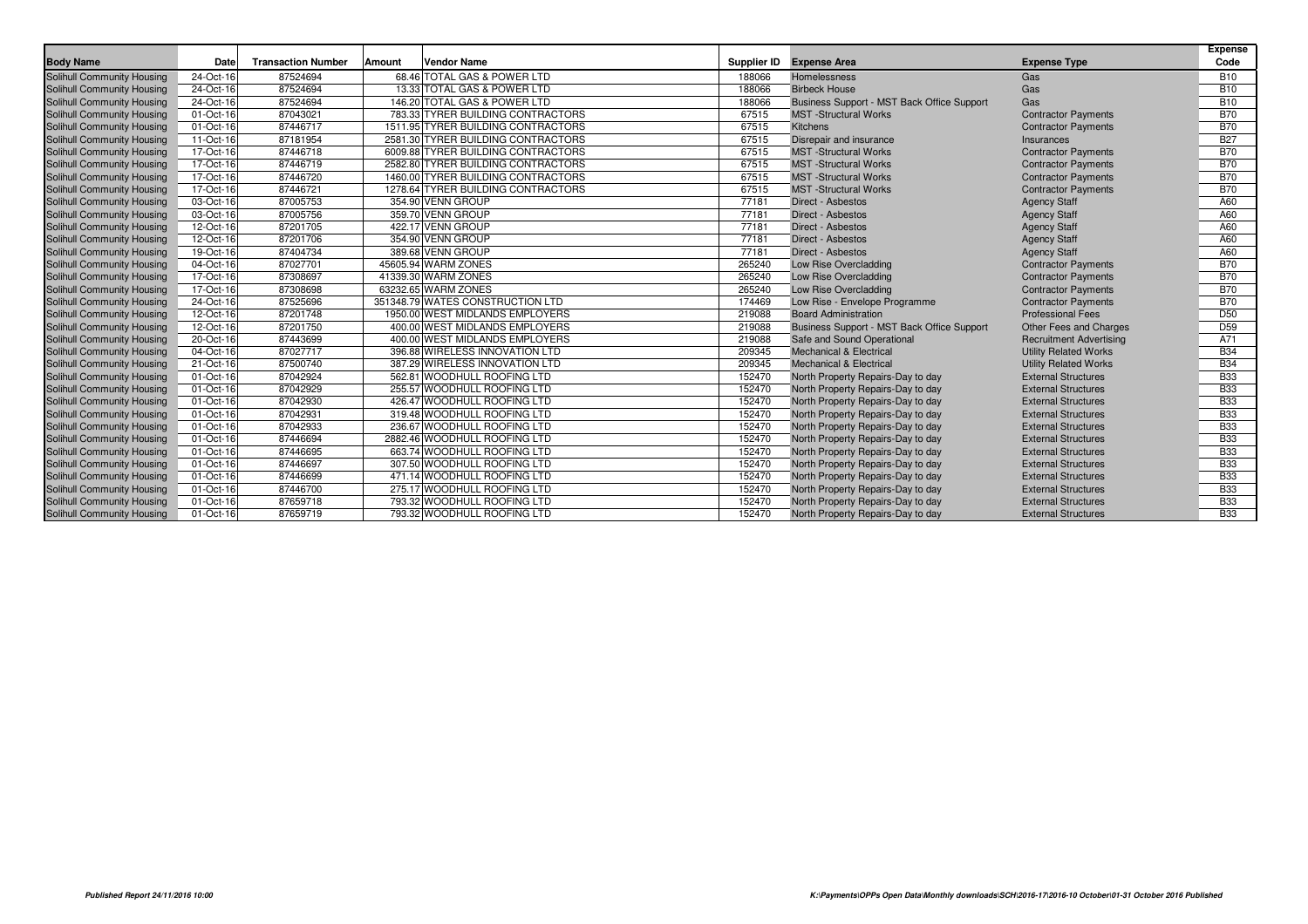| Body Name | Date | Transaction Number | Amount | Vendor Name | Supplier ID | Expense Area | Expense Type | Expense Code |
|---|---|---|---|---|---|---|---|---|
| Solihull Community Housing | 24-Oct-16 | 87524694 | 68.46 | TOTAL GAS & POWER LTD | 188066 | Homelessness | Gas | B10 |
| Solihull Community Housing | 24-Oct-16 | 87524694 | 13.33 | TOTAL GAS & POWER LTD | 188066 | Birbeck House | Gas | B10 |
| Solihull Community Housing | 24-Oct-16 | 87524694 | 146.20 | TOTAL GAS & POWER LTD | 188066 | Business Support - MST Back Office Support | Gas | B10 |
| Solihull Community Housing | 01-Oct-16 | 87043021 | 783.33 | TYRER BUILDING CONTRACTORS | 67515 | MST -Structural Works | Contractor Payments | B70 |
| Solihull Community Housing | 01-Oct-16 | 87446717 | 1511.95 | TYRER BUILDING CONTRACTORS | 67515 | Kitchens | Contractor Payments | B70 |
| Solihull Community Housing | 11-Oct-16 | 87181954 | 2581.30 | TYRER BUILDING CONTRACTORS | 67515 | Disrepair and insurance | Insurances | B27 |
| Solihull Community Housing | 17-Oct-16 | 87446718 | 6009.88 | TYRER BUILDING CONTRACTORS | 67515 | MST -Structural Works | Contractor Payments | B70 |
| Solihull Community Housing | 17-Oct-16 | 87446719 | 2582.80 | TYRER BUILDING CONTRACTORS | 67515 | MST -Structural Works | Contractor Payments | B70 |
| Solihull Community Housing | 17-Oct-16 | 87446720 | 1460.00 | TYRER BUILDING CONTRACTORS | 67515 | MST -Structural Works | Contractor Payments | B70 |
| Solihull Community Housing | 17-Oct-16 | 87446721 | 1278.64 | TYRER BUILDING CONTRACTORS | 67515 | MST -Structural Works | Contractor Payments | B70 |
| Solihull Community Housing | 03-Oct-16 | 87005753 | 354.90 | VENN GROUP | 77181 | Direct - Asbestos | Agency Staff | A60 |
| Solihull Community Housing | 03-Oct-16 | 87005756 | 359.70 | VENN GROUP | 77181 | Direct - Asbestos | Agency Staff | A60 |
| Solihull Community Housing | 12-Oct-16 | 87201705 | 422.17 | VENN GROUP | 77181 | Direct - Asbestos | Agency Staff | A60 |
| Solihull Community Housing | 12-Oct-16 | 87201706 | 354.90 | VENN GROUP | 77181 | Direct - Asbestos | Agency Staff | A60 |
| Solihull Community Housing | 19-Oct-16 | 87404734 | 389.68 | VENN GROUP | 77181 | Direct - Asbestos | Agency Staff | A60 |
| Solihull Community Housing | 04-Oct-16 | 87027701 | 45605.94 | WARM ZONES | 265240 | Low Rise Overcladding | Contractor Payments | B70 |
| Solihull Community Housing | 17-Oct-16 | 87308697 | 41339.30 | WARM ZONES | 265240 | Low Rise Overcladding | Contractor Payments | B70 |
| Solihull Community Housing | 17-Oct-16 | 87308698 | 63232.65 | WARM ZONES | 265240 | Low Rise Overcladding | Contractor Payments | B70 |
| Solihull Community Housing | 24-Oct-16 | 87525696 | 351348.79 | WATES CONSTRUCTION LTD | 174469 | Low Rise - Envelope Programme | Contractor Payments | B70 |
| Solihull Community Housing | 12-Oct-16 | 87201748 | 1950.00 | WEST MIDLANDS EMPLOYERS | 219088 | Board Administration | Professional Fees | D50 |
| Solihull Community Housing | 12-Oct-16 | 87201750 | 400.00 | WEST MIDLANDS EMPLOYERS | 219088 | Business Support - MST Back Office Support | Other Fees and Charges | D59 |
| Solihull Community Housing | 20-Oct-16 | 87443699 | 400.00 | WEST MIDLANDS EMPLOYERS | 219088 | Safe and Sound Operational | Recruitment Advertising | A71 |
| Solihull Community Housing | 04-Oct-16 | 87027717 | 396.88 | WIRELESS INNOVATION LTD | 209345 | Mechanical & Electrical | Utility Related Works | B34 |
| Solihull Community Housing | 21-Oct-16 | 87500740 | 387.29 | WIRELESS INNOVATION LTD | 209345 | Mechanical & Electrical | Utility Related Works | B34 |
| Solihull Community Housing | 01-Oct-16 | 87042924 | 562.81 | WOODHULL ROOFING LTD | 152470 | North Property Repairs-Day to day | External Structures | B33 |
| Solihull Community Housing | 01-Oct-16 | 87042929 | 255.57 | WOODHULL ROOFING LTD | 152470 | North Property Repairs-Day to day | External Structures | B33 |
| Solihull Community Housing | 01-Oct-16 | 87042930 | 426.47 | WOODHULL ROOFING LTD | 152470 | North Property Repairs-Day to day | External Structures | B33 |
| Solihull Community Housing | 01-Oct-16 | 87042931 | 319.48 | WOODHULL ROOFING LTD | 152470 | North Property Repairs-Day to day | External Structures | B33 |
| Solihull Community Housing | 01-Oct-16 | 87042933 | 236.67 | WOODHULL ROOFING LTD | 152470 | North Property Repairs-Day to day | External Structures | B33 |
| Solihull Community Housing | 01-Oct-16 | 87446694 | 2882.46 | WOODHULL ROOFING LTD | 152470 | North Property Repairs-Day to day | External Structures | B33 |
| Solihull Community Housing | 01-Oct-16 | 87446695 | 663.74 | WOODHULL ROOFING LTD | 152470 | North Property Repairs-Day to day | External Structures | B33 |
| Solihull Community Housing | 01-Oct-16 | 87446697 | 307.50 | WOODHULL ROOFING LTD | 152470 | North Property Repairs-Day to day | External Structures | B33 |
| Solihull Community Housing | 01-Oct-16 | 87446699 | 471.14 | WOODHULL ROOFING LTD | 152470 | North Property Repairs-Day to day | External Structures | B33 |
| Solihull Community Housing | 01-Oct-16 | 87446700 | 275.17 | WOODHULL ROOFING LTD | 152470 | North Property Repairs-Day to day | External Structures | B33 |
| Solihull Community Housing | 01-Oct-16 | 87659718 | 793.32 | WOODHULL ROOFING LTD | 152470 | North Property Repairs-Day to day | External Structures | B33 |
| Solihull Community Housing | 01-Oct-16 | 87659719 | 793.32 | WOODHULL ROOFING LTD | 152470 | North Property Repairs-Day to day | External Structures | B33 |

*Published Report 24/11/2016 10:00*

*K:\Payments\OPPs Open Data\Monthly downloads\SCH\2016-17\2016-10 October\01-31 October 2016 Published*